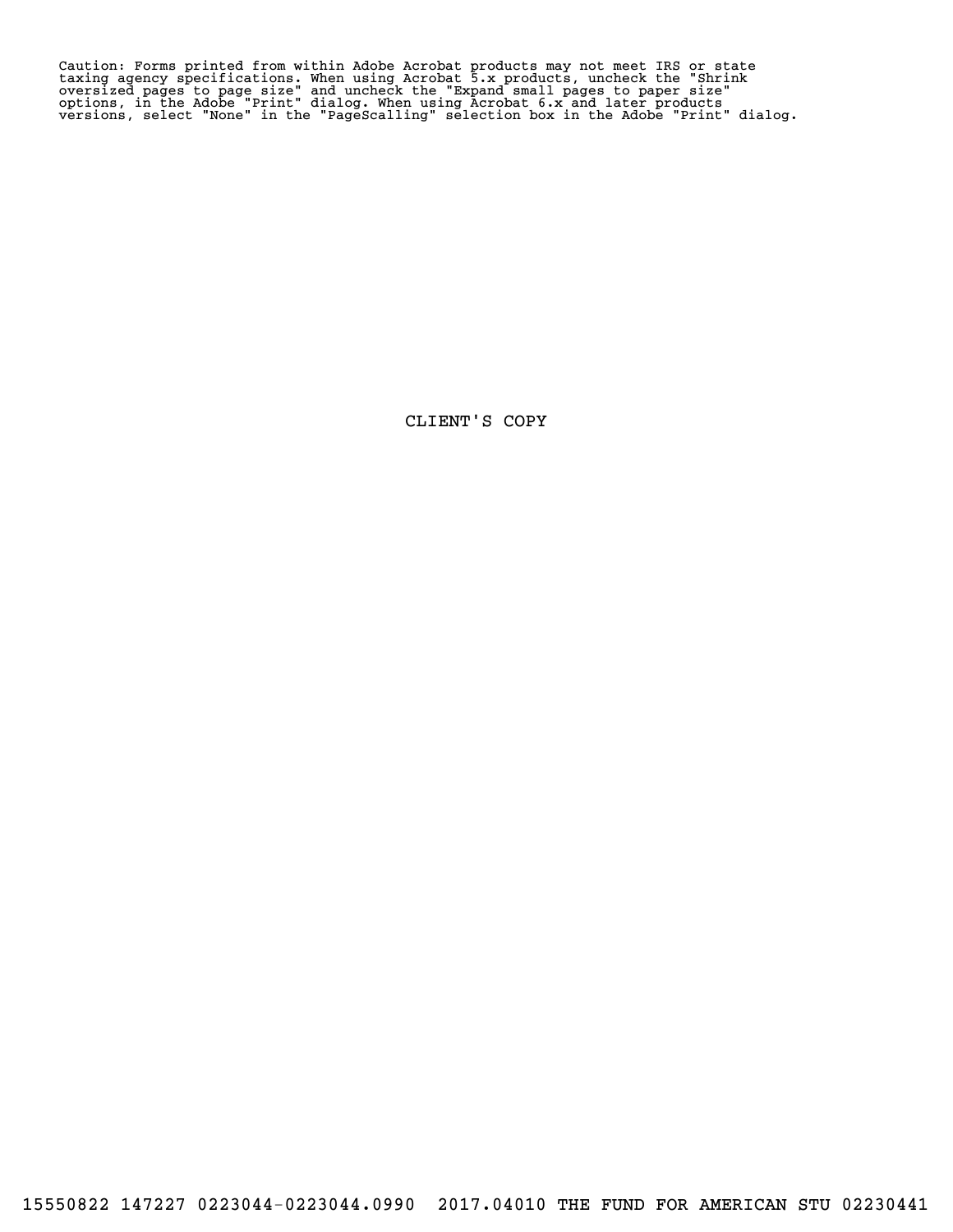Caution: Forms printed from within Adobe Acrobat products may not meet IRS or state taxing agency specifications. When using Acrobat 5.x products, uncheck the "Shrink oversized pages to page size" and uncheck the "Expand small pages to paper size" options, in the Adobe "Print" dialog. When using Acrobat 6.x and later products versions, select "None" in the "PageScalling" selection box in the Adobe "Print" dialog.

CLIENT'S COPY

15550822 147227 0223044-0223044.0990 2017.04010 THE FUND FOR AMERICAN STU 02230441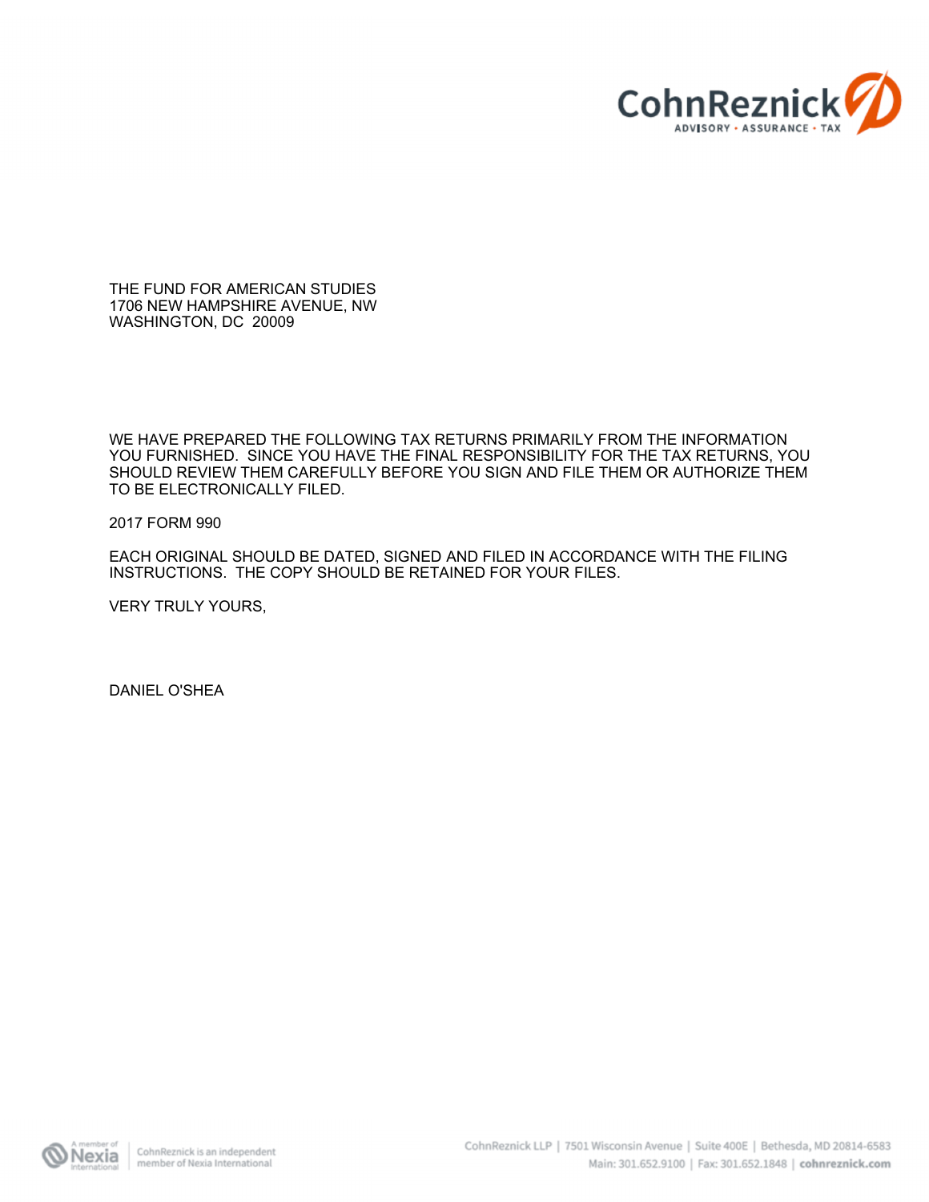THE FUND FOR AMERICAN STUDIES
1706 NEW HAMPSHIRE AVENUE, NW
WASHINGTON, DC 20009

WE HAVE PREPARED THE FOLLOWING TAX RETURNS PRIMARILY FROM THE INFORMATION YOU FURNISHED. SINCE YOU HAVE THE FINAL RESPONSIBILITY FOR THE TAX RETURNS, YOU SHOULD REVIEW THEM CAREFULLY BEFORE YOU SIGN AND FILE THEM OR AUTHORIZE THEM TO BE ELECTRONICALLY FILED.

2017 FORM 990

EACH ORIGINAL SHOULD BE DATED, SIGNED AND FILED IN ACCORDANCE WITH THE FILING INSTRUCTIONS. THE COPY SHOULD BE RETAINED FOR YOUR FILES.

VERY TRULY YOURS,

DANIEL O'SHEA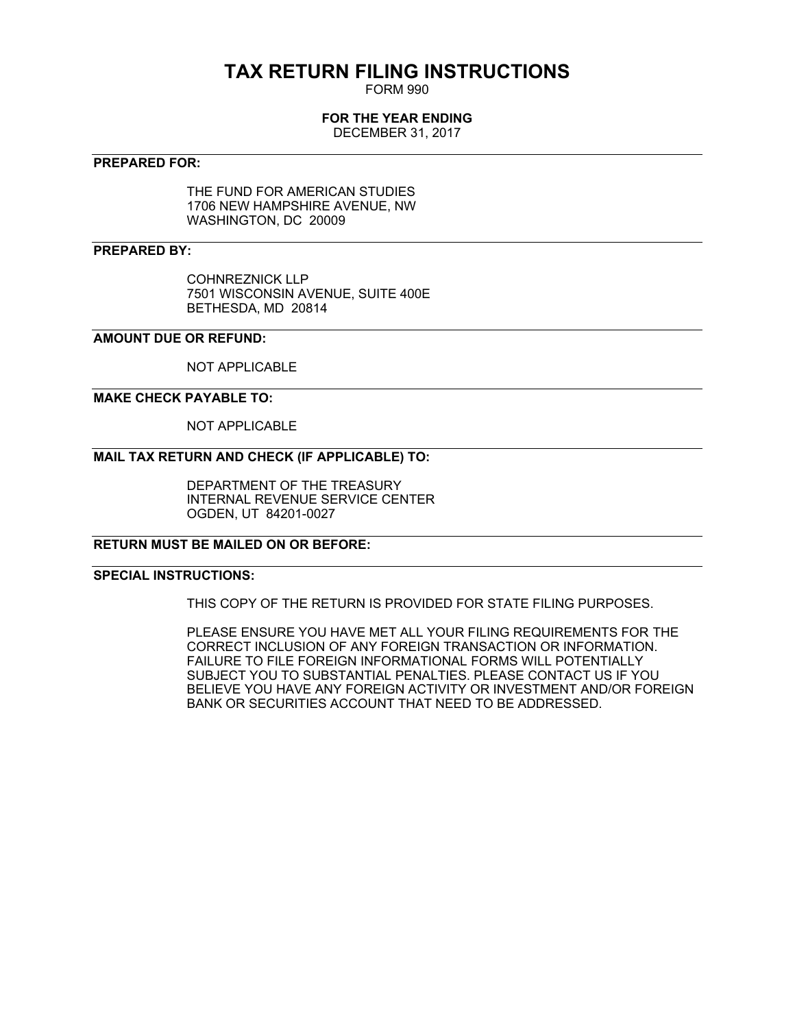# TAX RETURN FILING INSTRUCTIONS

FORM 990

**FOR THE YEAR ENDING**

DECEMBER 31, 2017

---

**PREPARED FOR:**

THE FUND FOR AMERICAN STUDIES
1706 NEW HAMPSHIRE AVENUE, NW
WASHINGTON, DC 20009

---

**PREPARED BY:**

COHNREZNICK LLP
7501 WISCONSIN AVENUE, SUITE 400E
BETHESDA, MD 20814

---

**AMOUNT DUE OR REFUND:**

NOT APPLICABLE

---

**MAKE CHECK PAYABLE TO:**

NOT APPLICABLE

---

**MAIL TAX RETURN AND CHECK (IF APPLICABLE) TO:**

DEPARTMENT OF THE TREASURY
INTERNAL REVENUE SERVICE CENTER
OGDEN, UT 84201-0027

---

**RETURN MUST BE MAILED ON OR BEFORE:**

---

**SPECIAL INSTRUCTIONS:**

THIS COPY OF THE RETURN IS PROVIDED FOR STATE FILING PURPOSES.

PLEASE ENSURE YOU HAVE MET ALL YOUR FILING REQUIREMENTS FOR THE CORRECT INCLUSION OF ANY FOREIGN TRANSACTION OR INFORMATION. FAILURE TO FILE FOREIGN INFORMATIONAL FORMS WILL POTENTIALLY SUBJECT YOU TO SUBSTANTIAL PENALTIES. PLEASE CONTACT US IF YOU BELIEVE YOU HAVE ANY FOREIGN ACTIVITY OR INVESTMENT AND/OR FOREIGN BANK OR SECURITIES ACCOUNT THAT NEED TO BE ADDRESSED.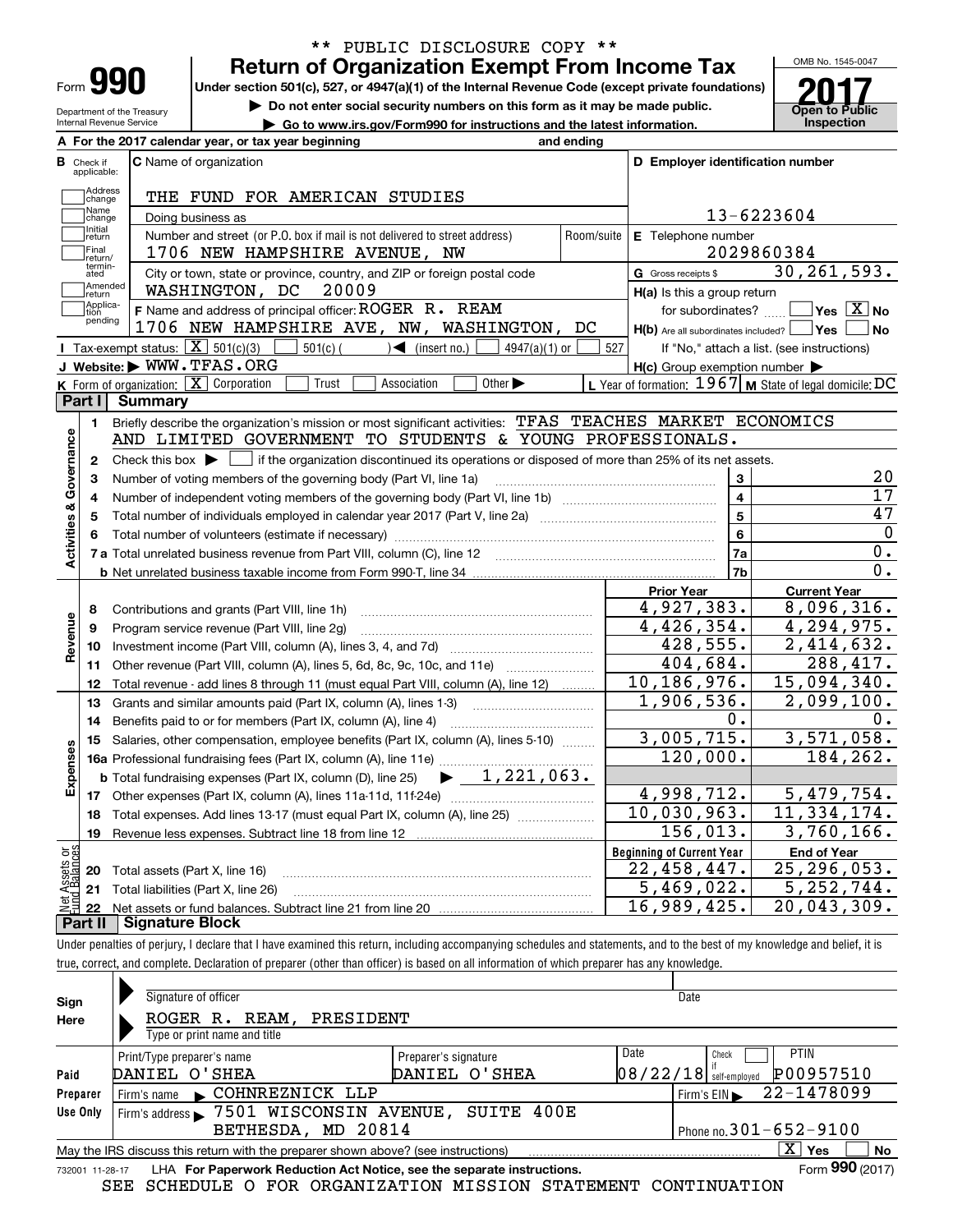\*\* PUBLIC DISCLOSURE COPY \*\*

# Form 990 — Return of Organization Exempt From Income Tax (2017)

Under section 501(c), 527, or 4947(a)(1) of the Internal Revenue Code (except private foundations)

▶ Do not enter social security numbers on this form as it may be made public.

▶ Go to www.irs.gov/Form990 for instructions and the latest information.

OMB No. 1545-0047 | Open to Public Inspection

Department of the Treasury, Internal Revenue Service

**A** For the 2017 calendar year, or tax year beginning and ending

**B** Check if applicable: Address change / Name change / Initial return / Final return/terminated / Amended return / Application pending

**C** Name of organization: THE FUND FOR AMERICAN STUDIES

Doing business as

Number and street (or P.O. box if mail is not delivered to street address): 1706 NEW HAMPSHIRE AVENUE, NW — Room/suite

City or town, state or province, country, and ZIP or foreign postal code: WASHINGTON, DC 20009

**D** Employer identification number: 13-6223604

**E** Telephone number: 2029860384

**G** Gross receipts $ 30,261,593.

**F** Name and address of principal officer: ROGER R. REAM, 1706 NEW HAMPSHIRE AVE, NW, WASHINGTON, DC

**H(a)** Is this a group return for subordinates? Yes [ ] No [X]

**H(b)** Are all subordinates included? Yes [ ] No [ ] — If "No," attach a list. (see instructions)

**H(c)** Group exemption number ▶

**I** Tax-exempt status: [X] 501(c)(3) [ ] 501(c) ( ) ◀ (insert no.) [ ] 4947(a)(1) or [ ] 527

**J** Website: ▶ WWW.TFAS.ORG

**K** Form of organization: [X] Corporation [ ] Trust [ ] Association [ ] Other ▶

**L** Year of formation: 1967 **M** State of legal domicile: DC

## Part I Summary

**Activities & Governance**

1. Briefly describe the organization's mission or most significant activities: TFAS TEACHES MARKET ECONOMICS AND LIMITED GOVERNMENT TO STUDENTS & YOUNG PROFESSIONALS.
2. Check this box ▶ [ ] if the organization discontinued its operations or disposed of more than 25% of its net assets.

| Line | Description | No. | Value |
|---|---|---|---|
| 3 | Number of voting members of the governing body (Part VI, line 1a) | 3 | 20 |
| 4 | Number of independent voting members of the governing body (Part VI, line 1b) | 4 | 17 |
| 5 | Total number of individuals employed in calendar year 2017 (Part V, line 2a) | 5 | 47 |
| 6 | Total number of volunteers (estimate if necessary) | 6 | 0 |
| 7a | Total unrelated business revenue from Part VIII, column (C), line 12 | 7a | 0. |
| 7b | Net unrelated business taxable income from Form 990-T, line 34 | 7b | 0. |

| Line | Description | Prior Year | Current Year |
|---|---|---|---|
| **Revenue** | | | |
| 8 | Contributions and grants (Part VIII, line 1h) | 4,927,383. | 8,096,316. |
| 9 | Program service revenue (Part VIII, line 2g) | 4,426,354. | 4,294,975. |
| 10 | Investment income (Part VIII, column (A), lines 3, 4, and 7d) | 428,555. | 2,414,632. |
| 11 | Other revenue (Part VIII, column (A), lines 5, 6d, 8c, 9c, 10c, and 11e) | 404,684. | 288,417. |
| 12 | Total revenue - add lines 8 through 11 (must equal Part VIII, column (A), line 12) | 10,186,976. | 15,094,340. |
| **Expenses** | | | |
| 13 | Grants and similar amounts paid (Part IX, column (A), lines 1-3) | 1,906,536. | 2,099,100. |
| 14 | Benefits paid to or for members (Part IX, column (A), line 4) | 0. | 0. |
| 15 | Salaries, other compensation, employee benefits (Part IX, column (A), lines 5-10) | 3,005,715. | 3,571,058. |
| 16a | Professional fundraising fees (Part IX, column (A), line 11e) | 120,000. | 184,262. |
| b | Total fundraising expenses (Part IX, column (D), line 25) ▶ 1,221,063. | | |
| 17 | Other expenses (Part IX, column (A), lines 11a-11d, 11f-24e) | 4,998,712. | 5,479,754. |
| 18 | Total expenses. Add lines 13-17 (must equal Part IX, column (A), line 25) | 10,030,963. | 11,334,174. |
| 19 | Revenue less expenses. Subtract line 18 from line 12 | 156,013. | 3,760,166. |

| Line | Net Assets or Fund Balances | Beginning of Current Year | End of Year |
|---|---|---|---|
| 20 | Total assets (Part X, line 16) | 22,458,447. | 25,296,053. |
| 21 | Total liabilities (Part X, line 26) | 5,469,022. | 5,252,744. |
| 22 | Net assets or fund balances. Subtract line 21 from line 20 | 16,989,425. | 20,043,309. |

## Part II Signature Block

Under penalties of perjury, I declare that I have examined this return, including accompanying schedules and statements, and to the best of my knowledge and belief, it is true, correct, and complete. Declaration of preparer (other than officer) is based on all information of which preparer has any knowledge.

**Sign Here**

Signature of officer — Date

ROGER R. REAM, PRESIDENT

Type or print name and title

**Paid Preparer Use Only**

| Print/Type preparer's name | Preparer's signature | Date | Check if self-employed | PTIN |
|---|---|---|---|---|
| DANIEL O'SHEA | DANIEL O'SHEA | 08/22/18 | [ ] | P00957510 |

Firm's name ▶ COHNREZNICK LLP — Firm's EIN ▶ 22-1478099

Firm's address ▶ 7501 WISCONSIN AVENUE, SUITE 400E, BETHESDA, MD 20814 — Phone no. 301-652-9100

May the IRS discuss this return with the preparer shown above? (see instructions) [X] Yes [ ] No

732001 11-28-17 LHA For Paperwork Reduction Act Notice, see the separate instructions. Form **990** (2017)

SEE SCHEDULE O FOR ORGANIZATION MISSION STATEMENT CONTINUATION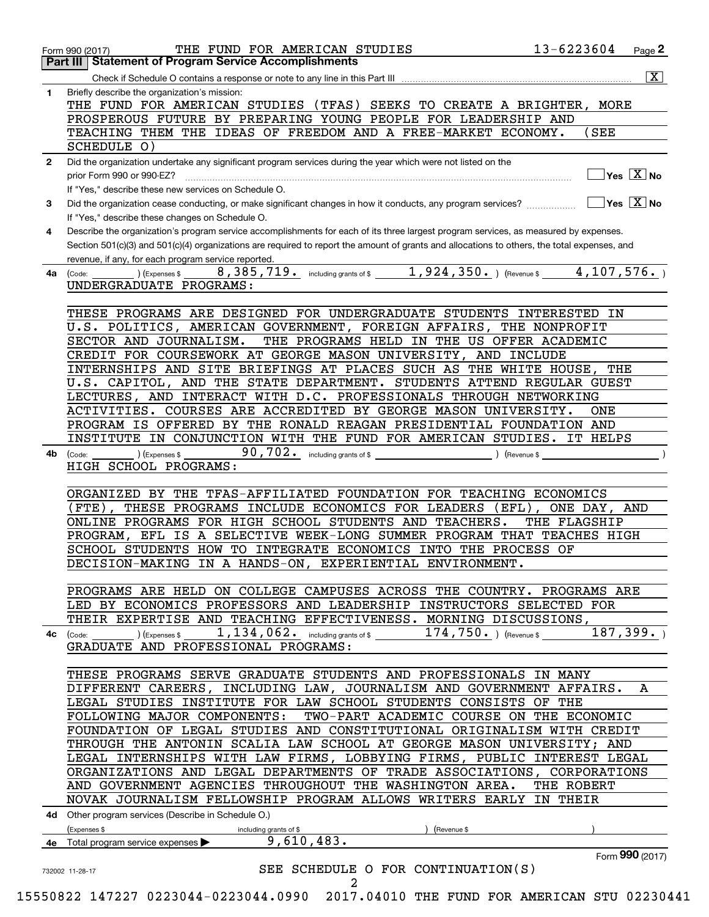Form 990 (2017) THE FUND FOR AMERICAN STUDIES 13-6223604 Page 2

## Part III Statement of Program Service Accomplishments

Check if Schedule O contains a response or note to any line in this Part III [X]

**1** Briefly describe the organization's mission:

THE FUND FOR AMERICAN STUDIES (TFAS) SEEKS TO CREATE A BRIGHTER, MORE PROSPEROUS FUTURE BY PREPARING YOUNG PEOPLE FOR LEADERSHIP AND TEACHING THEM THE IDEAS OF FREEDOM AND A FREE-MARKET ECONOMY. (SEE SCHEDULE O)

**2** Did the organization undertake any significant program services during the year which were not listed on the prior Form 990 or 990-EZ? Yes [ ] No [X]

If "Yes," describe these new services on Schedule O.

**3** Did the organization cease conducting, or make significant changes in how it conducts, any program services? Yes [ ] No [X]

If "Yes," describe these changes on Schedule O.

**4** Describe the organization's program service accomplishments for each of its three largest program services, as measured by expenses. Section 501(c)(3) and 501(c)(4) organizations are required to report the amount of grants and allocations to others, the total expenses, and revenue, if any, for each program service reported.

**4a** (Code: ) (Expenses $ 8,385,719. including grants of $ 1,924,350. ) (Revenue $ 4,107,576. )

UNDERGRADUATE PROGRAMS:

THESE PROGRAMS ARE DESIGNED FOR UNDERGRADUATE STUDENTS INTERESTED IN U.S. POLITICS, AMERICAN GOVERNMENT, FOREIGN AFFAIRS, THE NONPROFIT SECTOR AND JOURNALISM. THE PROGRAMS HELD IN THE US OFFER ACADEMIC CREDIT FOR COURSEWORK AT GEORGE MASON UNIVERSITY, AND INCLUDE INTERNSHIPS AND SITE BRIEFINGS AT PLACES SUCH AS THE WHITE HOUSE, THE U.S. CAPITOL, AND THE STATE DEPARTMENT. STUDENTS ATTEND REGULAR GUEST LECTURES, AND INTERACT WITH D.C. PROFESSIONALS THROUGH NETWORKING ACTIVITIES. COURSES ARE ACCREDITED BY GEORGE MASON UNIVERSITY. ONE PROGRAM IS OFFERED BY THE RONALD REAGAN PRESIDENTIAL FOUNDATION AND INSTITUTE IN CONJUNCTION WITH THE FUND FOR AMERICAN STUDIES. IT HELPS

**4b** (Code: ) (Expenses $ 90,702. including grants of $ ) (Revenue $ )

HIGH SCHOOL PROGRAMS:

ORGANIZED BY THE TFAS-AFFILIATED FOUNDATION FOR TEACHING ECONOMICS (FTE), THESE PROGRAMS INCLUDE ECONOMICS FOR LEADERS (EFL), ONE DAY, AND ONLINE PROGRAMS FOR HIGH SCHOOL STUDENTS AND TEACHERS. THE FLAGSHIP PROGRAM, EFL IS A SELECTIVE WEEK-LONG SUMMER PROGRAM THAT TEACHES HIGH SCHOOL STUDENTS HOW TO INTEGRATE ECONOMICS INTO THE PROCESS OF DECISION-MAKING IN A HANDS-ON, EXPERIENTIAL ENVIRONMENT.

PROGRAMS ARE HELD ON COLLEGE CAMPUSES ACROSS THE COUNTRY. PROGRAMS ARE LED BY ECONOMICS PROFESSORS AND LEADERSHIP INSTRUCTORS SELECTED FOR THEIR EXPERTISE AND TEACHING EFFECTIVENESS. MORNING DISCUSSIONS,

**4c** (Code: ) (Expenses $ 1,134,062. including grants of $ 174,750. ) (Revenue $ 187,399. )

GRADUATE AND PROFESSIONAL PROGRAMS:

THESE PROGRAMS SERVE GRADUATE STUDENTS AND PROFESSIONALS IN MANY DIFFERENT CAREERS, INCLUDING LAW, JOURNALISM AND GOVERNMENT AFFAIRS. A LEGAL STUDIES INSTITUTE FOR LAW SCHOOL STUDENTS CONSISTS OF THE FOLLOWING MAJOR COMPONENTS: TWO-PART ACADEMIC COURSE ON THE ECONOMIC FOUNDATION OF LEGAL STUDIES AND CONSTITUTIONAL ORIGINALISM WITH CREDIT THROUGH THE ANTONIN SCALIA LAW SCHOOL AT GEORGE MASON UNIVERSITY; AND LEGAL INTERNSHIPS WITH LAW FIRMS, LOBBYING FIRMS, PUBLIC INTEREST LEGAL ORGANIZATIONS AND LEGAL DEPARTMENTS OF TRADE ASSOCIATIONS, CORPORATIONS AND GOVERNMENT AGENCIES THROUGHOUT THE WASHINGTON AREA. THE ROBERT NOVAK JOURNALISM FELLOWSHIP PROGRAM ALLOWS WRITERS EARLY IN THEIR

**4d** Other program services (Describe in Schedule O.)

(Expenses $ including grants of $ ) (Revenue $ )

**4e** Total program service expenses ▶ 9,610,483.

Form **990** (2017)

732002 11-28-17

SEE SCHEDULE O FOR CONTINUATION(S)

15550822 147227 0223044-0223044.0990 2017.04010 THE FUND FOR AMERICAN STU 02230441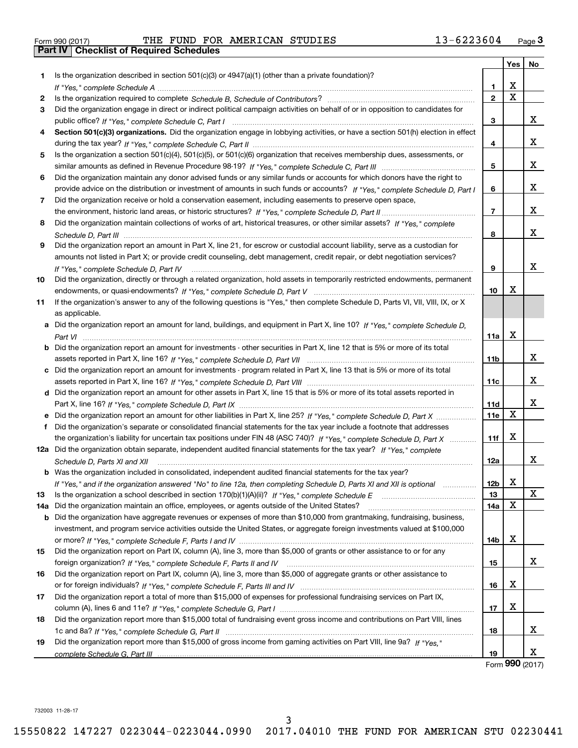Form 990 (2017) THE FUND FOR AMERICAN STUDIES 13-6223604 Page 3

## Part IV Checklist of Required Schedules

| | | | Yes | No |
|---|---|---|---|---|
| 1 | Is the organization described in section 501(c)(3) or 4947(a)(1) (other than a private foundation)? *If "Yes," complete Schedule A* | 1 | X | |
| 2 | Is the organization required to complete *Schedule B, Schedule of Contributors*? | 2 | X | |
| 3 | Did the organization engage in direct or indirect political campaign activities on behalf of or in opposition to candidates for public office? *If "Yes," complete Schedule C, Part I* | 3 | | X |
| 4 | **Section 501(c)(3) organizations.** Did the organization engage in lobbying activities, or have a section 501(h) election in effect during the tax year? *If "Yes," complete Schedule C, Part II* | 4 | | X |
| 5 | Is the organization a section 501(c)(4), 501(c)(5), or 501(c)(6) organization that receives membership dues, assessments, or similar amounts as defined in Revenue Procedure 98-19? *If "Yes," complete Schedule C, Part III* | 5 | | X |
| 6 | Did the organization maintain any donor advised funds or any similar funds or accounts for which donors have the right to provide advice on the distribution or investment of amounts in such funds or accounts? *If "Yes," complete Schedule D, Part I* | 6 | | X |
| 7 | Did the organization receive or hold a conservation easement, including easements to preserve open space, the environment, historic land areas, or historic structures? *If "Yes," complete Schedule D, Part II* | 7 | | X |
| 8 | Did the organization maintain collections of works of art, historical treasures, or other similar assets? *If "Yes," complete Schedule D, Part III* | 8 | | X |
| 9 | Did the organization report an amount in Part X, line 21, for escrow or custodial account liability, serve as a custodian for amounts not listed in Part X; or provide credit counseling, debt management, credit repair, or debt negotiation services? *If "Yes," complete Schedule D, Part IV* | 9 | | X |
| 10 | Did the organization, directly or through a related organization, hold assets in temporarily restricted endowments, permanent endowments, or quasi-endowments? *If "Yes," complete Schedule D, Part V* | 10 | X | |
| 11 | If the organization's answer to any of the following questions is "Yes," then complete Schedule D, Parts VI, VII, VIII, IX, or X as applicable. | | | |
| a | Did the organization report an amount for land, buildings, and equipment in Part X, line 10? *If "Yes," complete Schedule D, Part VI* | 11a | X | |
| b | Did the organization report an amount for investments - other securities in Part X, line 12 that is 5% or more of its total assets reported in Part X, line 16? *If "Yes," complete Schedule D, Part VII* | 11b | | X |
| c | Did the organization report an amount for investments - program related in Part X, line 13 that is 5% or more of its total assets reported in Part X, line 16? *If "Yes," complete Schedule D, Part VIII* | 11c | | X |
| d | Did the organization report an amount for other assets in Part X, line 15 that is 5% or more of its total assets reported in Part X, line 16? *If "Yes," complete Schedule D, Part IX* | 11d | | X |
| e | Did the organization report an amount for other liabilities in Part X, line 25? *If "Yes," complete Schedule D, Part X* | 11e | X | |
| f | Did the organization's separate or consolidated financial statements for the tax year include a footnote that addresses the organization's liability for uncertain tax positions under FIN 48 (ASC 740)? *If "Yes," complete Schedule D, Part X* | 11f | X | |
| 12a | Did the organization obtain separate, independent audited financial statements for the tax year? *If "Yes," complete Schedule D, Parts XI and XII* | 12a | | X |
| b | Was the organization included in consolidated, independent audited financial statements for the tax year? *If "Yes," and if the organization answered "No" to line 12a, then completing Schedule D, Parts XI and XII is optional* | 12b | X | |
| 13 | Is the organization a school described in section 170(b)(1)(A)(ii)? *If "Yes," complete Schedule E* | 13 | | X |
| 14a | Did the organization maintain an office, employees, or agents outside of the United States? | 14a | X | |
| b | Did the organization have aggregate revenues or expenses of more than $10,000 from grantmaking, fundraising, business, investment, and program service activities outside the United States, or aggregate foreign investments valued at $100,000 or more? *If "Yes," complete Schedule F, Parts I and IV* | 14b | X | |
| 15 | Did the organization report on Part IX, column (A), line 3, more than $5,000 of grants or other assistance to or for any foreign organization? *If "Yes," complete Schedule F, Parts II and IV* | 15 | | X |
| 16 | Did the organization report on Part IX, column (A), line 3, more than $5,000 of aggregate grants or other assistance to or for foreign individuals? *If "Yes," complete Schedule F, Parts III and IV* | 16 | X | |
| 17 | Did the organization report a total of more than $15,000 of expenses for professional fundraising services on Part IX, column (A), lines 6 and 11e? *If "Yes," complete Schedule G, Part I* | 17 | X | |
| 18 | Did the organization report more than $15,000 total of fundraising event gross income and contributions on Part VIII, lines 1c and 8a? *If "Yes," complete Schedule G, Part II* | 18 | | X |
| 19 | Did the organization report more than $15,000 of gross income from gaming activities on Part VIII, line 9a? *If "Yes," complete Schedule G, Part III* | 19 | | X |

Form **990** (2017)

732003 11-28-17

15550822 147227 0223044-0223044.0990 2017.04010 THE FUND FOR AMERICAN STU 02230441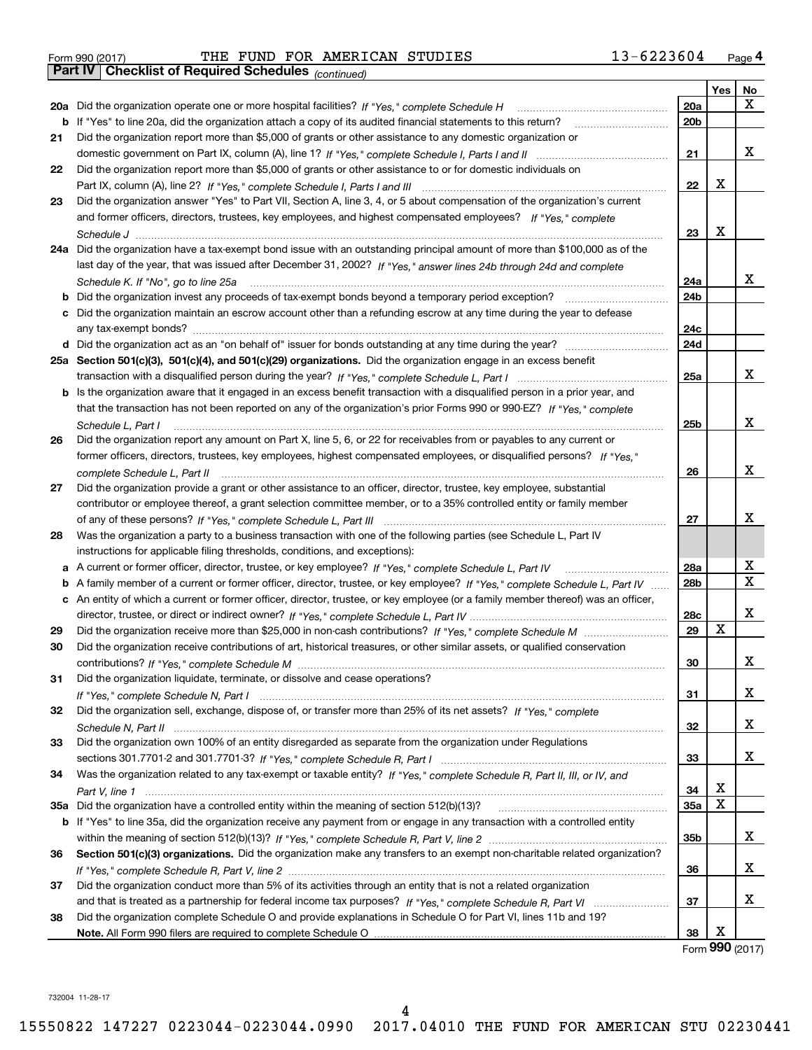Form 990 (2017) THE FUND FOR AMERICAN STUDIES 13-6223604 Page 4

**Part IV | Checklist of Required Schedules** *(continued)*

| | | | Yes | No |
|---|---|---|---|---|
| **20a** | Did the organization operate one or more hospital facilities? *If "Yes," complete Schedule H* | **20a** | | X |
| **b** | If "Yes" to line 20a, did the organization attach a copy of its audited financial statements to this return? | **20b** | | |
| **21** | Did the organization report more than $5,000 of grants or other assistance to any domestic organization or domestic government on Part IX, column (A), line 1? *If "Yes," complete Schedule I, Parts I and II* | **21** | | X |
| **22** | Did the organization report more than $5,000 of grants or other assistance to or for domestic individuals on Part IX, column (A), line 2? *If "Yes," complete Schedule I, Parts I and III* | **22** | X | |
| **23** | Did the organization answer "Yes" to Part VII, Section A, line 3, 4, or 5 about compensation of the organization's current and former officers, directors, trustees, key employees, and highest compensated employees? *If "Yes," complete Schedule J* | **23** | X | |
| **24a** | Did the organization have a tax-exempt bond issue with an outstanding principal amount of more than $100,000 as of the last day of the year, that was issued after December 31, 2002? *If "Yes," answer lines 24b through 24d and complete Schedule K. If "No", go to line 25a* | **24a** | | X |
| **b** | Did the organization invest any proceeds of tax-exempt bonds beyond a temporary period exception? | **24b** | | |
| **c** | Did the organization maintain an escrow account other than a refunding escrow at any time during the year to defease any tax-exempt bonds? | **24c** | | |
| **d** | Did the organization act as an "on behalf of" issuer for bonds outstanding at any time during the year? | **24d** | | |
| **25a** | **Section 501(c)(3), 501(c)(4), and 501(c)(29) organizations.** Did the organization engage in an excess benefit transaction with a disqualified person during the year? *If "Yes," complete Schedule L, Part I* | **25a** | | X |
| **b** | Is the organization aware that it engaged in an excess benefit transaction with a disqualified person in a prior year, and that the transaction has not been reported on any of the organization's prior Forms 990 or 990-EZ? *If "Yes," complete Schedule L, Part I* | **25b** | | X |
| **26** | Did the organization report any amount on Part X, line 5, 6, or 22 for receivables from or payables to any current or former officers, directors, trustees, key employees, highest compensated employees, or disqualified persons? *If "Yes," complete Schedule L, Part II* | **26** | | X |
| **27** | Did the organization provide a grant or other assistance to an officer, director, trustee, key employee, substantial contributor or employee thereof, a grant selection committee member, or to a 35% controlled entity or family member of any of these persons? *If "Yes," complete Schedule L, Part III* | **27** | | X |
| **28** | Was the organization a party to a business transaction with one of the following parties (see Schedule L, Part IV instructions for applicable filing thresholds, conditions, and exceptions): | | | |
| **a** | A current or former officer, director, trustee, or key employee? *If "Yes," complete Schedule L, Part IV* | **28a** | | X |
| **b** | A family member of a current or former officer, director, trustee, or key employee? *If "Yes," complete Schedule L, Part IV* | **28b** | | X |
| **c** | An entity of which a current or former officer, director, trustee, or key employee (or a family member thereof) was an officer, director, trustee, or direct or indirect owner? *If "Yes," complete Schedule L, Part IV* | **28c** | | X |
| **29** | Did the organization receive more than $25,000 in non-cash contributions? *If "Yes," complete Schedule M* | **29** | X | |
| **30** | Did the organization receive contributions of art, historical treasures, or other similar assets, or qualified conservation contributions? *If "Yes," complete Schedule M* | **30** | | X |
| **31** | Did the organization liquidate, terminate, or dissolve and cease operations? *If "Yes," complete Schedule N, Part I* | **31** | | X |
| **32** | Did the organization sell, exchange, dispose of, or transfer more than 25% of its net assets? *If "Yes," complete Schedule N, Part II* | **32** | | X |
| **33** | Did the organization own 100% of an entity disregarded as separate from the organization under Regulations sections 301.7701-2 and 301.7701-3? *If "Yes," complete Schedule R, Part I* | **33** | | X |
| **34** | Was the organization related to any tax-exempt or taxable entity? *If "Yes," complete Schedule R, Part II, III, or IV, and Part V, line 1* | **34** | X | |
| **35a** | Did the organization have a controlled entity within the meaning of section 512(b)(13)? | **35a** | X | |
| **b** | If "Yes" to line 35a, did the organization receive any payment from or engage in any transaction with a controlled entity within the meaning of section 512(b)(13)? *If "Yes," complete Schedule R, Part V, line 2* | **35b** | | X |
| **36** | **Section 501(c)(3) organizations.** Did the organization make any transfers to an exempt non-charitable related organization? *If "Yes," complete Schedule R, Part V, line 2* | **36** | | X |
| **37** | Did the organization conduct more than 5% of its activities through an entity that is not a related organization and that is treated as a partnership for federal income tax purposes? *If "Yes," complete Schedule R, Part VI* | **37** | | X |
| **38** | Did the organization complete Schedule O and provide explanations in Schedule O for Part VI, lines 11b and 19? **Note.** All Form 990 filers are required to complete Schedule O | **38** | X | |

Form **990** (2017)

732004 11-28-17

15550822 147227 0223044-0223044.0990 2017.04010 THE FUND FOR AMERICAN STU 02230441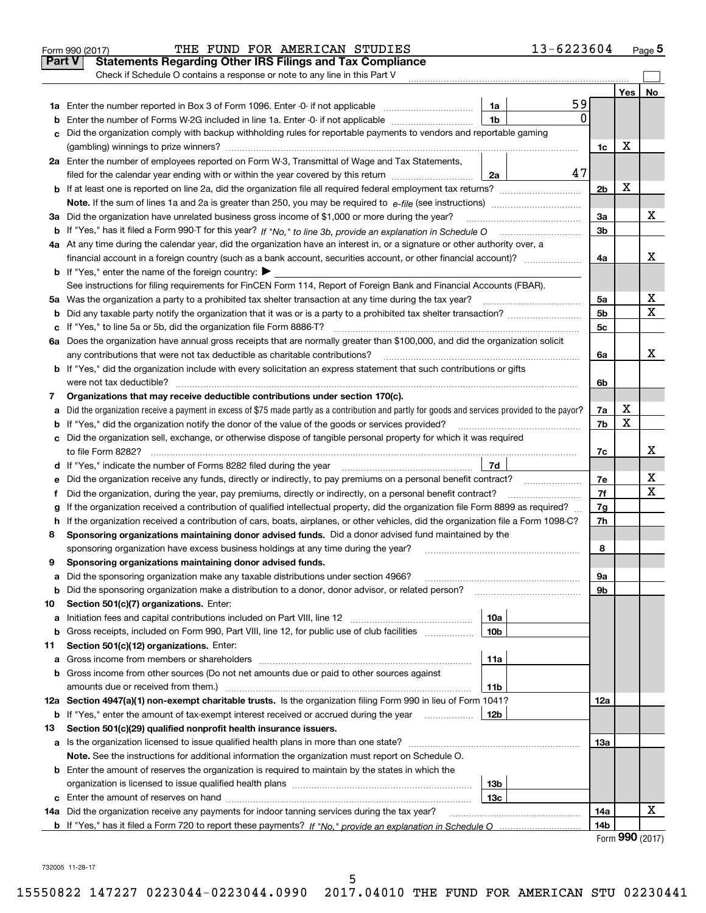Form 990 (2017) THE FUND FOR AMERICAN STUDIES 13-6223604 Page 5

**Part V Statements Regarding Other IRS Filings and Tax Compliance**

Check if Schedule O contains a response or note to any line in this Part V

| | | | | | Yes | No |
|---|---|---|---|---|---|---|
| **1a** | Enter the number reported in Box 3 of Form 1096. Enter -0- if not applicable | 1a | 59 | | | |
| **b** | Enter the number of Forms W-2G included in line 1a. Enter -0- if not applicable | 1b | 0 | | | |
| **c** | Did the organization comply with backup withholding rules for reportable payments to vendors and reportable gaming (gambling) winnings to prize winners? | | | 1c | X | |
| **2a** | Enter the number of employees reported on Form W-3, Transmittal of Wage and Tax Statements, filed for the calendar year ending with or within the year covered by this return | 2a | 47 | | | |
| **b** | If at least one is reported on line 2a, did the organization file all required federal employment tax returns? | | | 2b | X | |
| | **Note.** If the sum of lines 1a and 2a is greater than 250, you may be required to *e-file* (see instructions) | | | | | |
| **3a** | Did the organization have unrelated business gross income of $1,000 or more during the year? | | | 3a | | X |
| **b** | If "Yes," has it filed a Form 990-T for this year? *If "No," to line 3b, provide an explanation in Schedule O* | | | 3b | | |
| **4a** | At any time during the calendar year, did the organization have an interest in, or a signature or other authority over, a financial account in a foreign country (such as a bank account, securities account, or other financial account)? | | | 4a | | X |
| **b** | If "Yes," enter the name of the foreign country: ▶ | | | | | |
| | See instructions for filing requirements for FinCEN Form 114, Report of Foreign Bank and Financial Accounts (FBAR). | | | | | |
| **5a** | Was the organization a party to a prohibited tax shelter transaction at any time during the tax year? | | | 5a | | X |
| **b** | Did any taxable party notify the organization that it was or is a party to a prohibited tax shelter transaction? | | | 5b | | X |
| **c** | If "Yes," to line 5a or 5b, did the organization file Form 8886-T? | | | 5c | | |
| **6a** | Does the organization have annual gross receipts that are normally greater than $100,000, and did the organization solicit any contributions that were not tax deductible as charitable contributions? | | | 6a | | X |
| **b** | If "Yes," did the organization include with every solicitation an express statement that such contributions or gifts were not tax deductible? | | | 6b | | |
| **7** | **Organizations that may receive deductible contributions under section 170(c).** | | | | | |
| **a** | Did the organization receive a payment in excess of $75 made partly as a contribution and partly for goods and services provided to the payor? | | | 7a | X | |
| **b** | If "Yes," did the organization notify the donor of the value of the goods or services provided? | | | 7b | X | |
| **c** | Did the organization sell, exchange, or otherwise dispose of tangible personal property for which it was required to file Form 8282? | | | 7c | | X |
| **d** | If "Yes," indicate the number of Forms 8282 filed during the year | 7d | | | | |
| **e** | Did the organization receive any funds, directly or indirectly, to pay premiums on a personal benefit contract? | | | 7e | | X |
| **f** | Did the organization, during the year, pay premiums, directly or indirectly, on a personal benefit contract? | | | 7f | | X |
| **g** | If the organization received a contribution of qualified intellectual property, did the organization file Form 8899 as required? | | | 7g | | |
| **h** | If the organization received a contribution of cars, boats, airplanes, or other vehicles, did the organization file a Form 1098-C? | | | 7h | | |
| **8** | **Sponsoring organizations maintaining donor advised funds.** Did a donor advised fund maintained by the sponsoring organization have excess business holdings at any time during the year? | | | 8 | | |
| **9** | **Sponsoring organizations maintaining donor advised funds.** | | | | | |
| **a** | Did the sponsoring organization make any taxable distributions under section 4966? | | | 9a | | |
| **b** | Did the sponsoring organization make a distribution to a donor, donor advisor, or related person? | | | 9b | | |
| **10** | **Section 501(c)(7) organizations.** Enter: | | | | | |
| **a** | Initiation fees and capital contributions included on Part VIII, line 12 | 10a | | | | |
| **b** | Gross receipts, included on Form 990, Part VIII, line 12, for public use of club facilities | 10b | | | | |
| **11** | **Section 501(c)(12) organizations.** Enter: | | | | | |
| **a** | Gross income from members or shareholders | 11a | | | | |
| **b** | Gross income from other sources (Do not net amounts due or paid to other sources against amounts due or received from them.) | 11b | | | | |
| **12a** | **Section 4947(a)(1) non-exempt charitable trusts.** Is the organization filing Form 990 in lieu of Form 1041? | | | 12a | | |
| **b** | If "Yes," enter the amount of tax-exempt interest received or accrued during the year | 12b | | | | |
| **13** | **Section 501(c)(29) qualified nonprofit health insurance issuers.** | | | | | |
| **a** | Is the organization licensed to issue qualified health plans in more than one state? | | | 13a | | |
| | **Note.** See the instructions for additional information the organization must report on Schedule O. | | | | | |
| **b** | Enter the amount of reserves the organization is required to maintain by the states in which the organization is licensed to issue qualified health plans | 13b | | | | |
| **c** | Enter the amount of reserves on hand | 13c | | | | |
| **14a** | Did the organization receive any payments for indoor tanning services during the tax year? | | | 14a | | X |
| **b** | If "Yes," has it filed a Form 720 to report these payments? *If "No," provide an explanation in Schedule O* | | | 14b | | |

Form **990** (2017)

732005 11-28-17

15550822 147227 0223044-0223044.0990 2017.04010 THE FUND FOR AMERICAN STU 02230441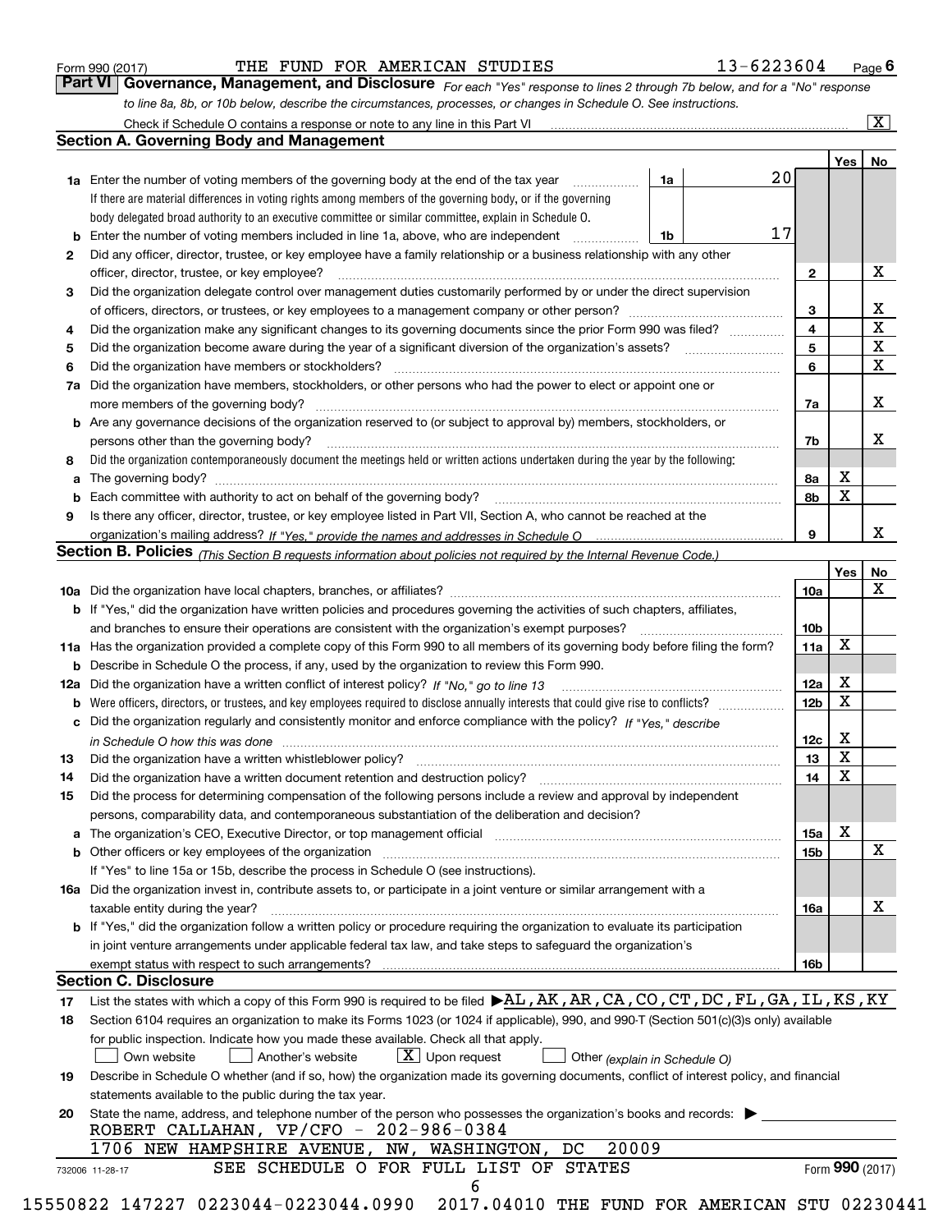Form 990 (2017) THE FUND FOR AMERICAN STUDIES 13-6223604 Page 6

## Part VI Governance, Management, and Disclosure

*For each "Yes" response to lines 2 through 7b below, and for a "No" response to line 8a, 8b, or 10b below, describe the circumstances, processes, or changes in Schedule O. See instructions.*

Check if Schedule O contains a response or note to any line in this Part VI [X]

### Section A. Governing Body and Management

| | | | | Yes | No |
|---|---|---|---|---|---|
| **1a** | Enter the number of voting members of the governing body at the end of the tax year. If there are material differences in voting rights among members of the governing body, or if the governing body delegated broad authority to an executive committee or similar committee, explain in Schedule O. | 1a | 20 | | |
| **b** | Enter the number of voting members included in line 1a, above, who are independent | 1b | 17 | | |
| **2** | Did any officer, director, trustee, or key employee have a family relationship or a business relationship with any other officer, director, trustee, or key employee? | 2 | | | X |
| **3** | Did the organization delegate control over management duties customarily performed by or under the direct supervision of officers, directors, or trustees, or key employees to a management company or other person? | 3 | | | X |
| **4** | Did the organization make any significant changes to its governing documents since the prior Form 990 was filed? | 4 | | | X |
| **5** | Did the organization become aware during the year of a significant diversion of the organization's assets? | 5 | | | X |
| **6** | Did the organization have members or stockholders? | 6 | | | X |
| **7a** | Did the organization have members, stockholders, or other persons who had the power to elect or appoint one or more members of the governing body? | 7a | | | X |
| **b** | Are any governance decisions of the organization reserved to (or subject to approval by) members, stockholders, or persons other than the governing body? | 7b | | | X |
| **8** | Did the organization contemporaneously document the meetings held or written actions undertaken during the year by the following: | | | | |
| **a** | The governing body? | 8a | | X | |
| **b** | Each committee with authority to act on behalf of the governing body? | 8b | | X | |
| **9** | Is there any officer, director, trustee, or key employee listed in Part VII, Section A, who cannot be reached at the organization's mailing address? *If "Yes," provide the names and addresses in Schedule O* | 9 | | | X |

### Section B. Policies *(This Section B requests information about policies not required by the Internal Revenue Code.)*

| | | | Yes | No |
|---|---|---|---|---|
| **10a** | Did the organization have local chapters, branches, or affiliates? | 10a | | X |
| **b** | If "Yes," did the organization have written policies and procedures governing the activities of such chapters, affiliates, and branches to ensure their operations are consistent with the organization's exempt purposes? | 10b | | |
| **11a** | Has the organization provided a complete copy of this Form 990 to all members of its governing body before filing the form? | 11a | X | |
| **b** | Describe in Schedule O the process, if any, used by the organization to review this Form 990. | | | |
| **12a** | Did the organization have a written conflict of interest policy? *If "No," go to line 13* | 12a | X | |
| **b** | Were officers, directors, or trustees, and key employees required to disclose annually interests that could give rise to conflicts? | 12b | X | |
| **c** | Did the organization regularly and consistently monitor and enforce compliance with the policy? *If "Yes," describe in Schedule O how this was done* | 12c | X | |
| **13** | Did the organization have a written whistleblower policy? | 13 | X | |
| **14** | Did the organization have a written document retention and destruction policy? | 14 | X | |
| **15** | Did the process for determining compensation of the following persons include a review and approval by independent persons, comparability data, and contemporaneous substantiation of the deliberation and decision? | | | |
| **a** | The organization's CEO, Executive Director, or top management official | 15a | X | |
| **b** | Other officers or key employees of the organization | 15b | | X |
| | If "Yes" to line 15a or 15b, describe the process in Schedule O (see instructions). | | | |
| **16a** | Did the organization invest in, contribute assets to, or participate in a joint venture or similar arrangement with a taxable entity during the year? | 16a | | X |
| **b** | If "Yes," did the organization follow a written policy or procedure requiring the organization to evaluate its participation in joint venture arrangements under applicable federal tax law, and take steps to safeguard the organization's exempt status with respect to such arrangements? | 16b | | |

### Section C. Disclosure

**17** List the states with which a copy of this Form 990 is required to be filed ▶ AL,AK,AR,CA,CO,CT,DC,FL,GA,IL,KS,KY

**18** Section 6104 requires an organization to make its Forms 1023 (or 1024 if applicable), 990, and 990-T (Section 501(c)(3)s only) available for public inspection. Indicate how you made these available. Check all that apply.

[ ] Own website [ ] Another's website [X] Upon request [ ] Other *(explain in Schedule O)*

**19** Describe in Schedule O whether (and if so, how) the organization made its governing documents, conflict of interest policy, and financial statements available to the public during the tax year.

**20** State the name, address, and telephone number of the person who possesses the organization's books and records: ▶

ROBERT CALLAHAN, VP/CFO - 202-986-0384
1706 NEW HAMPSHIRE AVENUE, NW, WASHINGTON, DC 20009

SEE SCHEDULE O FOR FULL LIST OF STATES

732006 11-28-17 Form **990** (2017)

15550822 147227 0223044-0223044.0990 2017.04010 THE FUND FOR AMERICAN STU 02230441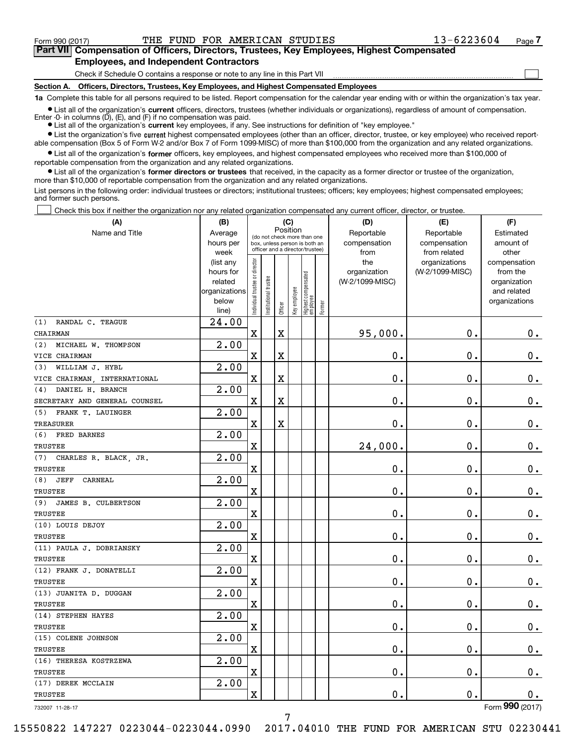Form 990 (2017) THE FUND FOR AMERICAN STUDIES 13-6223604 Page 7

**Part VII Compensation of Officers, Directors, Trustees, Key Employees, Highest Compensated Employees, and Independent Contractors**

Check if Schedule O contains a response or note to any line in this Part VII

**Section A. Officers, Directors, Trustees, Key Employees, and Highest Compensated Employees**

**1a** Complete this table for all persons required to be listed. Report compensation for the calendar year ending with or within the organization's tax year.

- List all of the organization's **current** officers, directors, trustees (whether individuals or organizations), regardless of amount of compensation. Enter -0- in columns (D), (E), and (F) if no compensation was paid.
- List all of the organization's **current** key employees, if any. See instructions for definition of "key employee."
- List the organization's five **current** highest compensated employees (other than an officer, director, trustee, or key employee) who received reportable compensation (Box 5 of Form W-2 and/or Box 7 of Form 1099-MISC) of more than $100,000 from the organization and any related organizations.
- List all of the organization's **former** officers, key employees, and highest compensated employees who received more than $100,000 of reportable compensation from the organization and any related organizations.
- List all of the organization's **former directors or trustees** that received, in the capacity as a former director or trustee of the organization, more than $10,000 of reportable compensation from the organization and any related organizations.

List persons in the following order: individual trustees or directors; institutional trustees; officers; key employees; highest compensated employees; and former such persons.

Check this box if neither the organization nor any related organization compensated any current officer, director, or trustee.

| (A) Name and Title | (B) Average hours per week (list any hours for related organizations below line) | (C) Position: Individual trustee or director | Institutional trustee | Officer | Key employee | Highest compensated employee | Former | (D) Reportable compensation from the organization (W-2/1099-MISC) | (E) Reportable compensation from related organizations (W-2/1099-MISC) | (F) Estimated amount of other compensation from the organization and related organizations |
|---|---|---|---|---|---|---|---|---|---|---|
| (1) RANDAL C. TEAGUE<br>CHAIRMAN | 24.00 | X | | X | | | | 95,000. | 0. | 0. |
| (2) MICHAEL W. THOMPSON<br>VICE CHAIRMAN | 2.00 | X | | X | | | | 0. | 0. | 0. |
| (3) WILLIAM J. HYBL<br>VICE CHAIRMAN, INTERNATIONAL | 2.00 | X | | X | | | | 0. | 0. | 0. |
| (4) DANIEL H. BRANCH<br>SECRETARY AND GENERAL COUNSEL | 2.00 | X | | X | | | | 0. | 0. | 0. |
| (5) FRANK T. LAUINGER<br>TREASURER | 2.00 | X | | X | | | | 0. | 0. | 0. |
| (6) FRED BARNES<br>TRUSTEE | 2.00 | X | | | | | | 24,000. | 0. | 0. |
| (7) CHARLES R. BLACK, JR.<br>TRUSTEE | 2.00 | X | | | | | | 0. | 0. | 0. |
| (8) JEFF CARNEAL<br>TRUSTEE | 2.00 | X | | | | | | 0. | 0. | 0. |
| (9) JAMES B. CULBERTSON<br>TRUSTEE | 2.00 | X | | | | | | 0. | 0. | 0. |
| (10) LOUIS DEJOY<br>TRUSTEE | 2.00 | X | | | | | | 0. | 0. | 0. |
| (11) PAULA J. DOBRIANSKY<br>TRUSTEE | 2.00 | X | | | | | | 0. | 0. | 0. |
| (12) FRANK J. DONATELLI<br>TRUSTEE | 2.00 | X | | | | | | 0. | 0. | 0. |
| (13) JUANITA D. DUGGAN<br>TRUSTEE | 2.00 | X | | | | | | 0. | 0. | 0. |
| (14) STEPHEN HAYES<br>TRUSTEE | 2.00 | X | | | | | | 0. | 0. | 0. |
| (15) COLENE JOHNSON<br>TRUSTEE | 2.00 | X | | | | | | 0. | 0. | 0. |
| (16) THERESA KOSTRZEWA<br>TRUSTEE | 2.00 | X | | | | | | 0. | 0. | 0. |
| (17) DEREK MCCLAIN<br>TRUSTEE | 2.00 | X | | | | | | 0. | 0. | 0. |

732007 11-28-17 Form **990** (2017)

15550822 147227 0223044-0223044.0990 2017.04010 THE FUND FOR AMERICAN STU 02230441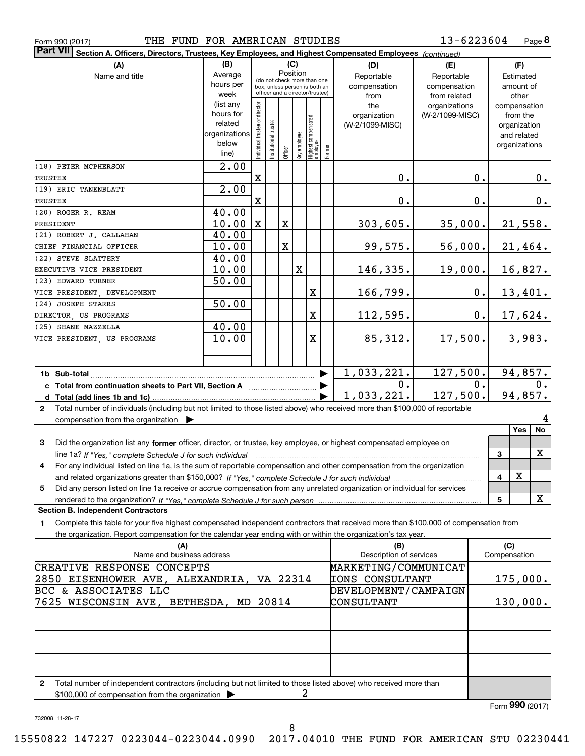Form 990 (2017) THE FUND FOR AMERICAN STUDIES 13-6223604 Page 8

**Part VII Section A. Officers, Directors, Trustees, Key Employees, and Highest Compensated Employees** *(continued)*

| (A) Name and title | (B) Average hours per week (list any hours for related organizations below line) | (C) Position: Individual trustee or director | Institutional trustee | Officer | Key employee | Highest compensated employee | Former | (D) Reportable compensation from the organization (W-2/1099-MISC) | (E) Reportable compensation from related organizations (W-2/1099-MISC) | (F) Estimated amount of other compensation from the organization and related organizations |
|---|---|---|---|---|---|---|---|---|---|---|
| (18) PETER MCPHERSON<br>TRUSTEE | 2.00 | X | | | | | | 0. | 0. | 0. |
| (19) ERIC TANENBLATT<br>TRUSTEE | 2.00 | X | | | | | | 0. | 0. | 0. |
| (20) ROGER R. REAM<br>PRESIDENT | 40.00<br>10.00 | X | | X | | | | 303,605. | 35,000. | 21,558. |
| (21) ROBERT J. CALLAHAN<br>CHIEF FINANCIAL OFFICER | 40.00<br>10.00 | | | X | | | | 99,575. | 56,000. | 21,464. |
| (22) STEVE SLATTERY<br>EXECUTIVE VICE PRESIDENT | 40.00<br>10.00 | | | | X | | | 146,335. | 19,000. | 16,827. |
| (23) EDWARD TURNER<br>VICE PRESIDENT, DEVELOPMENT | 50.00 | | | | | X | | 166,799. | 0. | 13,401. |
| (24) JOSEPH STARRS<br>DIRECTOR, US PROGRAMS | 50.00 | | | | | X | | 112,595. | 0. | 17,624. |
| (25) SHANE MAZZELLA<br>VICE PRESIDENT, US PROGRAMS | 40.00<br>10.00 | | | | | X | | 85,312. | 17,500. | 3,983. |
| **1b Sub-total** | | | | | | | | 1,033,221. | 127,500. | 94,857. |
| **c Total from continuation sheets to Part VII, Section A** | | | | | | | | 0. | 0. | 0. |
| **d Total (add lines 1b and 1c)** | | | | | | | | 1,033,221. | 127,500. | 94,857. |

**2** Total number of individuals (including but not limited to those listed above) who received more than $100,000 of reportable compensation from the organization ▶ 4

| | | | Yes | No |
|---|---|---|---|---|
| **3** | Did the organization list any **former** officer, director, or trustee, key employee, or highest compensated employee on line 1a? *If "Yes," complete Schedule J for such individual* | 3 | | X |
| **4** | For any individual listed on line 1a, is the sum of reportable compensation and other compensation from the organization and related organizations greater than $150,000? *If "Yes," complete Schedule J for such individual* | 4 | X | |
| **5** | Did any person listed on line 1a receive or accrue compensation from any unrelated organization or individual for services rendered to the organization? *If "Yes," complete Schedule J for such person* | 5 | | X |

**Section B. Independent Contractors**

**1** Complete this table for your five highest compensated independent contractors that received more than $100,000 of compensation from the organization. Report compensation for the calendar year ending with or within the organization's tax year.

| (A) Name and business address | (B) Description of services | (C) Compensation |
|---|---|---|
| CREATIVE RESPONSE CONCEPTS<br>2850 EISENHOWER AVE, ALEXANDRIA, VA 22314 | MARKETING/COMMUNICATIONS CONSULTANT | 175,000. |
| BCC & ASSOCIATES LLC<br>7625 WISCONSIN AVE, BETHESDA, MD 20814 | DEVELOPMENT/CAMPAIGN CONSULTANT | 130,000. |
| | | |
| | | |
| | | |

**2** Total number of independent contractors (including but not limited to those listed above) who received more than $100,000 of compensation from the organization ▶ 2

Form **990** (2017)

732008 11-28-17

15550822 147227 0223044-0223044.0990 2017.04010 THE FUND FOR AMERICAN STU 02230441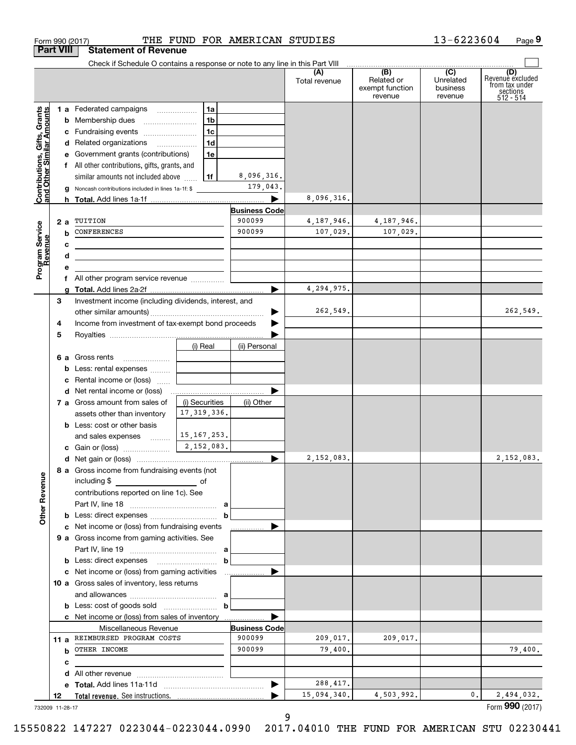Form 990 (2017) THE FUND FOR AMERICAN STUDIES 13-6223604

## Part VIII Statement of Revenue

Check if Schedule O contains a response or note to any line in this Part VIII

| | | | | (A) Total revenue | (B) Related or exempt function revenue | (C) Unrelated business revenue | (D) Revenue excluded from tax under sections 512 - 514 |
|---|---|---|---|---|---|---|---|
| **Contributions, Gifts, Grants and Other Similar Amounts** | 1 a Federated campaigns | 1a | | | | | |
| | b Membership dues | 1b | | | | | |
| | c Fundraising events | 1c | | | | | |
| | d Related organizations | 1d | | | | | |
| | e Government grants (contributions) | 1e | | | | | |
| | f All other contributions, gifts, grants, and similar amounts not included above | 1f | 8,096,316. | | | | |
| | g Noncash contributions included in lines 1a-1f: $ | | 179,043. | | | | |
| | h **Total.** Add lines 1a-1f | | ▶ | 8,096,316. | | | |
| **Program Service Revenue** | | | **Business Code** | | | | |
| | 2 a TUITION | | 900099 | 4,187,946. | 4,187,946. | | |
| | b CONFERENCES | | 900099 | 107,029. | 107,029. | | |
| | c | | | | | | |
| | d | | | | | | |
| | e | | | | | | |
| | f All other program service revenue | | | | | | |
| | g **Total.** Add lines 2a-2f | | ▶ | 4,294,975. | | | |
| **Other Revenue** | 3 Investment income (including dividends, interest, and other similar amounts) | | ▶ | 262,549. | | | 262,549. |
| | 4 Income from investment of tax-exempt bond proceeds | | ▶ | | | | |
| | 5 Royalties | | ▶ | | | | |
| | | (i) Real | (ii) Personal | | | | |
| | 6 a Gross rents | | | | | | |
| | b Less: rental expenses | | | | | | |
| | c Rental income or (loss) | | | | | | |
| | d Net rental income or (loss) | | ▶ | | | | |
| | | (i) Securities | (ii) Other | | | | |
| | 7 a Gross amount from sales of assets other than inventory | 17,319,336. | | | | | |
| | b Less: cost or other basis and sales expenses | 15,167,253. | | | | | |
| | c Gain or (loss) | 2,152,083. | | | | | |
| | d Net gain or (loss) | | ▶ | 2,152,083. | | | 2,152,083. |
| | 8 a Gross income from fundraising events (not including $ of contributions reported on line 1c). See Part IV, line 18 | a | | | | | |
| | b Less: direct expenses | b | | | | | |
| | c Net income or (loss) from fundraising events | | ▶ | | | | |
| | 9 a Gross income from gaming activities. See Part IV, line 19 | a | | | | | |
| | b Less: direct expenses | b | | | | | |
| | c Net income or (loss) from gaming activities | | ▶ | | | | |
| | 10 a Gross sales of inventory, less returns and allowances | a | | | | | |
| | b Less: cost of goods sold | b | | | | | |
| | c Net income or (loss) from sales of inventory | | ▶ | | | | |
| | Miscellaneous Revenue | | **Business Code** | | | | |
| | 11 a REIMBURSED PROGRAM COSTS | | 900099 | 209,017. | 209,017. | | |
| | b OTHER INCOME | | 900099 | 79,400. | | | 79,400. |
| | c | | | | | | |
| | d All other revenue | | | | | | |
| | e **Total.** Add lines 11a-11d | | ▶ | 288,417. | | | |
| | 12 **Total revenue.** See instructions. | | ▶ | 15,094,340. | 4,503,992. | 0. | 2,494,032. |

732009 11-28-17

Form **990** (2017)

15550822 147227 0223044-0223044.0990 2017.04010 THE FUND FOR AMERICAN STU 02230441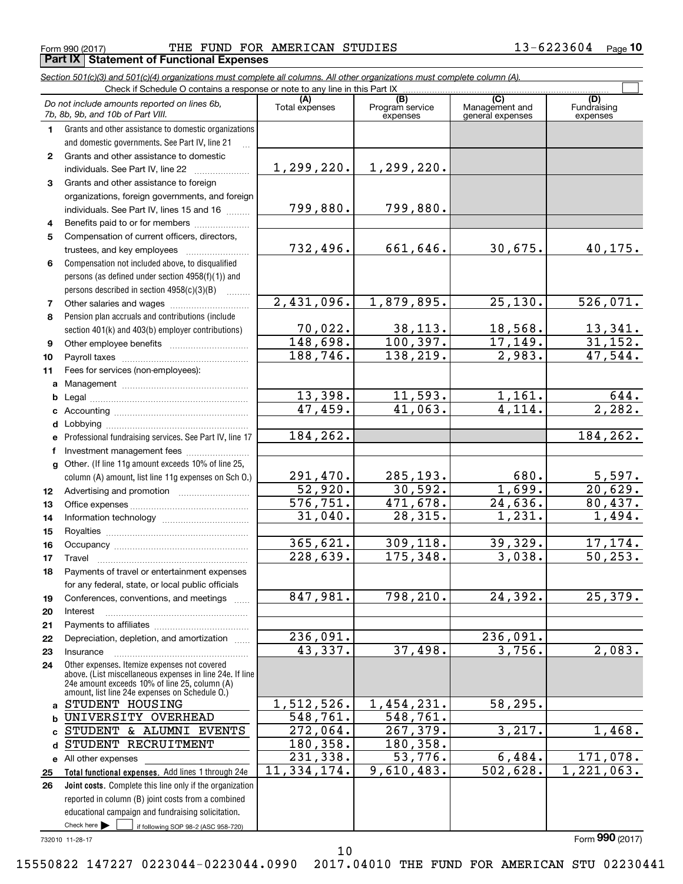Form 990 (2017) THE FUND FOR AMERICAN STUDIES 13-6223604

**Part IX Statement of Functional Expenses**

*Section 501(c)(3) and 501(c)(4) organizations must complete all columns. All other organizations must complete column (A).*

Check if Schedule O contains a response or note to any line in this Part IX

| *Do not include amounts reported on lines 6b, 7b, 8b, 9b, and 10b of Part VIII.* | (A) Total expenses | (B) Program service expenses | (C) Management and general expenses | (D) Fundraising expenses |
|---|---|---|---|---|
| 1 Grants and other assistance to domestic organizations and domestic governments. See Part IV, line 21 | | | | |
| 2 Grants and other assistance to domestic individuals. See Part IV, line 22 | 1,299,220. | 1,299,220. | | |
| 3 Grants and other assistance to foreign organizations, foreign governments, and foreign individuals. See Part IV, lines 15 and 16 | 799,880. | 799,880. | | |
| 4 Benefits paid to or for members | | | | |
| 5 Compensation of current officers, directors, trustees, and key employees | 732,496. | 661,646. | 30,675. | 40,175. |
| 6 Compensation not included above, to disqualified persons (as defined under section 4958(f)(1)) and persons described in section 4958(c)(3)(B) | | | | |
| 7 Other salaries and wages | 2,431,096. | 1,879,895. | 25,130. | 526,071. |
| 8 Pension plan accruals and contributions (include section 401(k) and 403(b) employer contributions) | 70,022. | 38,113. | 18,568. | 13,341. |
| 9 Other employee benefits | 148,698. | 100,397. | 17,149. | 31,152. |
| 10 Payroll taxes | 188,746. | 138,219. | 2,983. | 47,544. |
| 11 Fees for services (non-employees): | | | | |
| a Management | | | | |
| b Legal | 13,398. | 11,593. | 1,161. | 644. |
| c Accounting | 47,459. | 41,063. | 4,114. | 2,282. |
| d Lobbying | | | | |
| e Professional fundraising services. See Part IV, line 17 | 184,262. | | | 184,262. |
| f Investment management fees | | | | |
| g Other. (If line 11g amount exceeds 10% of line 25, column (A) amount, list line 11g expenses on Sch O.) | 291,470. | 285,193. | 680. | 5,597. |
| 12 Advertising and promotion | 52,920. | 30,592. | 1,699. | 20,629. |
| 13 Office expenses | 576,751. | 471,678. | 24,636. | 80,437. |
| 14 Information technology | 31,040. | 28,315. | 1,231. | 1,494. |
| 15 Royalties | | | | |
| 16 Occupancy | 365,621. | 309,118. | 39,329. | 17,174. |
| 17 Travel | 228,639. | 175,348. | 3,038. | 50,253. |
| 18 Payments of travel or entertainment expenses for any federal, state, or local public officials | | | | |
| 19 Conferences, conventions, and meetings | 847,981. | 798,210. | 24,392. | 25,379. |
| 20 Interest | | | | |
| 21 Payments to affiliates | | | | |
| 22 Depreciation, depletion, and amortization | 236,091. | | 236,091. | |
| 23 Insurance | 43,337. | 37,498. | 3,756. | 2,083. |
| 24 Other expenses. Itemize expenses not covered above. (List miscellaneous expenses in line 24e. If line 24e amount exceeds 10% of line 25, column (A) amount, list line 24e expenses on Schedule O.) | | | | |
| a STUDENT HOUSING | 1,512,526. | 1,454,231. | 58,295. | |
| b UNIVERSITY OVERHEAD | 548,761. | 548,761. | | |
| c STUDENT & ALUMNI EVENTS | 272,064. | 267,379. | 3,217. | 1,468. |
| d STUDENT RECRUITMENT | 180,358. | 180,358. | | |
| e All other expenses | 231,338. | 53,776. | 6,484. | 171,078. |
| 25 **Total functional expenses.** Add lines 1 through 24e | 11,334,174. | 9,610,483. | 502,628. | 1,221,063. |
| 26 **Joint costs.** Complete this line only if the organization reported in column (B) joint costs from a combined educational campaign and fundraising solicitation. Check here ☐ if following SOP 98-2 (ASC 958-720) | | | | |

732010 11-28-17

Form **990** (2017)

15550822 147227 0223044-0223044.0990 2017.04010 THE FUND FOR AMERICAN STU 02230441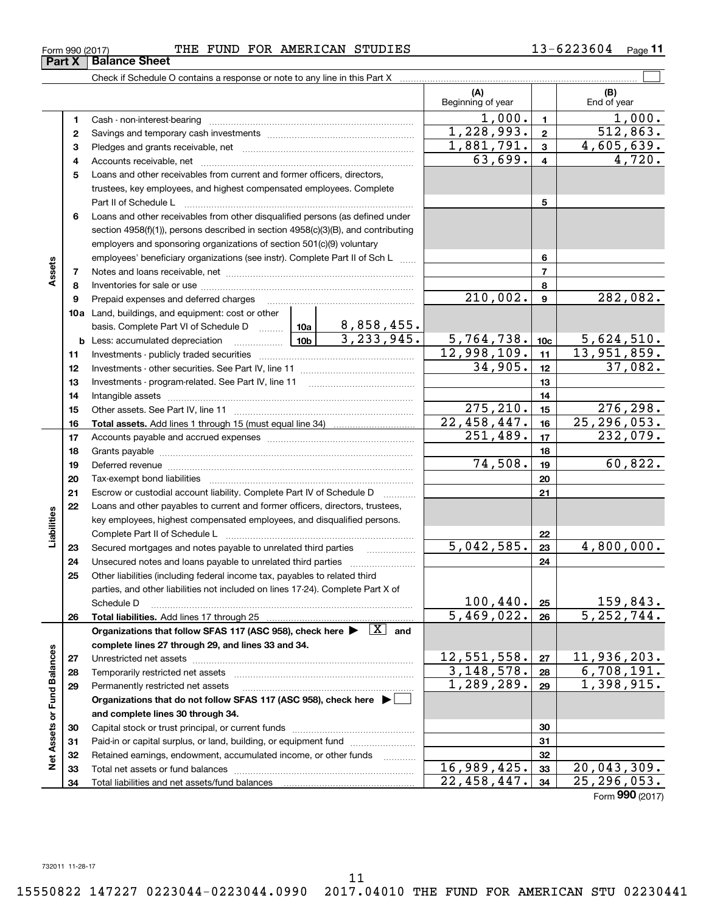Form 990 (2017) THE FUND FOR AMERICAN STUDIES 13-6223604 Page 11

## Part X Balance Sheet

Check if Schedule O contains a response or note to any line in this Part X

| | | | | (A) Beginning of year | | (B) End of year |
|---|---|---|---|---|---|---|
| Assets | 1 | Cash - non-interest-bearing | | 1,000. | 1 | 1,000. |
| | 2 | Savings and temporary cash investments | | 1,228,993. | 2 | 512,863. |
| | 3 | Pledges and grants receivable, net | | 1,881,791. | 3 | 4,605,639. |
| | 4 | Accounts receivable, net | | 63,699. | 4 | 4,720. |
| | 5 | Loans and other receivables from current and former officers, directors, trustees, key employees, and highest compensated employees. Complete Part II of Schedule L | | | 5 | |
| | 6 | Loans and other receivables from other disqualified persons (as defined under section 4958(f)(1)), persons described in section 4958(c)(3)(B), and contributing employers and sponsoring organizations of section 501(c)(9) voluntary employees' beneficiary organizations (see instr). Complete Part II of Sch L | | | 6 | |
| | 7 | Notes and loans receivable, net | | | 7 | |
| | 8 | Inventories for sale or use | | | 8 | |
| | 9 | Prepaid expenses and deferred charges | | 210,002. | 9 | 282,082. |
| | 10a | Land, buildings, and equipment: cost or other basis. Complete Part VI of Schedule D | 10a 8,858,455. | | | |
| | b | Less: accumulated depreciation | 10b 3,233,945. | 5,764,738. | 10c | 5,624,510. |
| | 11 | Investments - publicly traded securities | | 12,998,109. | 11 | 13,951,859. |
| | 12 | Investments - other securities. See Part IV, line 11 | | 34,905. | 12 | 37,082. |
| | 13 | Investments - program-related. See Part IV, line 11 | | | 13 | |
| | 14 | Intangible assets | | | 14 | |
| | 15 | Other assets. See Part IV, line 11 | | 275,210. | 15 | 276,298. |
| | 16 | **Total assets.** Add lines 1 through 15 (must equal line 34) | | 22,458,447. | 16 | 25,296,053. |
| Liabilities | 17 | Accounts payable and accrued expenses | | 251,489. | 17 | 232,079. |
| | 18 | Grants payable | | | 18 | |
| | 19 | Deferred revenue | | 74,508. | 19 | 60,822. |
| | 20 | Tax-exempt bond liabilities | | | 20 | |
| | 21 | Escrow or custodial account liability. Complete Part IV of Schedule D | | | 21 | |
| | 22 | Loans and other payables to current and former officers, directors, trustees, key employees, highest compensated employees, and disqualified persons. Complete Part II of Schedule L | | | 22 | |
| | 23 | Secured mortgages and notes payable to unrelated third parties | | 5,042,585. | 23 | 4,800,000. |
| | 24 | Unsecured notes and loans payable to unrelated third parties | | | 24 | |
| | 25 | Other liabilities (including federal income tax, payables to related third parties, and other liabilities not included on lines 17-24). Complete Part X of Schedule D | | 100,440. | 25 | 159,843. |
| | 26 | **Total liabilities.** Add lines 17 through 25 | | 5,469,022. | 26 | 5,252,744. |
| Net Assets or Fund Balances | | **Organizations that follow SFAS 117 (ASC 958), check here ▶ [X] and complete lines 27 through 29, and lines 33 and 34.** | | | | |
| | 27 | Unrestricted net assets | | 12,551,558. | 27 | 11,936,203. |
| | 28 | Temporarily restricted net assets | | 3,148,578. | 28 | 6,708,191. |
| | 29 | Permanently restricted net assets | | 1,289,289. | 29 | 1,398,915. |
| | | **Organizations that do not follow SFAS 117 (ASC 958), check here ▶ [ ] and complete lines 30 through 34.** | | | | |
| | 30 | Capital stock or trust principal, or current funds | | | 30 | |
| | 31 | Paid-in or capital surplus, or land, building, or equipment fund | | | 31 | |
| | 32 | Retained earnings, endowment, accumulated income, or other funds | | | 32 | |
| | 33 | Total net assets or fund balances | | 16,989,425. | 33 | 20,043,309. |
| | 34 | Total liabilities and net assets/fund balances | | 22,458,447. | 34 | 25,296,053. |

Form **990** (2017)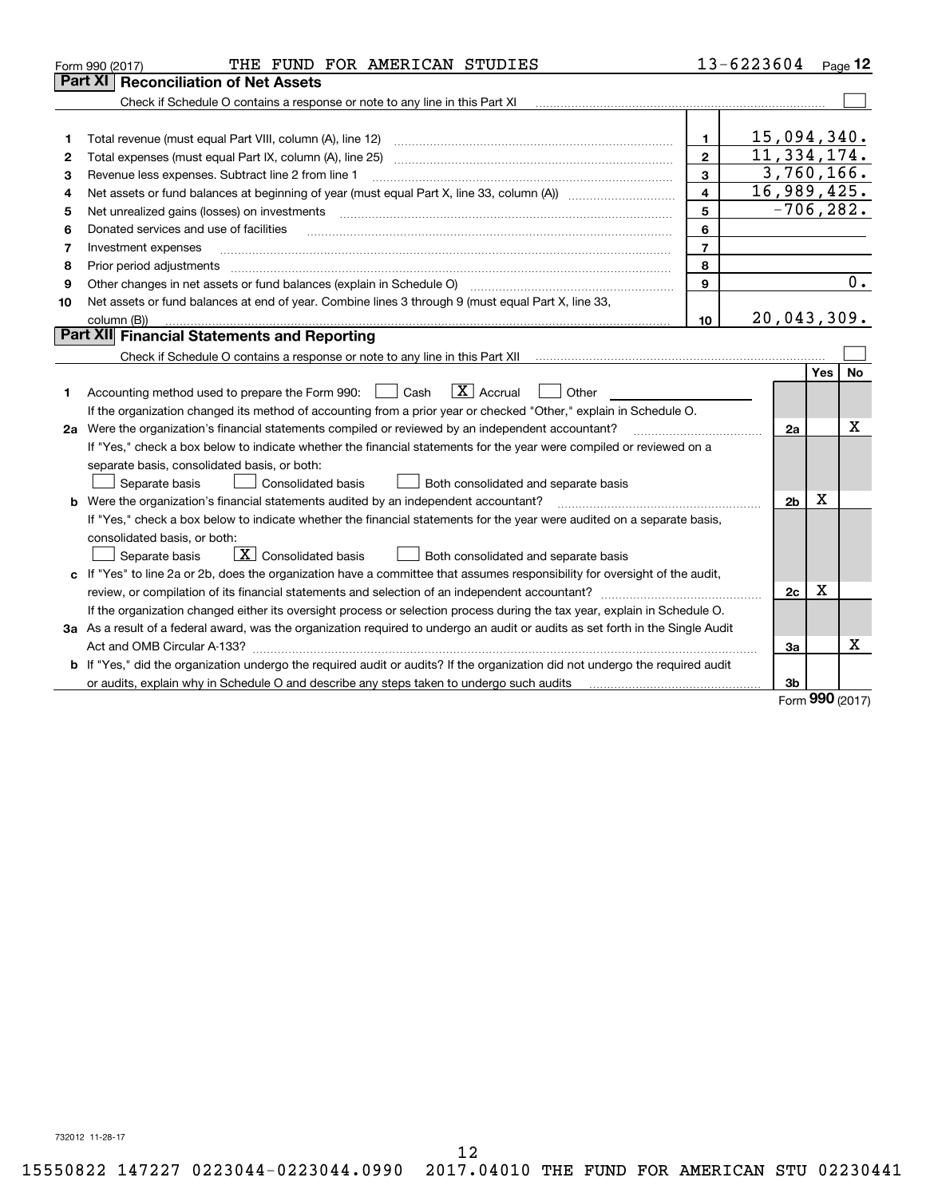Form 990 (2017) THE FUND FOR AMERICAN STUDIES 13-6223604 Page **12**

## Part XI Reconciliation of Net Assets

Check if Schedule O contains a response or note to any line in this Part XI ☐

| | | | |
|---|---|---|---|
| 1 | Total revenue (must equal Part VIII, column (A), line 12) | 1 | 15,094,340. |
| 2 | Total expenses (must equal Part IX, column (A), line 25) | 2 | 11,334,174. |
| 3 | Revenue less expenses. Subtract line 2 from line 1 | 3 | 3,760,166. |
| 4 | Net assets or fund balances at beginning of year (must equal Part X, line 33, column (A)) | 4 | 16,989,425. |
| 5 | Net unrealized gains (losses) on investments | 5 | -706,282. |
| 6 | Donated services and use of facilities | 6 | |
| 7 | Investment expenses | 7 | |
| 8 | Prior period adjustments | 8 | |
| 9 | Other changes in net assets or fund balances (explain in Schedule O) | 9 | 0. |
| 10 | Net assets or fund balances at end of year. Combine lines 3 through 9 (must equal Part X, line 33, column (B)) | 10 | 20,043,309. |

## Part XII Financial Statements and Reporting

Check if Schedule O contains a response or note to any line in this Part XII ☐

| | | | Yes | No |
|---|---|---|---|---|
| 1 | Accounting method used to prepare the Form 990: ☐ Cash ☒ Accrual ☐ Other<br>If the organization changed its method of accounting from a prior year or checked "Other," explain in Schedule O. | | | |
| 2a | Were the organization's financial statements compiled or reviewed by an independent accountant?<br>If "Yes," check a box below to indicate whether the financial statements for the year were compiled or reviewed on a separate basis, consolidated basis, or both:<br>☐ Separate basis ☐ Consolidated basis ☐ Both consolidated and separate basis | 2a | | X |
| b | Were the organization's financial statements audited by an independent accountant?<br>If "Yes," check a box below to indicate whether the financial statements for the year were audited on a separate basis, consolidated basis, or both:<br>☐ Separate basis ☒ Consolidated basis ☐ Both consolidated and separate basis | 2b | X | |
| c | If "Yes" to line 2a or 2b, does the organization have a committee that assumes responsibility for oversight of the audit, review, or compilation of its financial statements and selection of an independent accountant?<br>If the organization changed either its oversight process or selection process during the tax year, explain in Schedule O. | 2c | X | |
| 3a | As a result of a federal award, was the organization required to undergo an audit or audits as set forth in the Single Audit Act and OMB Circular A-133? | 3a | | X |
| b | If "Yes," did the organization undergo the required audit or audits? If the organization did not undergo the required audit or audits, explain why in Schedule O and describe any steps taken to undergo such audits | 3b | | |

Form **990** (2017)

732012 11-28-17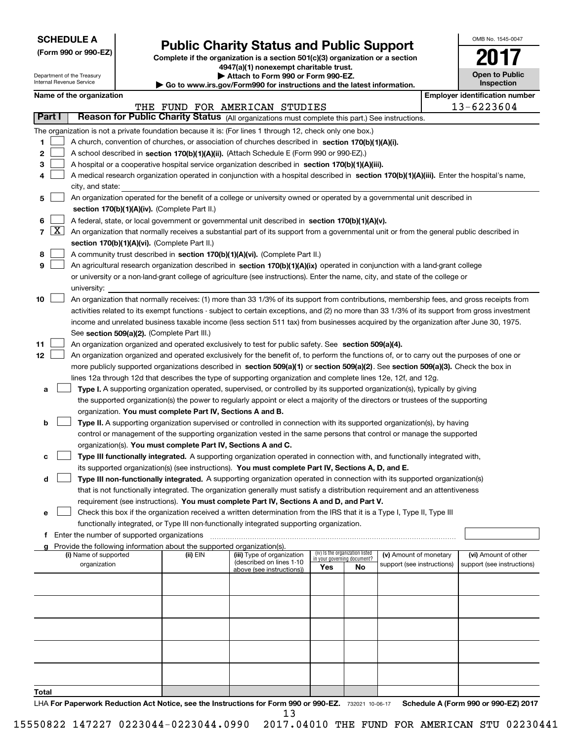**SCHEDULE A (Form 990 or 990-EZ)**

Department of the Treasury
Internal Revenue Service

# Public Charity Status and Public Support

**Complete if the organization is a section 501(c)(3) organization or a section 4947(a)(1) nonexempt charitable trust.**
**▶ Attach to Form 990 or Form 990-EZ.**
**▶ Go to www.irs.gov/Form990 for instructions and the latest information.**

OMB No. 1545-0047

**2017**

**Open to Public Inspection**

**Name of the organization:** THE FUND FOR AMERICAN STUDIES

**Employer identification number:** 13-6223604

**Part I — Reason for Public Charity Status** (All organizations must complete this part.) See instructions.

The organization is not a private foundation because it is: (For lines 1 through 12, check only one box.)

1. [ ] A church, convention of churches, or association of churches described in **section 170(b)(1)(A)(i).**
2. [ ] A school described in **section 170(b)(1)(A)(ii).** (Attach Schedule E (Form 990 or 990-EZ).)
3. [ ] A hospital or a cooperative hospital service organization described in **section 170(b)(1)(A)(iii).**
4. [ ] A medical research organization operated in conjunction with a hospital described in **section 170(b)(1)(A)(iii).** Enter the hospital's name, city, and state:
5. [ ] An organization operated for the benefit of a college or university owned or operated by a governmental unit described in **section 170(b)(1)(A)(iv).** (Complete Part II.)
6. [ ] A federal, state, or local government or governmental unit described in **section 170(b)(1)(A)(v).**
7. [X] An organization that normally receives a substantial part of its support from a governmental unit or from the general public described in **section 170(b)(1)(A)(vi).** (Complete Part II.)
8. [ ] A community trust described in **section 170(b)(1)(A)(vi).** (Complete Part II.)
9. [ ] An agricultural research organization described in **section 170(b)(1)(A)(ix)** operated in conjunction with a land-grant college or university or a non-land-grant college of agriculture (see instructions). Enter the name, city, and state of the college or university:
10. [ ] An organization that normally receives: (1) more than 33 1/3% of its support from contributions, membership fees, and gross receipts from activities related to its exempt functions - subject to certain exceptions, and (2) no more than 33 1/3% of its support from gross investment income and unrelated business taxable income (less section 511 tax) from businesses acquired by the organization after June 30, 1975. See **section 509(a)(2).** (Complete Part III.)
11. [ ] An organization organized and operated exclusively to test for public safety. See **section 509(a)(4).**
12. [ ] An organization organized and operated exclusively for the benefit of, to perform the functions of, or to carry out the purposes of one or more publicly supported organizations described in **section 509(a)(1)** or **section 509(a)(2)**. See **section 509(a)(3).** Check the box in lines 12a through 12d that describes the type of supporting organization and complete lines 12e, 12f, and 12g.
   - **a** [ ] **Type I.** A supporting organization operated, supervised, or controlled by its supported organization(s), typically by giving the supported organization(s) the power to regularly appoint or elect a majority of the directors or trustees of the supporting organization. **You must complete Part IV, Sections A and B.**
   - **b** [ ] **Type II.** A supporting organization supervised or controlled in connection with its supported organization(s), by having control or management of the supporting organization vested in the same persons that control or manage the supported organization(s). **You must complete Part IV, Sections A and C.**
   - **c** [ ] **Type III functionally integrated.** A supporting organization operated in connection with, and functionally integrated with, its supported organization(s) (see instructions). **You must complete Part IV, Sections A, D, and E.**
   - **d** [ ] **Type III non-functionally integrated.** A supporting organization operated in connection with its supported organization(s) that is not functionally integrated. The organization generally must satisfy a distribution requirement and an attentiveness requirement (see instructions). **You must complete Part IV, Sections A and D, and Part V.**
   - **e** [ ] Check this box if the organization received a written determination from the IRS that it is a Type I, Type II, Type III functionally integrated, or Type III non-functionally integrated supporting organization.
   - **f** Enter the number of supported organizations
   - **g** Provide the following information about the supported organization(s).

| (i) Name of supported organization | (ii) EIN | (iii) Type of organization (described on lines 1-10 above (see instructions)) | (iv) Is the organization listed in your governing document? Yes | No | (v) Amount of monetary support (see instructions) | (vi) Amount of other support (see instructions) |
|---|---|---|---|---|---|---|
| | | | | | | |
| | | | | | | |
| | | | | | | |
| | | | | | | |
| | | | | | | |
| **Total** | | | | | | |

LHA **For Paperwork Reduction Act Notice, see the Instructions for Form 990 or 990-EZ.** 732021 10-06-17 **Schedule A (Form 990 or 990-EZ) 2017**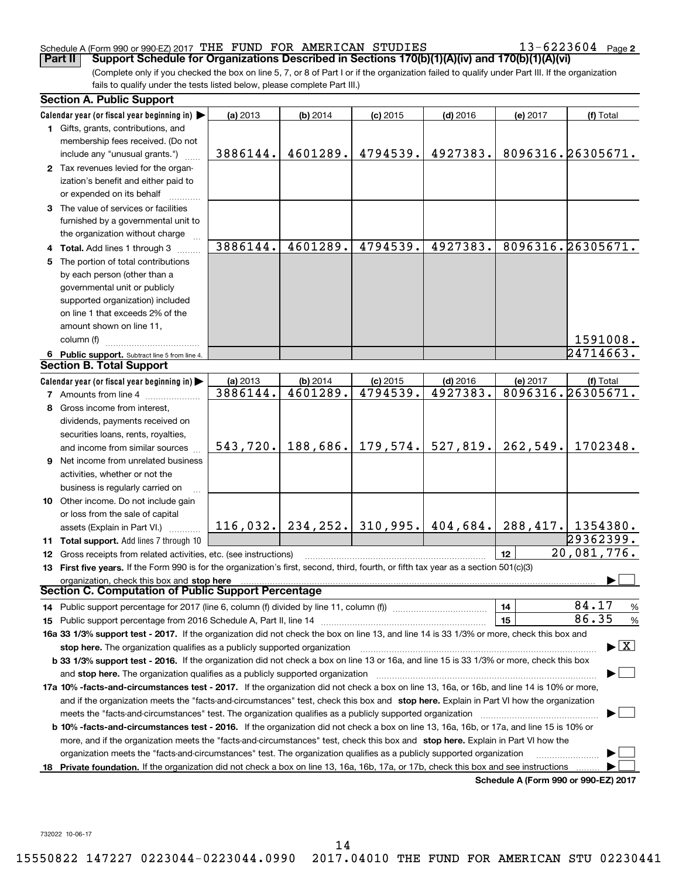Schedule A (Form 990 or 990-EZ) 2017 THE FUND FOR AMERICAN STUDIES 13-6223604 Page 2

**Part II Support Schedule for Organizations Described in Sections 170(b)(1)(A)(iv) and 170(b)(1)(A)(vi)**

(Complete only if you checked the box on line 5, 7, or 8 of Part I or if the organization failed to qualify under Part III. If the organization fails to qualify under the tests listed below, please complete Part III.)

### Section A. Public Support

| Calendar year (or fiscal year beginning in) ▶ | (a) 2013 | (b) 2014 | (c) 2015 | (d) 2016 | (e) 2017 | (f) Total |
|---|---|---|---|---|---|---|
| **1** Gifts, grants, contributions, and membership fees received. (Do not include any "unusual grants.") | 3886144. | 4601289. | 4794539. | 4927383. | 8096316. | 26305671. |
| **2** Tax revenues levied for the organization's benefit and either paid to or expended on its behalf | | | | | | |
| **3** The value of services or facilities furnished by a governmental unit to the organization without charge | | | | | | |
| **4 Total.** Add lines 1 through 3 | 3886144. | 4601289. | 4794539. | 4927383. | 8096316. | 26305671. |
| **5** The portion of total contributions by each person (other than a governmental unit or publicly supported organization) included on line 1 that exceeds 2% of the amount shown on line 11, column (f) | | | | | | 1591008. |
| **6 Public support.** Subtract line 5 from line 4. | | | | | | 24714663. |

### Section B. Total Support

| Calendar year (or fiscal year beginning in) ▶ | (a) 2013 | (b) 2014 | (c) 2015 | (d) 2016 | (e) 2017 | (f) Total |
|---|---|---|---|---|---|---|
| **7** Amounts from line 4 | 3886144. | 4601289. | 4794539. | 4927383. | 8096316. | 26305671. |
| **8** Gross income from interest, dividends, payments received on securities loans, rents, royalties, and income from similar sources | 543,720. | 188,686. | 179,574. | 527,819. | 262,549. | 1702348. |
| **9** Net income from unrelated business activities, whether or not the business is regularly carried on | | | | | | |
| **10** Other income. Do not include gain or loss from the sale of capital assets (Explain in Part VI.) | 116,032. | 234,252. | 310,995. | 404,684. | 288,417. | 1354380. |
| **11 Total support.** Add lines 7 through 10 | | | | | | 29362399. |

**12** Gross receipts from related activities, etc. (see instructions) | **12** | 20,081,776.

**13 First five years.** If the Form 990 is for the organization's first, second, third, fourth, or fifth tax year as a section 501(c)(3) organization, check this box and **stop here** ▶ ☐

### Section C. Computation of Public Support Percentage

**14** Public support percentage for 2017 (line 6, column (f) divided by line 11, column (f)) | **14** | 84.17 %

**15** Public support percentage from 2016 Schedule A, Part II, line 14 | **15** | 86.35 %

**16a 33 1/3% support test - 2017.** If the organization did not check the box on line 13, and line 14 is 33 1/3% or more, check this box and **stop here.** The organization qualifies as a publicly supported organization ▶ ☒

**b 33 1/3% support test - 2016.** If the organization did not check a box on line 13 or 16a, and line 15 is 33 1/3% or more, check this box and **stop here.** The organization qualifies as a publicly supported organization ▶ ☐

**17a 10% -facts-and-circumstances test - 2017.** If the organization did not check a box on line 13, 16a, or 16b, and line 14 is 10% or more, and if the organization meets the "facts-and-circumstances" test, check this box and **stop here.** Explain in Part VI how the organization meets the "facts-and-circumstances" test. The organization qualifies as a publicly supported organization ▶ ☐

**b 10% -facts-and-circumstances test - 2016.** If the organization did not check a box on line 13, 16a, 16b, or 17a, and line 15 is 10% or more, and if the organization meets the "facts-and-circumstances" test, check this box and **stop here.** Explain in Part VI how the organization meets the "facts-and-circumstances" test. The organization qualifies as a publicly supported organization ▶ ☐

**18 Private foundation.** If the organization did not check a box on line 13, 16a, 16b, 17a, or 17b, check this box and see instructions ▶ ☐

**Schedule A (Form 990 or 990-EZ) 2017**

732022 10-06-17

15550822 147227 0223044-0223044.0990 2017.04010 THE FUND FOR AMERICAN STU 02230441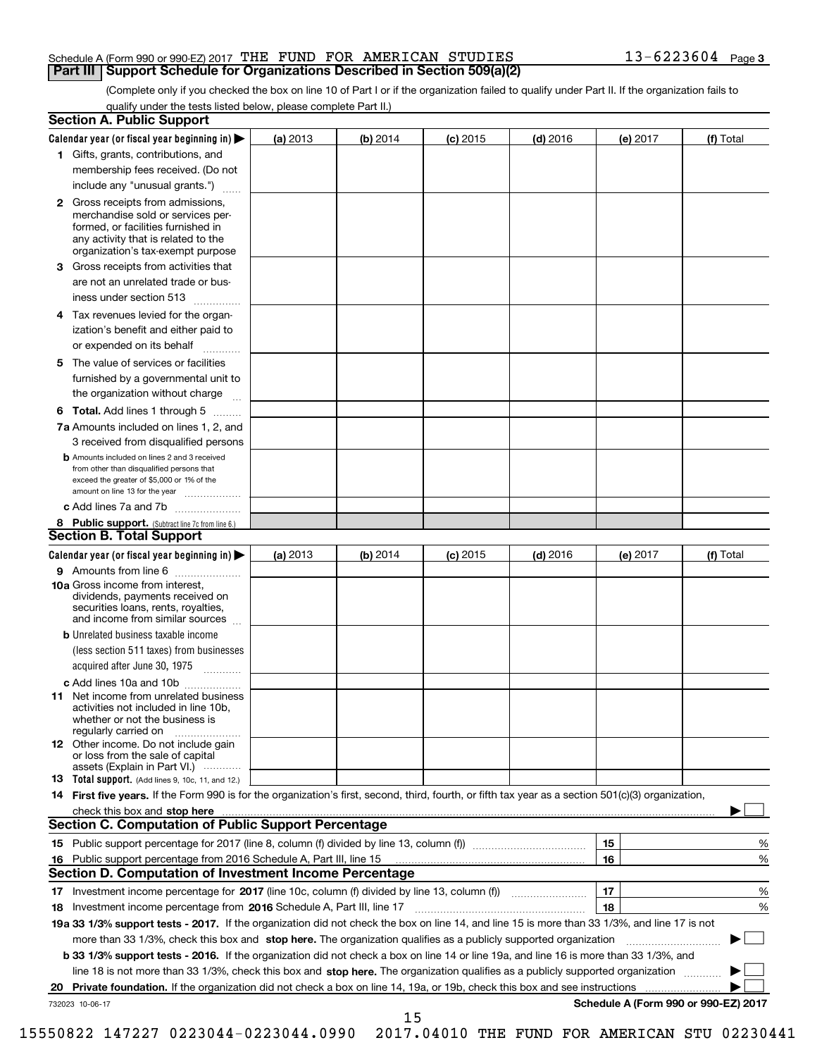Schedule A (Form 990 or 990-EZ) 2017 THE FUND FOR AMERICAN STUDIES 13-6223604

## Part III Support Schedule for Organizations Described in Section 509(a)(2)

(Complete only if you checked the box on line 10 of Part I or if the organization failed to qualify under Part II. If the organization fails to qualify under the tests listed below, please complete Part II.)

### Section A. Public Support

| Calendar year (or fiscal year beginning in) ▶ | (a) 2013 | (b) 2014 | (c) 2015 | (d) 2016 | (e) 2017 | (f) Total |
|---|---|---|---|---|---|---|
| **1** Gifts, grants, contributions, and membership fees received. (Do not include any "unusual grants.") | | | | | | |
| **2** Gross receipts from admissions, merchandise sold or services performed, or facilities furnished in any activity that is related to the organization's tax-exempt purpose | | | | | | |
| **3** Gross receipts from activities that are not an unrelated trade or business under section 513 | | | | | | |
| **4** Tax revenues levied for the organization's benefit and either paid to or expended on its behalf | | | | | | |
| **5** The value of services or facilities furnished by a governmental unit to the organization without charge | | | | | | |
| **6 Total.** Add lines 1 through 5 | | | | | | |
| **7a** Amounts included on lines 1, 2, and 3 received from disqualified persons | | | | | | |
| **b** Amounts included on lines 2 and 3 received from other than disqualified persons that exceed the greater of $5,000 or 1% of the amount on line 13 for the year | | | | | | |
| **c** Add lines 7a and 7b | | | | | | |
| **8 Public support.** (Subtract line 7c from line 6.) | | | | | | |

### Section B. Total Support

| Calendar year (or fiscal year beginning in) ▶ | (a) 2013 | (b) 2014 | (c) 2015 | (d) 2016 | (e) 2017 | (f) Total |
|---|---|---|---|---|---|---|
| **9** Amounts from line 6 | | | | | | |
| **10a** Gross income from interest, dividends, payments received on securities loans, rents, royalties, and income from similar sources | | | | | | |
| **b** Unrelated business taxable income (less section 511 taxes) from businesses acquired after June 30, 1975 | | | | | | |
| **c** Add lines 10a and 10b | | | | | | |
| **11** Net income from unrelated business activities not included in line 10b, whether or not the business is regularly carried on | | | | | | |
| **12** Other income. Do not include gain or loss from the sale of capital assets (Explain in Part VI.) | | | | | | |
| **13 Total support.** (Add lines 9, 10c, 11, and 12.) | | | | | | |

**14 First five years.** If the Form 990 is for the organization's first, second, third, fourth, or fifth tax year as a section 501(c)(3) organization, check this box and **stop here** ▶ ☐

### Section C. Computation of Public Support Percentage

| | | | |
|---|---|---|---|
| **15** Public support percentage for 2017 (line 8, column (f) divided by line 13, column (f)) | 15 | | % |
| **16** Public support percentage from 2016 Schedule A, Part III, line 15 | 16 | | % |

### Section D. Computation of Investment Income Percentage

| | | | |
|---|---|---|---|
| **17** Investment income percentage for **2017** (line 10c, column (f) divided by line 13, column (f)) | 17 | | % |
| **18** Investment income percentage from **2016** Schedule A, Part III, line 17 | 18 | | % |

**19a 33 1/3% support tests - 2017.** If the organization did not check the box on line 14, and line 15 is more than 33 1/3%, and line 17 is not more than 33 1/3%, check this box and **stop here.** The organization qualifies as a publicly supported organization ▶ ☐

**b 33 1/3% support tests - 2016.** If the organization did not check a box on line 14 or line 19a, and line 16 is more than 33 1/3%, and line 18 is not more than 33 1/3%, check this box and **stop here.** The organization qualifies as a publicly supported organization ▶ ☐

**20 Private foundation.** If the organization did not check a box on line 14, 19a, or 19b, check this box and see instructions ▶ ☐

732023 10-06-17 **Schedule A (Form 990 or 990-EZ) 2017**

15550822 147227 0223044-0223044.0990 2017.04010 THE FUND FOR AMERICAN STU 02230441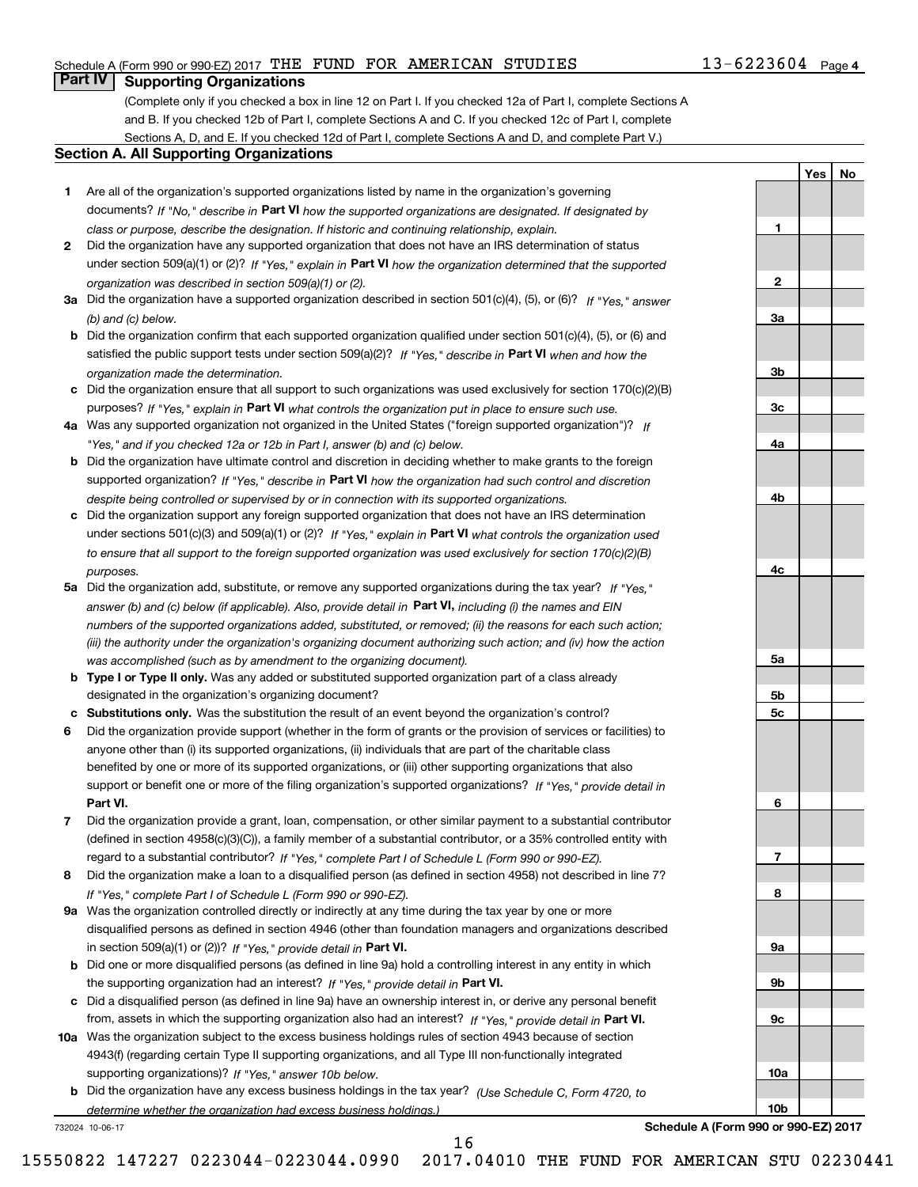Schedule A (Form 990 or 990-EZ) 2017 THE FUND FOR AMERICAN STUDIES 13-6223604 Page 4

## Part IV Supporting Organizations

(Complete only if you checked a box in line 12 on Part I. If you checked 12a of Part I, complete Sections A and B. If you checked 12b of Part I, complete Sections A and C. If you checked 12c of Part I, complete Sections A, D, and E. If you checked 12d of Part I, complete Sections A and D, and complete Part V.)

### Section A. All Supporting Organizations

| | | Line | Yes | No |
|---|---|---|---|---|
| **1** | Are all of the organization's supported organizations listed by name in the organization's governing documents? *If "No," describe in* **Part VI** *how the supported organizations are designated. If designated by class or purpose, describe the designation. If historic and continuing relationship, explain.* | 1 | | |
| **2** | Did the organization have any supported organization that does not have an IRS determination of status under section 509(a)(1) or (2)? *If "Yes," explain in* **Part VI** *how the organization determined that the supported organization was described in section 509(a)(1) or (2).* | 2 | | |
| **3a** | Did the organization have a supported organization described in section 501(c)(4), (5), or (6)? *If "Yes," answer (b) and (c) below.* | 3a | | |
| **b** | Did the organization confirm that each supported organization qualified under section 501(c)(4), (5), or (6) and satisfied the public support tests under section 509(a)(2)? *If "Yes," describe in* **Part VI** *when and how the organization made the determination.* | 3b | | |
| **c** | Did the organization ensure that all support to such organizations was used exclusively for section 170(c)(2)(B) purposes? *If "Yes," explain in* **Part VI** *what controls the organization put in place to ensure such use.* | 3c | | |
| **4a** | Was any supported organization not organized in the United States ("foreign supported organization")? *If "Yes," and if you checked 12a or 12b in Part I, answer (b) and (c) below.* | 4a | | |
| **b** | Did the organization have ultimate control and discretion in deciding whether to make grants to the foreign supported organization? *If "Yes," describe in* **Part VI** *how the organization had such control and discretion despite being controlled or supervised by or in connection with its supported organizations.* | 4b | | |
| **c** | Did the organization support any foreign supported organization that does not have an IRS determination under sections 501(c)(3) and 509(a)(1) or (2)? *If "Yes," explain in* **Part VI** *what controls the organization used to ensure that all support to the foreign supported organization was used exclusively for section 170(c)(2)(B) purposes.* | 4c | | |
| **5a** | Did the organization add, substitute, or remove any supported organizations during the tax year? *If "Yes," answer (b) and (c) below (if applicable). Also, provide detail in* **Part VI,** *including (i) the names and EIN numbers of the supported organizations added, substituted, or removed; (ii) the reasons for each such action; (iii) the authority under the organization's organizing document authorizing such action; and (iv) how the action was accomplished (such as by amendment to the organizing document).* | 5a | | |
| **b** | **Type I or Type II only.** Was any added or substituted supported organization part of a class already designated in the organization's organizing document? | 5b | | |
| **c** | **Substitutions only.** Was the substitution the result of an event beyond the organization's control? | 5c | | |
| **6** | Did the organization provide support (whether in the form of grants or the provision of services or facilities) to anyone other than (i) its supported organizations, (ii) individuals that are part of the charitable class benefited by one or more of its supported organizations, or (iii) other supporting organizations that also support or benefit one or more of the filing organization's supported organizations? *If "Yes," provide detail in* **Part VI.** | 6 | | |
| **7** | Did the organization provide a grant, loan, compensation, or other similar payment to a substantial contributor (defined in section 4958(c)(3)(C)), a family member of a substantial contributor, or a 35% controlled entity with regard to a substantial contributor? *If "Yes," complete Part I of Schedule L (Form 990 or 990-EZ).* | 7 | | |
| **8** | Did the organization make a loan to a disqualified person (as defined in section 4958) not described in line 7? *If "Yes," complete Part I of Schedule L (Form 990 or 990-EZ).* | 8 | | |
| **9a** | Was the organization controlled directly or indirectly at any time during the tax year by one or more disqualified persons as defined in section 4946 (other than foundation managers and organizations described in section 509(a)(1) or (2))? *If "Yes," provide detail in* **Part VI.** | 9a | | |
| **b** | Did one or more disqualified persons (as defined in line 9a) hold a controlling interest in any entity in which the supporting organization had an interest? *If "Yes," provide detail in* **Part VI.** | 9b | | |
| **c** | Did a disqualified person (as defined in line 9a) have an ownership interest in, or derive any personal benefit from, assets in which the supporting organization also had an interest? *If "Yes," provide detail in* **Part VI.** | 9c | | |
| **10a** | Was the organization subject to the excess business holdings rules of section 4943 because of section 4943(f) (regarding certain Type II supporting organizations, and all Type III non-functionally integrated supporting organizations)? *If "Yes," answer 10b below.* | 10a | | |
| **b** | Did the organization have any excess business holdings in the tax year? *(Use Schedule C, Form 4720, to determine whether the organization had excess business holdings.)* | 10b | | |

732024 10-06-17 **Schedule A (Form 990 or 990-EZ) 2017**

15550822 147227 0223044-0223044.0990 2017.04010 THE FUND FOR AMERICAN STU 02230441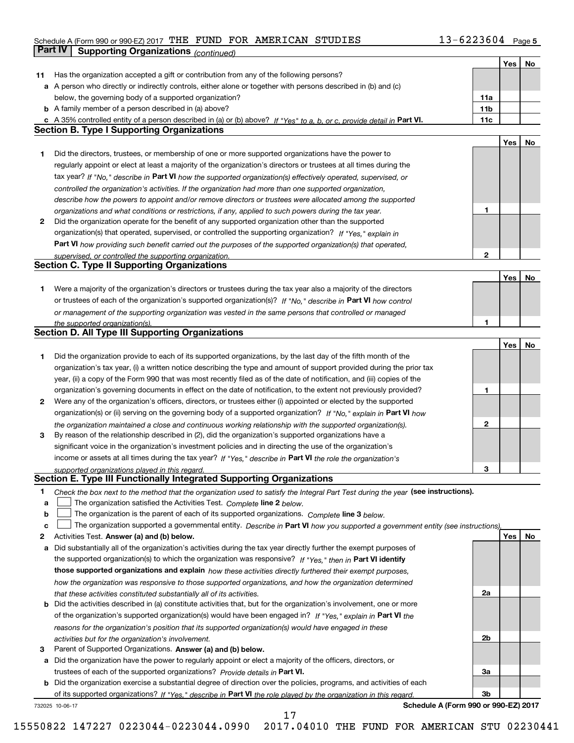Schedule A (Form 990 or 990-EZ) 2017 THE FUND FOR AMERICAN STUDIES 13-6223604 Page 5

## Part IV Supporting Organizations *(continued)*

| | | | Yes | No |
|---|---|---|---|---|
| **11** | Has the organization accepted a gift or contribution from any of the following persons? | | | |
| **a** | A person who directly or indirectly controls, either alone or together with persons described in (b) and (c) below, the governing body of a supported organization? | **11a** | | |
| **b** | A family member of a person described in (a) above? | **11b** | | |
| **c** | A 35% controlled entity of a person described in (a) or (b) above? *If "Yes" to a, b, or c, provide detail in* **Part VI.** | **11c** | | |

### Section B. Type I Supporting Organizations

| | | | Yes | No |
|---|---|---|---|---|
| **1** | Did the directors, trustees, or membership of one or more supported organizations have the power to regularly appoint or elect at least a majority of the organization's directors or trustees at all times during the tax year? *If "No," describe in* **Part VI** *how the supported organization(s) effectively operated, supervised, or controlled the organization's activities. If the organization had more than one supported organization, describe how the powers to appoint and/or remove directors or trustees were allocated among the supported organizations and what conditions or restrictions, if any, applied to such powers during the tax year.* | **1** | | |
| **2** | Did the organization operate for the benefit of any supported organization other than the supported organization(s) that operated, supervised, or controlled the supporting organization? *If "Yes," explain in* **Part VI** *how providing such benefit carried out the purposes of the supported organization(s) that operated, supervised, or controlled the supporting organization.* | **2** | | |

### Section C. Type II Supporting Organizations

| | | | Yes | No |
|---|---|---|---|---|
| **1** | Were a majority of the organization's directors or trustees during the tax year also a majority of the directors or trustees of each of the organization's supported organization(s)? *If "No," describe in* **Part VI** *how control or management of the supporting organization was vested in the same persons that controlled or managed the supported organization(s).* | **1** | | |

### Section D. All Type III Supporting Organizations

| | | | Yes | No |
|---|---|---|---|---|
| **1** | Did the organization provide to each of its supported organizations, by the last day of the fifth month of the organization's tax year, (i) a written notice describing the type and amount of support provided during the prior tax year, (ii) a copy of the Form 990 that was most recently filed as of the date of notification, and (iii) copies of the organization's governing documents in effect on the date of notification, to the extent not previously provided? | **1** | | |
| **2** | Were any of the organization's officers, directors, or trustees either (i) appointed or elected by the supported organization(s) or (ii) serving on the governing body of a supported organization? *If "No," explain in* **Part VI** *how the organization maintained a close and continuous working relationship with the supported organization(s).* | **2** | | |
| **3** | By reason of the relationship described in (2), did the organization's supported organizations have a significant voice in the organization's investment policies and in directing the use of the organization's income or assets at all times during the tax year? *If "Yes," describe in* **Part VI** *the role the organization's supported organizations played in this regard.* | **3** | | |

### Section E. Type III Functionally Integrated Supporting Organizations

**1** *Check the box next to the method that the organization used to satisfy the Integral Part Test during the year* **(see instructions).**

**a** ☐ The organization satisfied the Activities Test. *Complete* **line 2** *below.*

**b** ☐ The organization is the parent of each of its supported organizations. *Complete* **line 3** *below.*

**c** ☐ The organization supported a governmental entity. *Describe in* **Part VI** *how you supported a government entity (see instructions).*

| | | | Yes | No |
|---|---|---|---|---|
| **2** | Activities Test. **Answer (a) and (b) below.** | | | |
| **a** | Did substantially all of the organization's activities during the tax year directly further the exempt purposes of the supported organization(s) to which the organization was responsive? *If "Yes," then in* **Part VI identify those supported organizations and explain** *how these activities directly furthered their exempt purposes, how the organization was responsive to those supported organizations, and how the organization determined that these activities constituted substantially all of its activities.* | **2a** | | |
| **b** | Did the activities described in (a) constitute activities that, but for the organization's involvement, one or more of the organization's supported organization(s) would have been engaged in? *If "Yes," explain in* **Part VI** *the reasons for the organization's position that its supported organization(s) would have engaged in these activities but for the organization's involvement.* | **2b** | | |
| **3** | Parent of Supported Organizations. **Answer (a) and (b) below.** | | | |
| **a** | Did the organization have the power to regularly appoint or elect a majority of the officers, directors, or trustees of each of the supported organizations? *Provide details in* **Part VI.** | **3a** | | |
| **b** | Did the organization exercise a substantial degree of direction over the policies, programs, and activities of each of its supported organizations? *If "Yes," describe in* **Part VI** *the role played by the organization in this regard.* | **3b** | | |

732025 10-06-17 **Schedule A (Form 990 or 990-EZ) 2017**

15550822 147227 0223044-0223044.0990 2017.04010 THE FUND FOR AMERICAN STU 02230441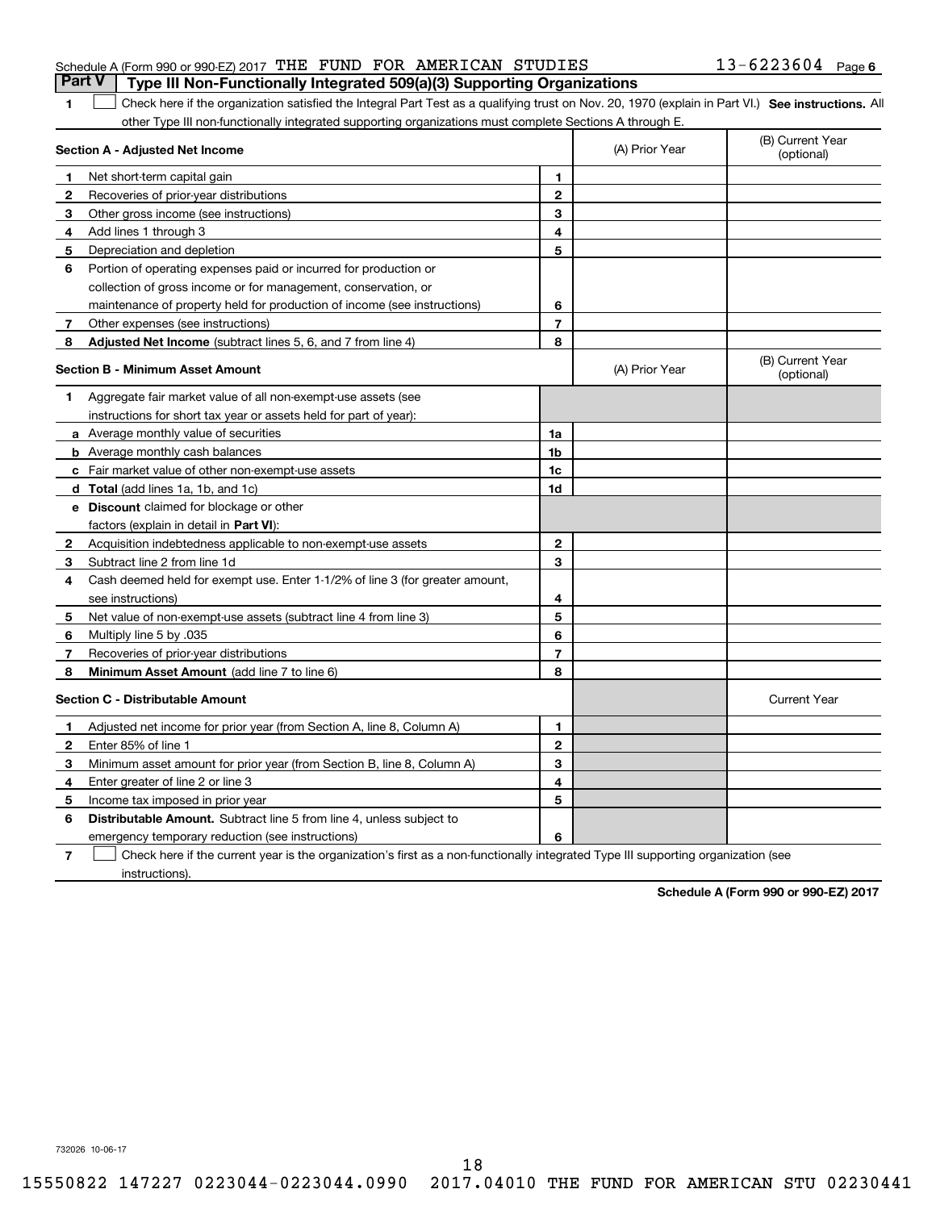Schedule A (Form 990 or 990-EZ) 2017 THE FUND FOR AMERICAN STUDIES 13-6223604 Page 6

## Part V Type III Non-Functionally Integrated 509(a)(3) Supporting Organizations

**1** ☐ Check here if the organization satisfied the Integral Part Test as a qualifying trust on Nov. 20, 1970 (explain in Part VI.) **See instructions.** All other Type III non-functionally integrated supporting organizations must complete Sections A through E.

| **Section A - Adjusted Net Income** | | | (A) Prior Year | (B) Current Year (optional) |
|---|---|---|---|---|
| **1** | Net short-term capital gain | 1 | | |
| **2** | Recoveries of prior-year distributions | 2 | | |
| **3** | Other gross income (see instructions) | 3 | | |
| **4** | Add lines 1 through 3 | 4 | | |
| **5** | Depreciation and depletion | 5 | | |
| **6** | Portion of operating expenses paid or incurred for production or collection of gross income or for management, conservation, or maintenance of property held for production of income (see instructions) | 6 | | |
| **7** | Other expenses (see instructions) | 7 | | |
| **8** | **Adjusted Net Income** (subtract lines 5, 6, and 7 from line 4) | 8 | | |

| **Section B - Minimum Asset Amount** | | | (A) Prior Year | (B) Current Year (optional) |
|---|---|---|---|---|
| **1** | Aggregate fair market value of all non-exempt-use assets (see instructions for short tax year or assets held for part of year): | | | |
| **a** | Average monthly value of securities | 1a | | |
| **b** | Average monthly cash balances | 1b | | |
| **c** | Fair market value of other non-exempt-use assets | 1c | | |
| **d** | **Total** (add lines 1a, 1b, and 1c) | 1d | | |
| **e** | **Discount** claimed for blockage or other factors (explain in detail in **Part VI**): | | | |
| **2** | Acquisition indebtedness applicable to non-exempt-use assets | 2 | | |
| **3** | Subtract line 2 from line 1d | 3 | | |
| **4** | Cash deemed held for exempt use. Enter 1-1/2% of line 3 (for greater amount, see instructions) | 4 | | |
| **5** | Net value of non-exempt-use assets (subtract line 4 from line 3) | 5 | | |
| **6** | Multiply line 5 by .035 | 6 | | |
| **7** | Recoveries of prior-year distributions | 7 | | |
| **8** | **Minimum Asset Amount** (add line 7 to line 6) | 8 | | |

| **Section C - Distributable Amount** | | | | Current Year |
|---|---|---|---|---|
| **1** | Adjusted net income for prior year (from Section A, line 8, Column A) | 1 | | |
| **2** | Enter 85% of line 1 | 2 | | |
| **3** | Minimum asset amount for prior year (from Section B, line 8, Column A) | 3 | | |
| **4** | Enter greater of line 2 or line 3 | 4 | | |
| **5** | Income tax imposed in prior year | 5 | | |
| **6** | **Distributable Amount.** Subtract line 5 from line 4, unless subject to emergency temporary reduction (see instructions) | 6 | | |

**7** ☐ Check here if the current year is the organization's first as a non-functionally integrated Type III supporting organization (see instructions).

**Schedule A (Form 990 or 990-EZ) 2017**

732026 10-06-17

15550822 147227 0223044-0223044.0990 2017.04010 THE FUND FOR AMERICAN STU 02230441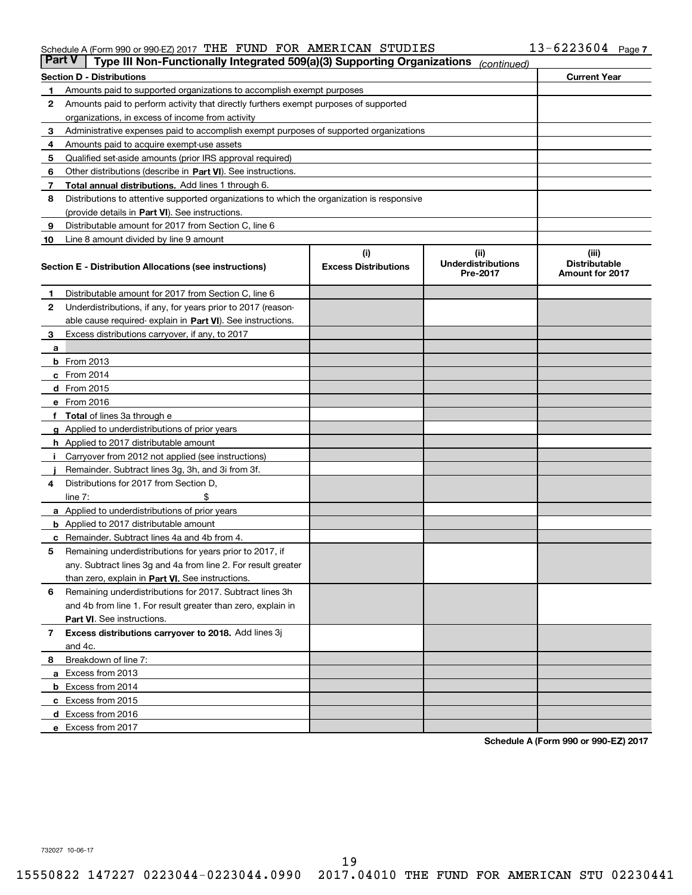Schedule A (Form 990 or 990-EZ) 2017 THE FUND FOR AMERICAN STUDIES 13-6223604 Page 7

**Part V** | **Type III Non-Functionally Integrated 509(a)(3) Supporting Organizations** *(continued)*

| **Section D - Distributions** | | **Current Year** |
|---|---|---|
| 1 | Amounts paid to supported organizations to accomplish exempt purposes | |
| 2 | Amounts paid to perform activity that directly furthers exempt purposes of supported organizations, in excess of income from activity | |
| 3 | Administrative expenses paid to accomplish exempt purposes of supported organizations | |
| 4 | Amounts paid to acquire exempt-use assets | |
| 5 | Qualified set-aside amounts (prior IRS approval required) | |
| 6 | Other distributions (describe in **Part VI**). See instructions. | |
| 7 | **Total annual distributions.** Add lines 1 through 6. | |
| 8 | Distributions to attentive supported organizations to which the organization is responsive (provide details in **Part VI**). See instructions. | |
| 9 | Distributable amount for 2017 from Section C, line 6 | |
| 10 | Line 8 amount divided by line 9 amount | |

| | **Section E - Distribution Allocations (see instructions)** | **(i) Excess Distributions** | **(ii) Underdistributions Pre-2017** | **(iii) Distributable Amount for 2017** |
|---|---|---|---|---|
| 1 | Distributable amount for 2017 from Section C, line 6 | | | |
| 2 | Underdistributions, if any, for years prior to 2017 (reasonable cause required- explain in **Part VI**). See instructions. | | | |
| 3 | Excess distributions carryover, if any, to 2017 | | | |
| a | | | | |
| b | From 2013 | | | |
| c | From 2014 | | | |
| d | From 2015 | | | |
| e | From 2016 | | | |
| f | **Total** of lines 3a through e | | | |
| g | Applied to underdistributions of prior years | | | |
| h | Applied to 2017 distributable amount | | | |
| i | Carryover from 2012 not applied (see instructions) | | | |
| j | Remainder. Subtract lines 3g, 3h, and 3i from 3f. | | | |
| 4 | Distributions for 2017 from Section D, line 7: $ | | | |
| a | Applied to underdistributions of prior years | | | |
| b | Applied to 2017 distributable amount | | | |
| c | Remainder. Subtract lines 4a and 4b from 4. | | | |
| 5 | Remaining underdistributions for years prior to 2017, if any. Subtract lines 3g and 4a from line 2. For result greater than zero, explain in **Part VI.** See instructions. | | | |
| 6 | Remaining underdistributions for 2017. Subtract lines 3h and 4b from line 1. For result greater than zero, explain in **Part VI**. See instructions. | | | |
| 7 | **Excess distributions carryover to 2018.** Add lines 3j and 4c. | | | |
| 8 | Breakdown of line 7: | | | |
| a | Excess from 2013 | | | |
| b | Excess from 2014 | | | |
| c | Excess from 2015 | | | |
| d | Excess from 2016 | | | |
| e | Excess from 2017 | | | |

**Schedule A (Form 990 or 990-EZ) 2017**

732027 10-06-17

15550822 147227 0223044-0223044.0990 2017.04010 THE FUND FOR AMERICAN STU 02230441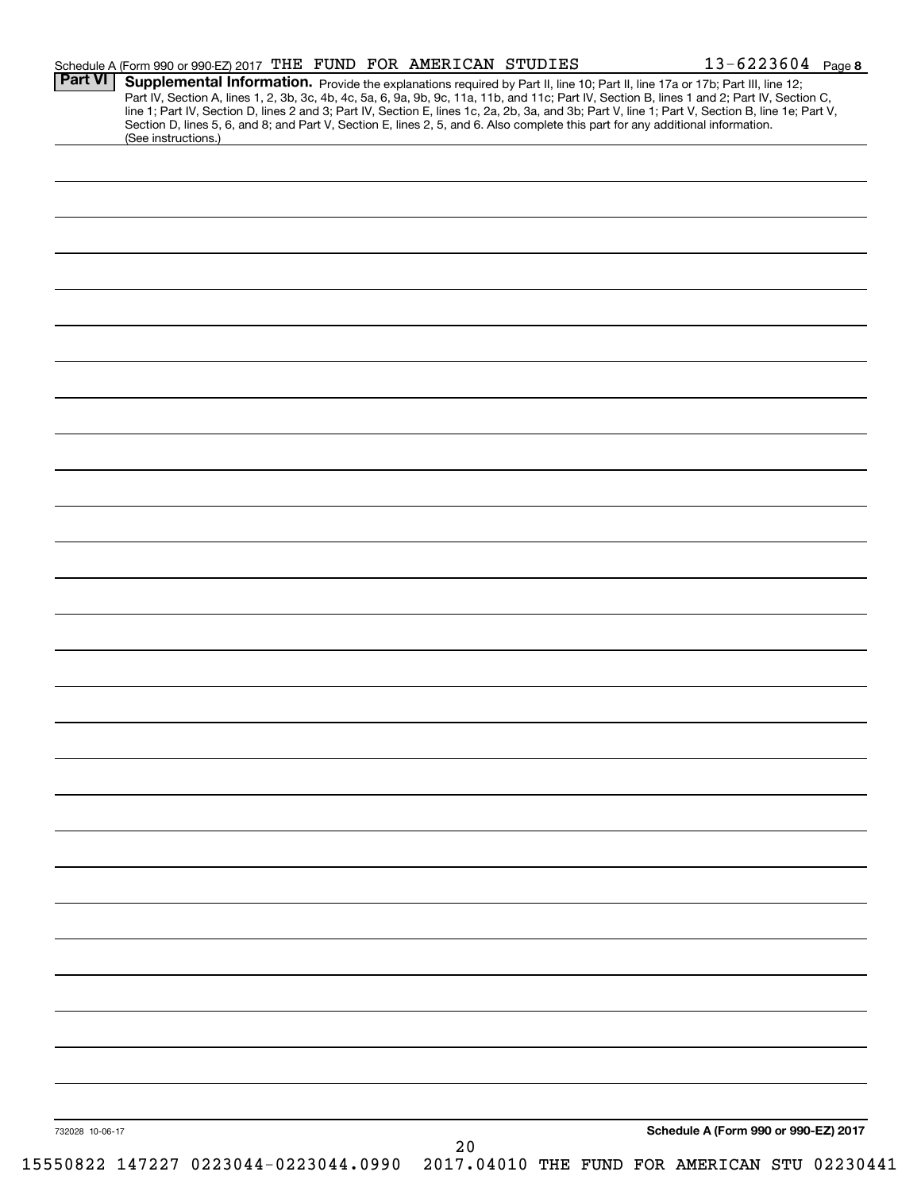Schedule A (Form 990 or 990-EZ) 2017 THE FUND FOR AMERICAN STUDIES 13-6223604 Page 8

**Part VI** **Supplemental Information.** Provide the explanations required by Part II, line 10; Part II, line 17a or 17b; Part III, line 12; Part IV, Section A, lines 1, 2, 3b, 3c, 4b, 4c, 5a, 6, 9a, 9b, 9c, 11a, 11b, and 11c; Part IV, Section B, lines 1 and 2; Part IV, Section C, line 1; Part IV, Section D, lines 2 and 3; Part IV, Section E, lines 1c, 2a, 2b, 3a, and 3b; Part V, line 1; Part V, Section B, line 1e; Part V, Section D, lines 5, 6, and 8; and Part V, Section E, lines 2, 5, and 6. Also complete this part for any additional information. (See instructions.)

732028 10-06-17

**Schedule A (Form 990 or 990-EZ) 2017**

15550822 147227 0223044-0223044.0990 2017.04010 THE FUND FOR AMERICAN STU 02230441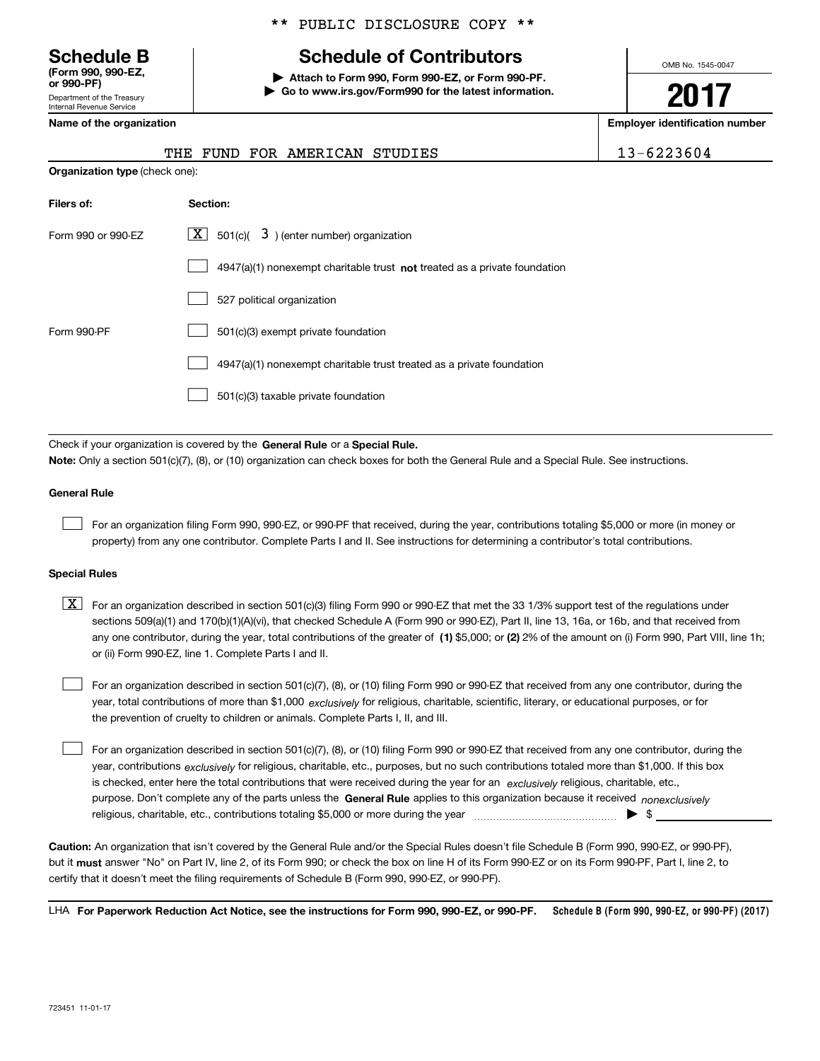** PUBLIC DISCLOSURE COPY **

# Schedule B
**(Form 990, 990-EZ, or 990-PF)**
Department of the Treasury
Internal Revenue Service

## Schedule of Contributors

**▶ Attach to Form 990, Form 990-EZ, or Form 990-PF.**
**▶ Go to www.irs.gov/Form990 for the latest information.**

OMB No. 1545-0047

**2017**

**Name of the organization**: THE FUND FOR AMERICAN STUDIES

**Employer identification number**: 13-6223604

**Organization type** (check one):

| Filers of: | Section: |
|---|---|
| Form 990 or 990-EZ | [X] 501(c)( 3 ) (enter number) organization |
| | [ ] 4947(a)(1) nonexempt charitable trust **not** treated as a private foundation |
| | [ ] 527 political organization |
| Form 990-PF | [ ] 501(c)(3) exempt private foundation |
| | [ ] 4947(a)(1) nonexempt charitable trust treated as a private foundation |
| | [ ] 501(c)(3) taxable private foundation |

Check if your organization is covered by the **General Rule** or a **Special Rule.**

**Note:** Only a section 501(c)(7), (8), or (10) organization can check boxes for both the General Rule and a Special Rule. See instructions.

**General Rule**

[ ] For an organization filing Form 990, 990-EZ, or 990-PF that received, during the year, contributions totaling $5,000 or more (in money or property) from any one contributor. Complete Parts I and II. See instructions for determining a contributor's total contributions.

**Special Rules**

[X] For an organization described in section 501(c)(3) filing Form 990 or 990-EZ that met the 33 1/3% support test of the regulations under sections 509(a)(1) and 170(b)(1)(A)(vi), that checked Schedule A (Form 990 or 990-EZ), Part II, line 13, 16a, or 16b, and that received from any one contributor, during the year, total contributions of the greater of **(1)** $5,000; or **(2)** 2% of the amount on (i) Form 990, Part VIII, line 1h; or (ii) Form 990-EZ, line 1. Complete Parts I and II.

[ ] For an organization described in section 501(c)(7), (8), or (10) filing Form 990 or 990-EZ that received from any one contributor, during the year, total contributions of more than $1,000 *exclusively* for religious, charitable, scientific, literary, or educational purposes, or for the prevention of cruelty to children or animals. Complete Parts I, II, and III.

[ ] For an organization described in section 501(c)(7), (8), or (10) filing Form 990 or 990-EZ that received from any one contributor, during the year, contributions *exclusively* for religious, charitable, etc., purposes, but no such contributions totaled more than $1,000. If this box is checked, enter here the total contributions that were received during the year for an *exclusively* religious, charitable, etc., purpose. Don't complete any of the parts unless the **General Rule** applies to this organization because it received *nonexclusively* religious, charitable, etc., contributions totaling $5,000 or more during the year ▶ $

**Caution:** An organization that isn't covered by the General Rule and/or the Special Rules doesn't file Schedule B (Form 990, 990-EZ, or 990-PF), but it **must** answer "No" on Part IV, line 2, of its Form 990; or check the box on line H of its Form 990-EZ or on its Form 990-PF, Part I, line 2, to certify that it doesn't meet the filing requirements of Schedule B (Form 990, 990-EZ, or 990-PF).

LHA **For Paperwork Reduction Act Notice, see the instructions for Form 990, 990-EZ, or 990-PF.** **Schedule B (Form 990, 990-EZ, or 990-PF) (2017)**

723451 11-01-17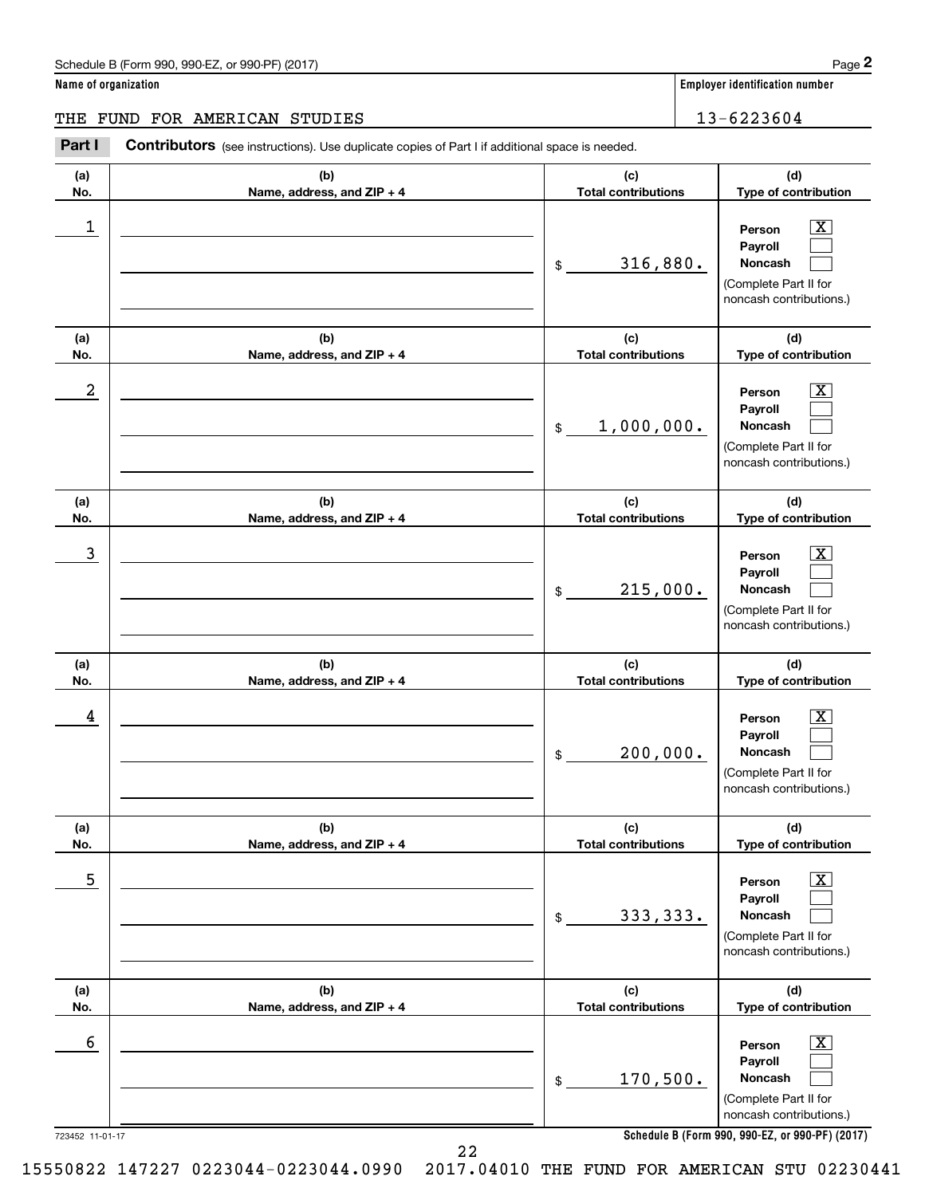Name of organization: THE FUND FOR AMERICAN STUDIES

Employer identification number: 13-6223604

**Part I** **Contributors** (see instructions). Use duplicate copies of Part I if additional space is needed.

| (a) No. | (b) Name, address, and ZIP + 4 | (c) Total contributions | (d) Type of contribution |
|---|---|---|---|
| 1 | | $ 316,880. | Person [X] Payroll [ ] Noncash [ ] (Complete Part II for noncash contributions.) |
| 2 | | $ 1,000,000. | Person [X] Payroll [ ] Noncash [ ] (Complete Part II for noncash contributions.) |
| 3 | | $ 215,000. | Person [X] Payroll [ ] Noncash [ ] (Complete Part II for noncash contributions.) |
| 4 | | $ 200,000. | Person [X] Payroll [ ] Noncash [ ] (Complete Part II for noncash contributions.) |
| 5 | | $ 333,333. | Person [X] Payroll [ ] Noncash [ ] (Complete Part II for noncash contributions.) |
| 6 | | $ 170,500. | Person [X] Payroll [ ] Noncash [ ] (Complete Part II for noncash contributions.) |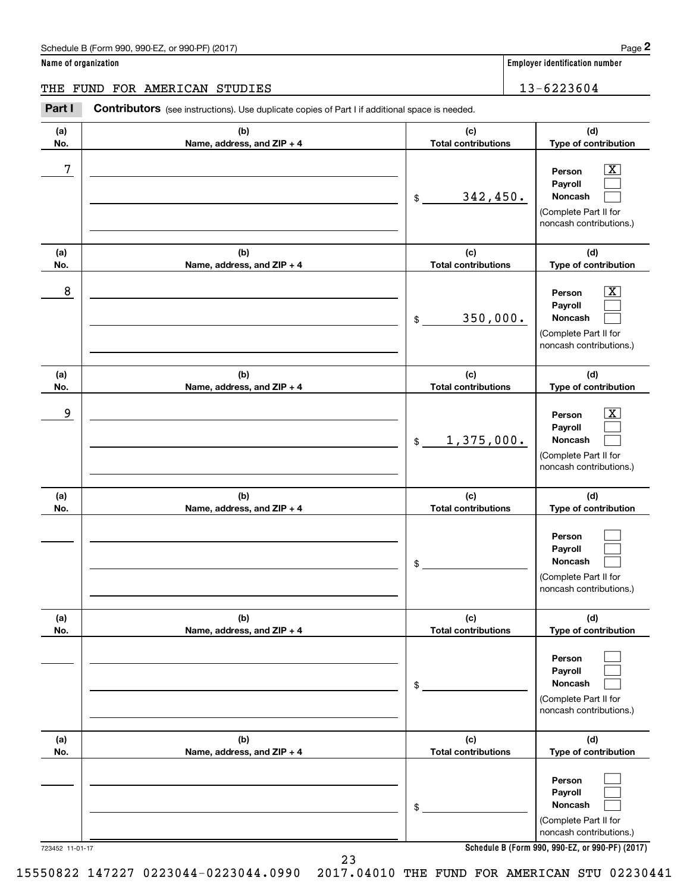Schedule B (Form 990, 990-EZ, or 990-PF) (2017)

**Name of organization**

THE FUND FOR AMERICAN STUDIES

**Employer identification number**

13-6223604

**Part I** **Contributors** (see instructions). Use duplicate copies of Part I if additional space is needed.

| (a) No. | (b) Name, address, and ZIP + 4 | (c) Total contributions | (d) Type of contribution |
|---|---|---|---|
| 7 | | $ 342,450. | Person [X] Payroll [ ] Noncash [ ] (Complete Part II for noncash contributions.) |
| 8 | | $ 350,000. | Person [X] Payroll [ ] Noncash [ ] (Complete Part II for noncash contributions.) |
| 9 | | $ 1,375,000. | Person [X] Payroll [ ] Noncash [ ] (Complete Part II for noncash contributions.) |
| | | $ | Person [ ] Payroll [ ] Noncash [ ] (Complete Part II for noncash contributions.) |
| | | $ | Person [ ] Payroll [ ] Noncash [ ] (Complete Part II for noncash contributions.) |
| | | $ | Person [ ] Payroll [ ] Noncash [ ] (Complete Part II for noncash contributions.) |

723452 11-01-17

**Schedule B (Form 990, 990-EZ, or 990-PF) (2017)**

15550822 147227 0223044-0223044.0990 2017.04010 THE FUND FOR AMERICAN STU 02230441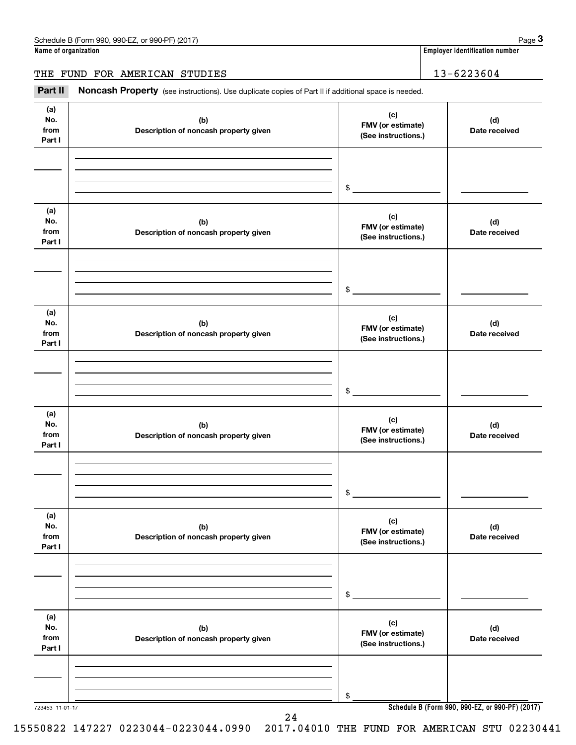Schedule B (Form 990, 990-EZ, or 990-PF) (2017)

**Name of organization**

THE FUND FOR AMERICAN STUDIES

**Employer identification number**

13-6223604

**Part II** **Noncash Property** (see instructions). Use duplicate copies of Part II if additional space is needed.

| (a) No. from Part I | (b) Description of noncash property given | (c) FMV (or estimate) (See instructions.) | (d) Date received |
|---|---|---|---|
| | | $ | |

| (a) No. from Part I | (b) Description of noncash property given | (c) FMV (or estimate) (See instructions.) | (d) Date received |
|---|---|---|---|
| | | $ | |

| (a) No. from Part I | (b) Description of noncash property given | (c) FMV (or estimate) (See instructions.) | (d) Date received |
|---|---|---|---|
| | | $ | |

| (a) No. from Part I | (b) Description of noncash property given | (c) FMV (or estimate) (See instructions.) | (d) Date received |
|---|---|---|---|
| | | $ | |

| (a) No. from Part I | (b) Description of noncash property given | (c) FMV (or estimate) (See instructions.) | (d) Date received |
|---|---|---|---|
| | | $ | |

| (a) No. from Part I | (b) Description of noncash property given | (c) FMV (or estimate) (See instructions.) | (d) Date received |
|---|---|---|---|
| | | $ | |

723453 11-01-17

**Schedule B (Form 990, 990-EZ, or 990-PF) (2017)**

15550822 147227 0223044-0223044.0990 2017.04010 THE FUND FOR AMERICAN STU 02230441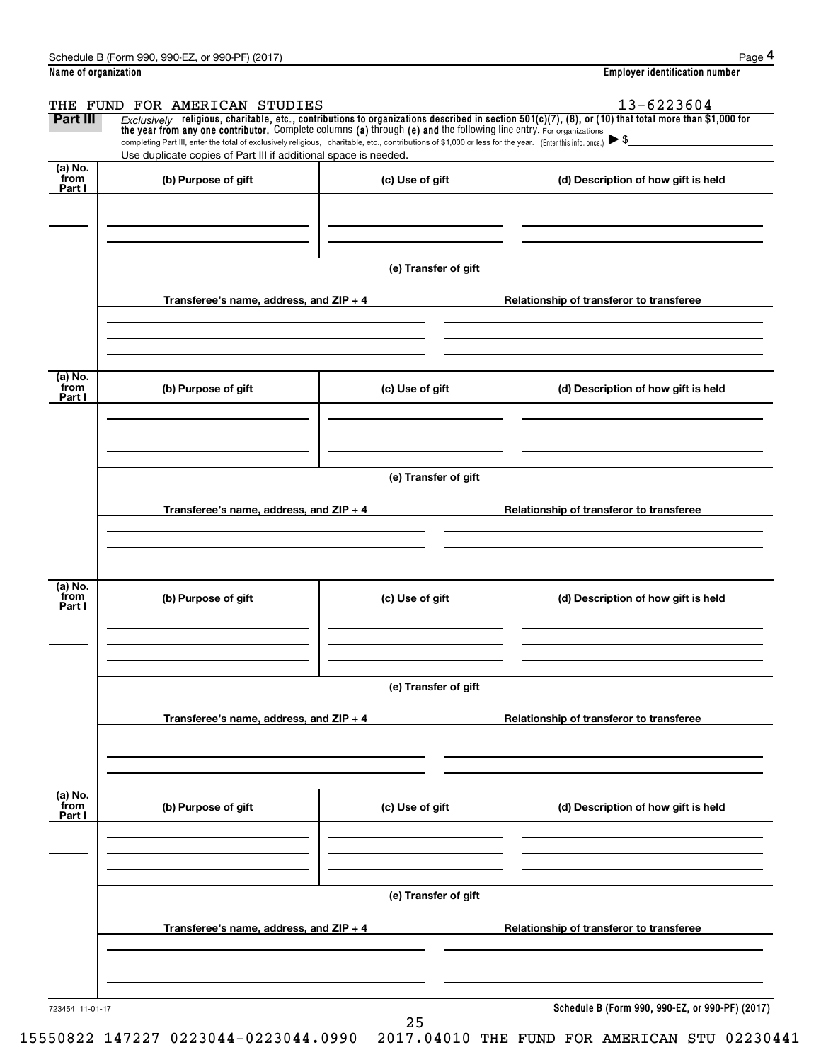**Name of organization**

THE FUND FOR AMERICAN STUDIES

**Employer identification number**

13-6223604

**Part III** *Exclusively* **religious, charitable, etc., contributions to organizations described in section 501(c)(7), (8), or (10) that total more than $1,000 for the year from any one contributor.** Complete columns **(a)** through **(e) and** the following line entry. For organizations completing Part III, enter the total of exclusively religious, charitable, etc., contributions of $1,000 or less for the year. (Enter this info. once.) ▶ $

Use duplicate copies of Part III if additional space is needed.

| (a) No. from Part I | (b) Purpose of gift | (c) Use of gift | (d) Description of how gift is held |
| --- | --- | --- | --- |
| | | | |

**(e) Transfer of gift**

| Transferee's name, address, and ZIP + 4 | Relationship of transferor to transferee |
| --- | --- |
| | |

| (a) No. from Part I | (b) Purpose of gift | (c) Use of gift | (d) Description of how gift is held |
| --- | --- | --- | --- |
| | | | |

**(e) Transfer of gift**

| Transferee's name, address, and ZIP + 4 | Relationship of transferor to transferee |
| --- | --- |
| | |

| (a) No. from Part I | (b) Purpose of gift | (c) Use of gift | (d) Description of how gift is held |
| --- | --- | --- | --- |
| | | | |

**(e) Transfer of gift**

| Transferee's name, address, and ZIP + 4 | Relationship of transferor to transferee |
| --- | --- |
| | |

| (a) No. from Part I | (b) Purpose of gift | (c) Use of gift | (d) Description of how gift is held |
| --- | --- | --- | --- |
| | | | |

**(e) Transfer of gift**

| Transferee's name, address, and ZIP + 4 | Relationship of transferor to transferee |
| --- | --- |
| | |

723454 11-01-17

**Schedule B (Form 990, 990-EZ, or 990-PF) (2017)**

15550822 147227 0223044-0223044.0990 2017.04010 THE FUND FOR AMERICAN STU 02230441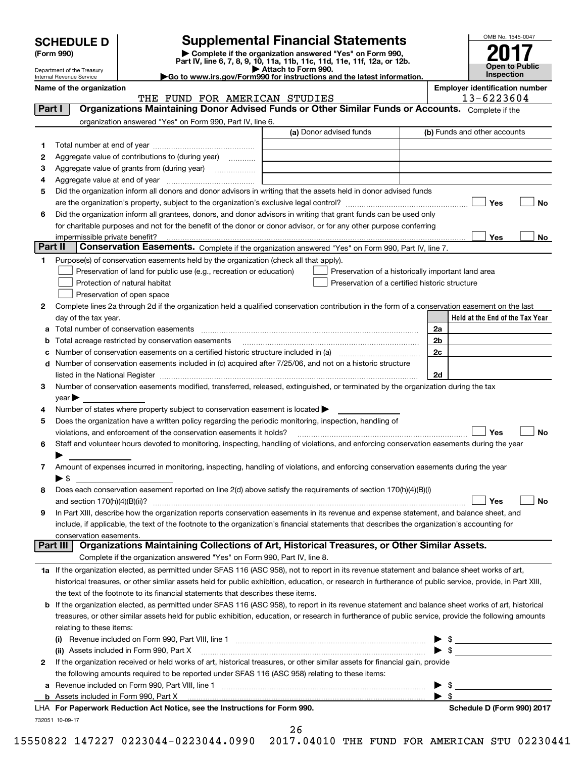# SCHEDULE D (Form 990)

Department of the Treasury
Internal Revenue Service

## Supplemental Financial Statements

▶ Complete if the organization answered "Yes" on Form 990, Part IV, line 6, 7, 8, 9, 10, 11a, 11b, 11c, 11d, 11e, 11f, 12a, or 12b.
▶ Attach to Form 990.
▶Go to www.irs.gov/Form990 for instructions and the latest information.

OMB No. 1545-0047
**2017**
**Open to Public Inspection**

**Name of the organization:** THE FUND FOR AMERICAN STUDIES
**Employer identification number:** 13-6223604

### Part I Organizations Maintaining Donor Advised Funds or Other Similar Funds or Accounts. Complete if the organization answered "Yes" on Form 990, Part IV, line 6.

| | | (a) Donor advised funds | (b) Funds and other accounts |
|---|---|---|---|
| 1 | Total number at end of year | | |
| 2 | Aggregate value of contributions to (during year) | | |
| 3 | Aggregate value of grants from (during year) | | |
| 4 | Aggregate value at end of year | | |

5 Did the organization inform all donors and donor advisors in writing that the assets held in donor advised funds are the organization's property, subject to the organization's exclusive legal control? ☐ Yes ☐ No

6 Did the organization inform all grantees, donors, and donor advisors in writing that grant funds can be used only for charitable purposes and not for the benefit of the donor or donor advisor, or for any other purpose conferring impermissible private benefit? ☐ Yes ☐ No

### Part II Conservation Easements. Complete if the organization answered "Yes" on Form 990, Part IV, line 7.

1 Purpose(s) of conservation easements held by the organization (check all that apply).

☐ Preservation of land for public use (e.g., recreation or education)
☐ Protection of natural habitat
☐ Preservation of open space
☐ Preservation of a historically important land area
☐ Preservation of a certified historic structure

2 Complete lines 2a through 2d if the organization held a qualified conservation contribution in the form of a conservation easement on the last day of the tax year.

| | | | Held at the End of the Tax Year |
|---|---|---|---|
| a | Total number of conservation easements | 2a | |
| b | Total acreage restricted by conservation easements | 2b | |
| c | Number of conservation easements on a certified historic structure included in (a) | 2c | |
| d | Number of conservation easements included in (c) acquired after 7/25/06, and not on a historic structure listed in the National Register | 2d | |

3 Number of conservation easements modified, transferred, released, extinguished, or terminated by the organization during the tax year ▶

4 Number of states where property subject to conservation easement is located ▶

5 Does the organization have a written policy regarding the periodic monitoring, inspection, handling of violations, and enforcement of the conservation easements it holds? ☐ Yes ☐ No

6 Staff and volunteer hours devoted to monitoring, inspecting, handling of violations, and enforcing conservation easements during the year ▶

7 Amount of expenses incurred in monitoring, inspecting, handling of violations, and enforcing conservation easements during the year ▶ $

8 Does each conservation easement reported on line 2(d) above satisfy the requirements of section 170(h)(4)(B)(i) and section 170(h)(4)(B)(ii)? ☐ Yes ☐ No

9 In Part XIII, describe how the organization reports conservation easements in its revenue and expense statement, and balance sheet, and include, if applicable, the text of the footnote to the organization's financial statements that describes the organization's accounting for conservation easements.

### Part III Organizations Maintaining Collections of Art, Historical Treasures, or Other Similar Assets. Complete if the organization answered "Yes" on Form 990, Part IV, line 8.

1a If the organization elected, as permitted under SFAS 116 (ASC 958), not to report in its revenue statement and balance sheet works of art, historical treasures, or other similar assets held for public exhibition, education, or research in furtherance of public service, provide, in Part XIII, the text of the footnote to its financial statements that describes these items.

b If the organization elected, as permitted under SFAS 116 (ASC 958), to report in its revenue statement and balance sheet works of art, historical treasures, or other similar assets held for public exhibition, education, or research in furtherance of public service, provide the following amounts relating to these items:

(i) Revenue included on Form 990, Part VIII, line 1 ▶ $

(ii) Assets included in Form 990, Part X ▶ $

2 If the organization received or held works of art, historical treasures, or other similar assets for financial gain, provide the following amounts required to be reported under SFAS 116 (ASC 958) relating to these items:

a Revenue included on Form 990, Part VIII, line 1 ▶ $

b Assets included in Form 990, Part X ▶ $

LHA For Paperwork Reduction Act Notice, see the Instructions for Form 990. Schedule D (Form 990) 2017

732051 10-09-17

15550822 147227 0223044-0223044.0990 2017.04010 THE FUND FOR AMERICAN STU 02230441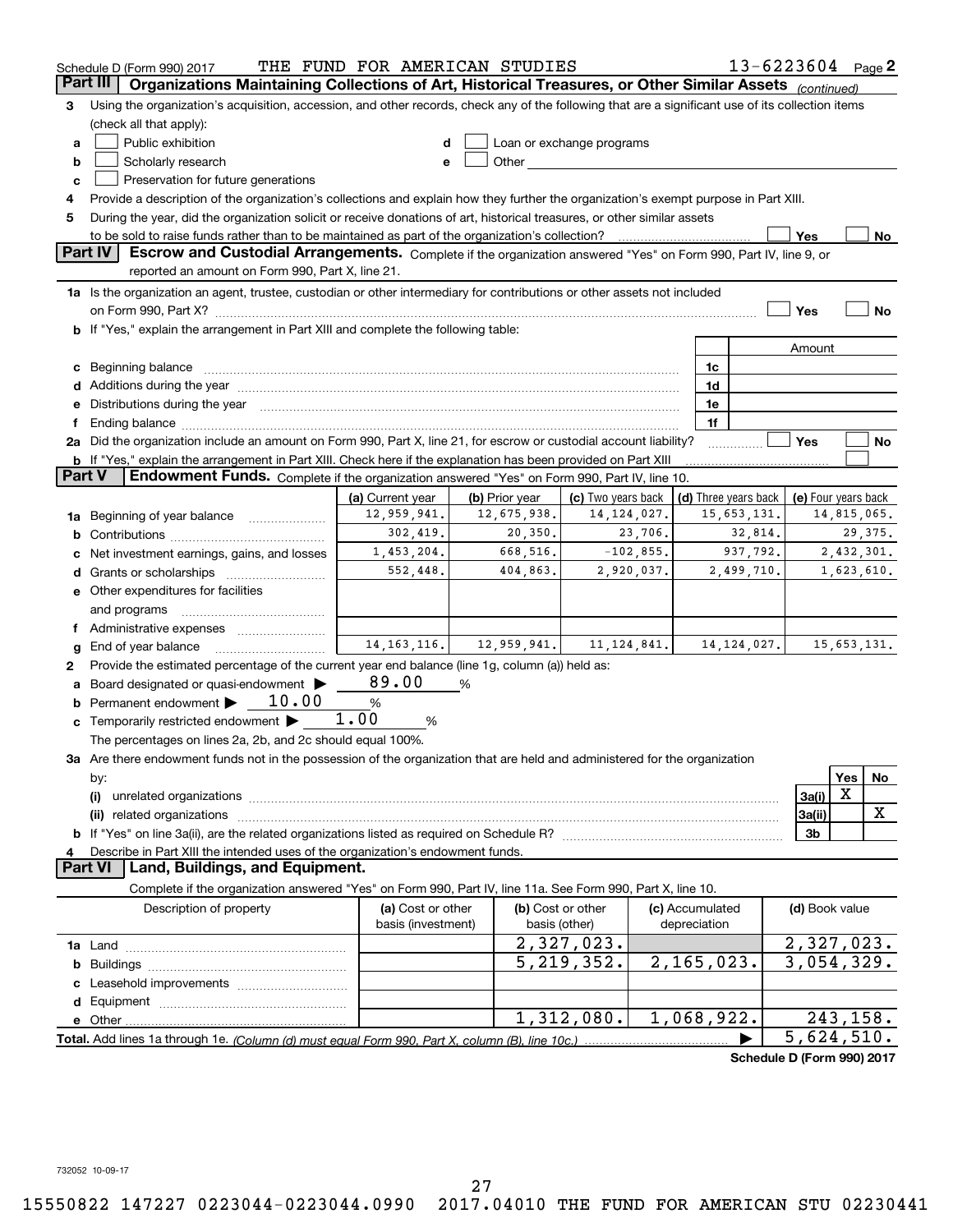Schedule D (Form 990) 2017 THE FUND FOR AMERICAN STUDIES 13-6223604 Page 2

## Part III Organizations Maintaining Collections of Art, Historical Treasures, or Other Similar Assets *(continued)*

3 Using the organization's acquisition, accession, and other records, check any of the following that are a significant use of its collection items (check all that apply):

a ☐ Public exhibition
b ☐ Scholarly research
c ☐ Preservation for future generations
d ☐ Loan or exchange programs
e ☐ Other

4 Provide a description of the organization's collections and explain how they further the organization's exempt purpose in Part XIII.

5 During the year, did the organization solicit or receive donations of art, historical treasures, or other similar assets to be sold to raise funds rather than to be maintained as part of the organization's collection? ☐ Yes ☐ No

## Part IV Escrow and Custodial Arrangements.

Complete if the organization answered "Yes" on Form 990, Part IV, line 9, or reported an amount on Form 990, Part X, line 21.

1a Is the organization an agent, trustee, custodian or other intermediary for contributions or other assets not included on Form 990, Part X? ☐ Yes ☐ No

b If "Yes," explain the arrangement in Part XIII and complete the following table:

| | | Amount |
|---|---|---|
| c Beginning balance | 1c | |
| d Additions during the year | 1d | |
| e Distributions during the year | 1e | |
| f Ending balance | 1f | |

2a Did the organization include an amount on Form 990, Part X, line 21, for escrow or custodial account liability? ☐ Yes ☐ No

b If "Yes," explain the arrangement in Part XIII. Check here if the explanation has been provided on Part XIII ☐

## Part V Endowment Funds.

Complete if the organization answered "Yes" on Form 990, Part IV, line 10.

| | (a) Current year | (b) Prior year | (c) Two years back | (d) Three years back | (e) Four years back |
|---|---|---|---|---|---|
| 1a Beginning of year balance | 12,959,941. | 12,675,938. | 14,124,027. | 15,653,131. | 14,815,065. |
| b Contributions | 302,419. | 20,350. | 23,706. | 32,814. | 29,375. |
| c Net investment earnings, gains, and losses | 1,453,204. | 668,516. | -102,855. | 937,792. | 2,432,301. |
| d Grants or scholarships | 552,448. | 404,863. | 2,920,037. | 2,499,710. | 1,623,610. |
| e Other expenditures for facilities and programs | | | | | |
| f Administrative expenses | | | | | |
| g End of year balance | 14,163,116. | 12,959,941. | 11,124,841. | 14,124,027. | 15,653,131. |

2 Provide the estimated percentage of the current year end balance (line 1g, column (a)) held as:

a Board designated or quasi-endowment ▶ 89.00 %
b Permanent endowment ▶ 10.00 %
c Temporarily restricted endowment ▶ 1.00 %

The percentages on lines 2a, 2b, and 2c should equal 100%.

3a Are there endowment funds not in the possession of the organization that are held and administered for the organization by:

| | | Yes | No |
|---|---|---|---|
| (i) unrelated organizations | 3a(i) | X | |
| (ii) related organizations | 3a(ii) | | X |
| b If "Yes" on line 3a(ii), are the related organizations listed as required on Schedule R? | 3b | | |

4 Describe in Part XIII the intended uses of the organization's endowment funds.

## Part VI Land, Buildings, and Equipment.

Complete if the organization answered "Yes" on Form 990, Part IV, line 11a. See Form 990, Part X, line 10.

| Description of property | (a) Cost or other basis (investment) | (b) Cost or other basis (other) | (c) Accumulated depreciation | (d) Book value |
|---|---|---|---|---|
| 1a Land | | 2,327,023. | | 2,327,023. |
| b Buildings | | 5,219,352. | 2,165,023. | 3,054,329. |
| c Leasehold improvements | | | | |
| d Equipment | | | | |
| e Other | | 1,312,080. | 1,068,922. | 243,158. |
| Total. Add lines 1a through 1e. *(Column (d) must equal Form 990, Part X, column (B), line 10c.)* | | | ▶ | 5,624,510. |

Schedule D (Form 990) 2017

732052 10-09-17

15550822 147227 0223044-0223044.0990 2017.04010 THE FUND FOR AMERICAN STU 02230441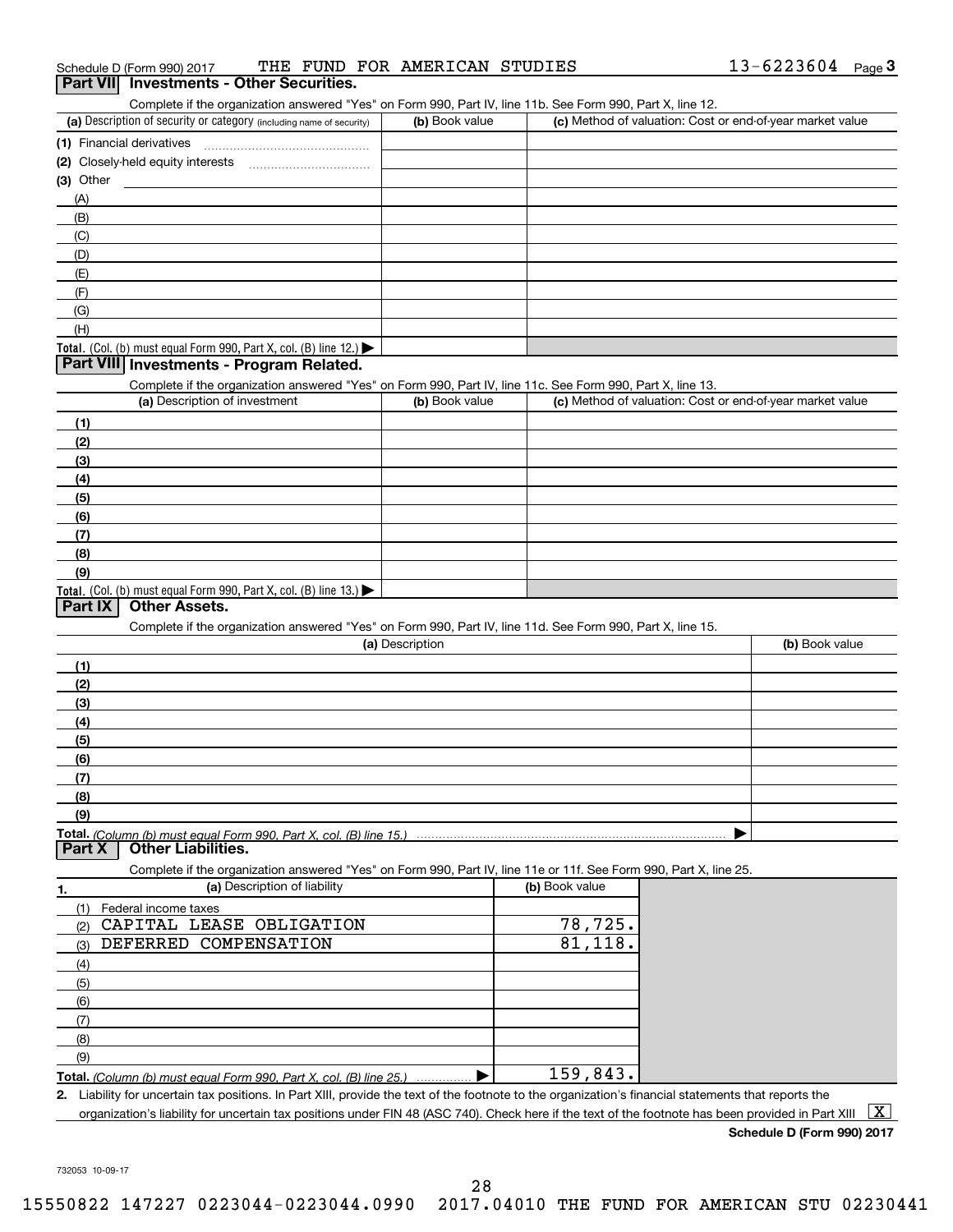Schedule D (Form 990) 2017 THE FUND FOR AMERICAN STUDIES 13-6223604 Page 3

## Part VII Investments - Other Securities.

Complete if the organization answered "Yes" on Form 990, Part IV, line 11b. See Form 990, Part X, line 12.

| (a) Description of security or category (including name of security) | (b) Book value | (c) Method of valuation: Cost or end-of-year market value |
|---|---|---|
| (1) Financial derivatives | | |
| (2) Closely-held equity interests | | |
| (3) Other | | |
| (A) | | |
| (B) | | |
| (C) | | |
| (D) | | |
| (E) | | |
| (F) | | |
| (G) | | |
| (H) | | |
| Total. (Col. (b) must equal Form 990, Part X, col. (B) line 12.) ▶ | | |

## Part VIII Investments - Program Related.

Complete if the organization answered "Yes" on Form 990, Part IV, line 11c. See Form 990, Part X, line 13.

| (a) Description of investment | (b) Book value | (c) Method of valuation: Cost or end-of-year market value |
|---|---|---|
| (1) | | |
| (2) | | |
| (3) | | |
| (4) | | |
| (5) | | |
| (6) | | |
| (7) | | |
| (8) | | |
| (9) | | |
| Total. (Col. (b) must equal Form 990, Part X, col. (B) line 13.) ▶ | | |

## Part IX Other Assets.

Complete if the organization answered "Yes" on Form 990, Part IV, line 11d. See Form 990, Part X, line 15.

| (a) Description | (b) Book value |
|---|---|
| (1) | |
| (2) | |
| (3) | |
| (4) | |
| (5) | |
| (6) | |
| (7) | |
| (8) | |
| (9) | |
| Total. *(Column (b) must equal Form 990, Part X, col. (B) line 15.)* ▶ | |

## Part X Other Liabilities.

Complete if the organization answered "Yes" on Form 990, Part IV, line 11e or 11f. See Form 990, Part X, line 25.

| 1. (a) Description of liability | (b) Book value |
|---|---|
| (1) Federal income taxes | |
| (2) CAPITAL LEASE OBLIGATION | 78,725. |
| (3) DEFERRED COMPENSATION | 81,118. |
| (4) | |
| (5) | |
| (6) | |
| (7) | |
| (8) | |
| (9) | |
| Total. *(Column (b) must equal Form 990, Part X, col. (B) line 25.)* ▶ | 159,843. |

2. Liability for uncertain tax positions. In Part XIII, provide the text of the footnote to the organization's financial statements that reports the organization's liability for uncertain tax positions under FIN 48 (ASC 740). Check here if the text of the footnote has been provided in Part XIII [X]

**Schedule D (Form 990) 2017**

732053 10-09-17

15550822 147227 0223044-0223044.0990 2017.04010 THE FUND FOR AMERICAN STU 02230441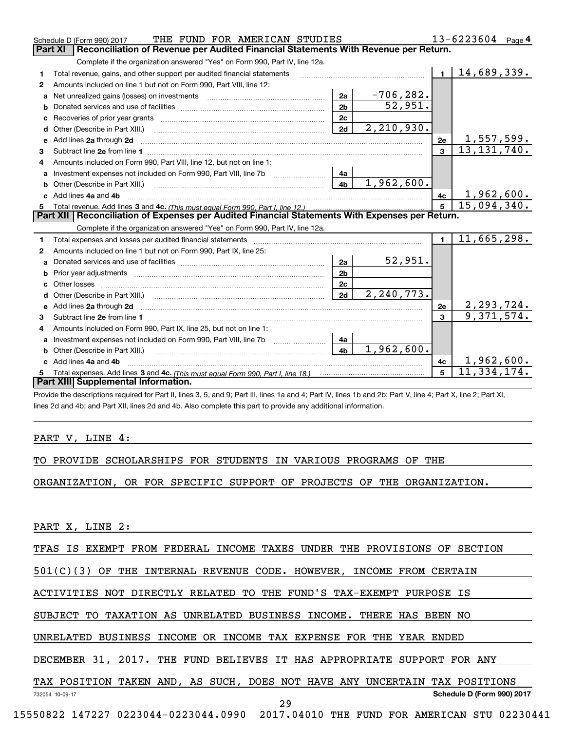Schedule D (Form 990) 2017 THE FUND FOR AMERICAN STUDIES 13-6223604 Page 4

## Part XI Reconciliation of Revenue per Audited Financial Statements With Revenue per Return.

Complete if the organization answered "Yes" on Form 990, Part IV, line 12a.

| | | | | | |
|---|---|---|---|---|---|
| 1 | Total revenue, gains, and other support per audited financial statements | | | 1 | 14,689,339. |
| 2 | Amounts included on line 1 but not on Form 990, Part VIII, line 12: | | | | |
| a | Net unrealized gains (losses) on investments | 2a | -706,282. | | |
| b | Donated services and use of facilities | 2b | 52,951. | | |
| c | Recoveries of prior year grants | 2c | | | |
| d | Other (Describe in Part XIII.) | 2d | 2,210,930. | | |
| e | Add lines 2a through 2d | | | 2e | 1,557,599. |
| 3 | Subtract line 2e from line 1 | | | 3 | 13,131,740. |
| 4 | Amounts included on Form 990, Part VIII, line 12, but not on line 1: | | | | |
| a | Investment expenses not included on Form 990, Part VIII, line 7b | 4a | | | |
| b | Other (Describe in Part XIII.) | 4b | 1,962,600. | | |
| c | Add lines 4a and 4b | | | 4c | 1,962,600. |
| 5 | Total revenue. Add lines 3 and 4c. *(This must equal Form 990, Part I, line 12.)* | | | 5 | 15,094,340. |

## Part XII Reconciliation of Expenses per Audited Financial Statements With Expenses per Return.

Complete if the organization answered "Yes" on Form 990, Part IV, line 12a.

| | | | | | |
|---|---|---|---|---|---|
| 1 | Total expenses and losses per audited financial statements | | | 1 | 11,665,298. |
| 2 | Amounts included on line 1 but not on Form 990, Part IX, line 25: | | | | |
| a | Donated services and use of facilities | 2a | 52,951. | | |
| b | Prior year adjustments | 2b | | | |
| c | Other losses | 2c | | | |
| d | Other (Describe in Part XIII.) | 2d | 2,240,773. | | |
| e | Add lines 2a through 2d | | | 2e | 2,293,724. |
| 3 | Subtract line 2e from line 1 | | | 3 | 9,371,574. |
| 4 | Amounts included on Form 990, Part IX, line 25, but not on line 1: | | | | |
| a | Investment expenses not included on Form 990, Part VIII, line 7b | 4a | | | |
| b | Other (Describe in Part XIII.) | 4b | 1,962,600. | | |
| c | Add lines 4a and 4b | | | 4c | 1,962,600. |
| 5 | Total expenses. Add lines 3 and 4c. *(This must equal Form 990, Part I, line 18.)* | | | 5 | 11,334,174. |

## Part XIII Supplemental Information.

Provide the descriptions required for Part II, lines 3, 5, and 9; Part III, lines 1a and 4; Part IV, lines 1b and 2b; Part V, line 4; Part X, line 2; Part XI, lines 2d and 4b; and Part XII, lines 2d and 4b. Also complete this part to provide any additional information.

PART V, LINE 4:

TO PROVIDE SCHOLARSHIPS FOR STUDENTS IN VARIOUS PROGRAMS OF THE ORGANIZATION, OR FOR SPECIFIC SUPPORT OF PROJECTS OF THE ORGANIZATION.

PART X, LINE 2:

TFAS IS EXEMPT FROM FEDERAL INCOME TAXES UNDER THE PROVISIONS OF SECTION 501(C)(3) OF THE INTERNAL REVENUE CODE. HOWEVER, INCOME FROM CERTAIN ACTIVITIES NOT DIRECTLY RELATED TO THE FUND'S TAX-EXEMPT PURPOSE IS SUBJECT TO TAXATION AS UNRELATED BUSINESS INCOME. THERE HAS BEEN NO UNRELATED BUSINESS INCOME OR INCOME TAX EXPENSE FOR THE YEAR ENDED DECEMBER 31, 2017. THE FUND BELIEVES IT HAS APPROPRIATE SUPPORT FOR ANY TAX POSITION TAKEN AND, AS SUCH, DOES NOT HAVE ANY UNCERTAIN TAX POSITIONS

732054 10-09-17 Schedule D (Form 990) 2017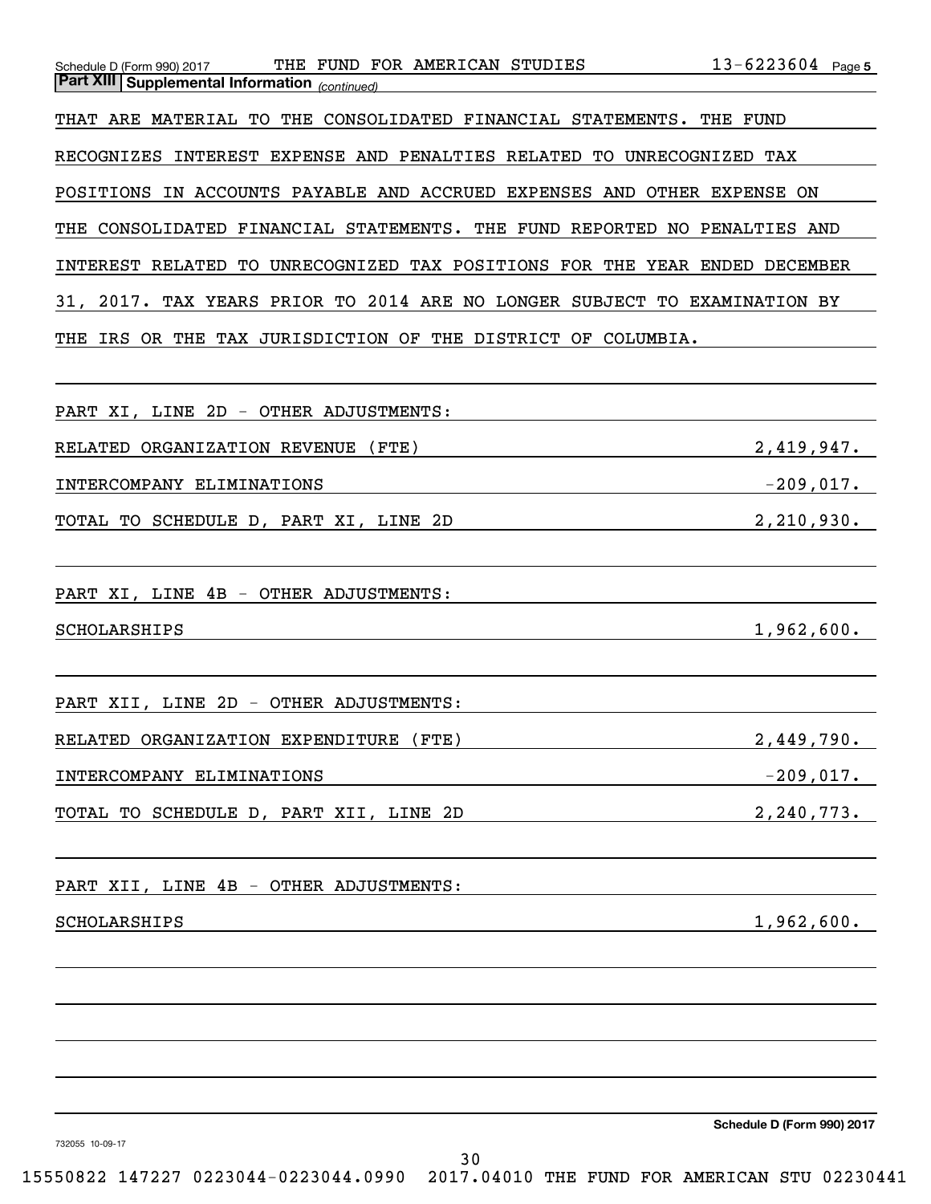**Part XIII | Supplemental Information** *(continued)*

THAT ARE MATERIAL TO THE CONSOLIDATED FINANCIAL STATEMENTS. THE FUND RECOGNIZES INTEREST EXPENSE AND PENALTIES RELATED TO UNRECOGNIZED TAX POSITIONS IN ACCOUNTS PAYABLE AND ACCRUED EXPENSES AND OTHER EXPENSE ON THE CONSOLIDATED FINANCIAL STATEMENTS. THE FUND REPORTED NO PENALTIES AND INTEREST RELATED TO UNRECOGNIZED TAX POSITIONS FOR THE YEAR ENDED DECEMBER 31, 2017. TAX YEARS PRIOR TO 2014 ARE NO LONGER SUBJECT TO EXAMINATION BY THE IRS OR THE TAX JURISDICTION OF THE DISTRICT OF COLUMBIA.

PART XI, LINE 2D - OTHER ADJUSTMENTS:

| | |
|---|---|
| RELATED ORGANIZATION REVENUE (FTE) | 2,419,947. |
| INTERCOMPANY ELIMINATIONS | -209,017. |
| TOTAL TO SCHEDULE D, PART XI, LINE 2D | 2,210,930. |

PART XI, LINE 4B - OTHER ADJUSTMENTS:

| | |
|---|---|
| SCHOLARSHIPS | 1,962,600. |

PART XII, LINE 2D - OTHER ADJUSTMENTS:

| | |
|---|---|
| RELATED ORGANIZATION EXPENDITURE (FTE) | 2,449,790. |
| INTERCOMPANY ELIMINATIONS | -209,017. |
| TOTAL TO SCHEDULE D, PART XII, LINE 2D | 2,240,773. |

PART XII, LINE 4B - OTHER ADJUSTMENTS:

| | |
|---|---|
| SCHOLARSHIPS | 1,962,600. |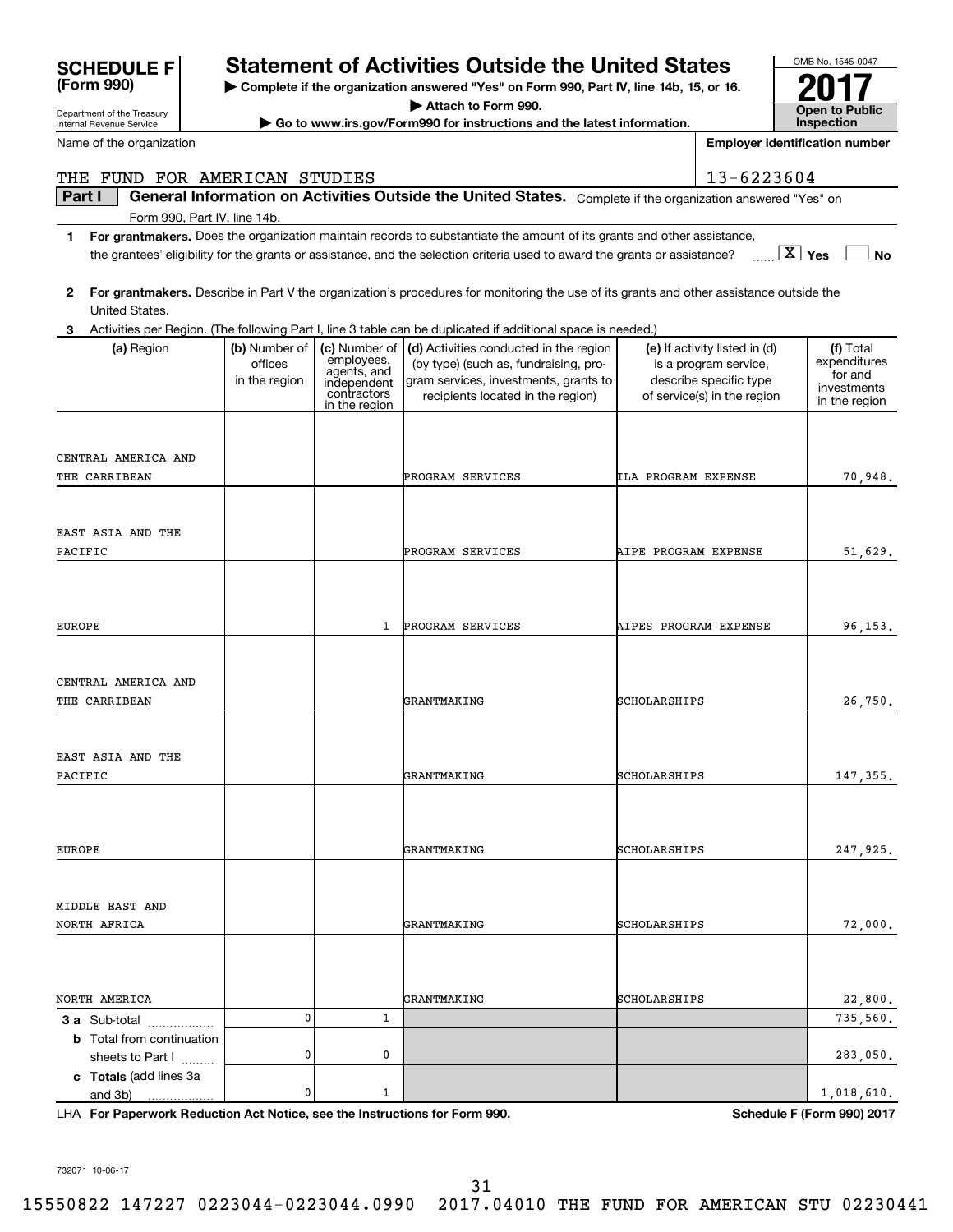**SCHEDULE F (Form 990)**

Department of the Treasury
Internal Revenue Service

# Statement of Activities Outside the United States

▶ Complete if the organization answered "Yes" on Form 990, Part IV, line 14b, 15, or 16.
▶ Attach to Form 990.
▶ Go to www.irs.gov/Form990 for instructions and the latest information.

OMB No. 1545-0047

**2017**

**Open to Public Inspection**

Name of the organization: THE FUND FOR AMERICAN STUDIES

Employer identification number: 13-6223604

**Part I** **General Information on Activities Outside the United States.** Complete if the organization answered "Yes" on Form 990, Part IV, line 14b.

**1** **For grantmakers.** Does the organization maintain records to substantiate the amount of its grants and other assistance, the grantees' eligibility for the grants or assistance, and the selection criteria used to award the grants or assistance? [X] Yes [ ] No

**2** **For grantmakers.** Describe in Part V the organization's procedures for monitoring the use of its grants and other assistance outside the United States.

**3** Activities per Region. (The following Part I, line 3 table can be duplicated if additional space is needed.)

| (a) Region | (b) Number of offices in the region | (c) Number of employees, agents, and independent contractors in the region | (d) Activities conducted in the region (by type) (such as, fundraising, program services, investments, grants to recipients located in the region) | (e) If activity listed in (d) is a program service, describe specific type of service(s) in the region | (f) Total expenditures for and investments in the region |
|---|---|---|---|---|---|
| CENTRAL AMERICA AND THE CARRIBEAN | | | PROGRAM SERVICES | ILA PROGRAM EXPENSE | 70,948. |
| EAST ASIA AND THE PACIFIC | | | PROGRAM SERVICES | AIPE PROGRAM EXPENSE | 51,629. |
| EUROPE | | 1 | PROGRAM SERVICES | AIPES PROGRAM EXPENSE | 96,153. |
| CENTRAL AMERICA AND THE CARRIBEAN | | | GRANTMAKING | SCHOLARSHIPS | 26,750. |
| EAST ASIA AND THE PACIFIC | | | GRANTMAKING | SCHOLARSHIPS | 147,355. |
| EUROPE | | | GRANTMAKING | SCHOLARSHIPS | 247,925. |
| MIDDLE EAST AND NORTH AFRICA | | | GRANTMAKING | SCHOLARSHIPS | 72,000. |
| NORTH AMERICA | | | GRANTMAKING | SCHOLARSHIPS | 22,800. |
| **3 a** Sub-total | 0 | 1 | | | 735,560. |
| **b** Total from continuation sheets to Part I | 0 | 0 | | | 283,050. |
| **c Totals** (add lines 3a and 3b) | 0 | 1 | | | 1,018,610. |

LHA **For Paperwork Reduction Act Notice, see the Instructions for Form 990.** **Schedule F (Form 990) 2017**

732071 10-06-17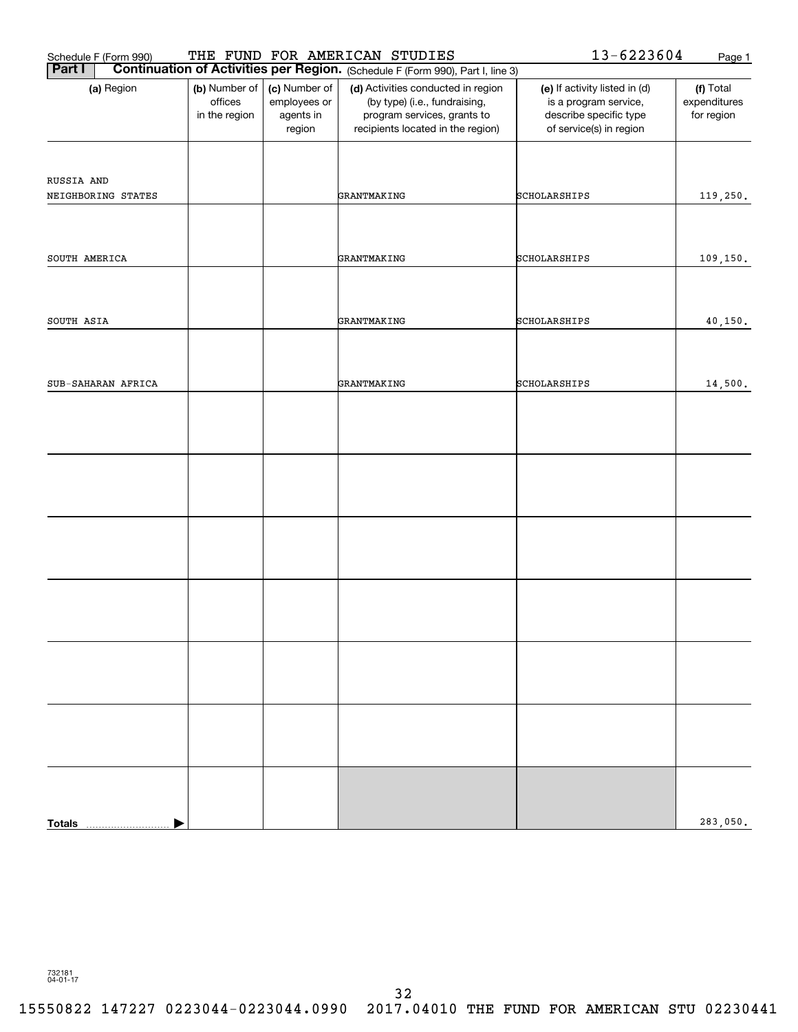Schedule F (Form 990) THE FUND FOR AMERICAN STUDIES 13-6223604

**Part I** **Continuation of Activities per Region.** (Schedule F (Form 990), Part I, line 3)

| (a) Region | (b) Number of offices in the region | (c) Number of employees or agents in region | (d) Activities conducted in region (by type) (i.e., fundraising, program services, grants to recipients located in the region) | (e) If activity listed in (d) is a program service, describe specific type of service(s) in region | (f) Total expenditures for region |
|---|---|---|---|---|---|
| RUSSIA AND NEIGHBORING STATES | | | GRANTMAKING | SCHOLARSHIPS | 119,250. |
| SOUTH AMERICA | | | GRANTMAKING | SCHOLARSHIPS | 109,150. |
| SOUTH ASIA | | | GRANTMAKING | SCHOLARSHIPS | 40,150. |
| SUB-SAHARAN AFRICA | | | GRANTMAKING | SCHOLARSHIPS | 14,500. |
| | | | | | |
| | | | | | |
| | | | | | |
| | | | | | |
| | | | | | |
| | | | | | |
| **Totals** | | | | | 283,050. |

732181 04-01-17

15550822 147227 0223044-0223044.0990 2017.04010 THE FUND FOR AMERICAN STU 02230441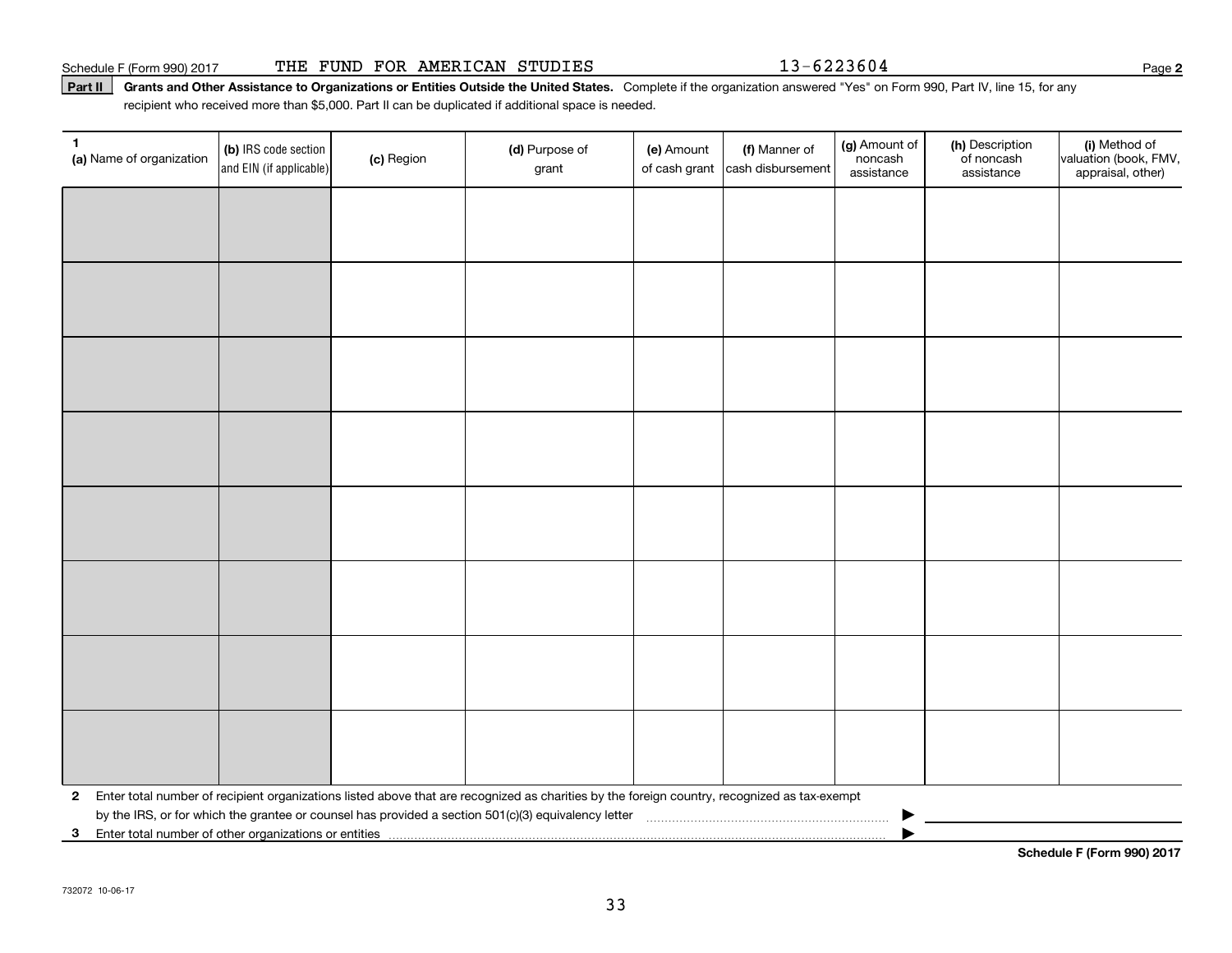Schedule F (Form 990) 2017 THE FUND FOR AMERICAN STUDIES 13-6223604 Page **2**

**Part II** **Grants and Other Assistance to Organizations or Entities Outside the United States.** Complete if the organization answered "Yes" on Form 990, Part IV, line 15, for any recipient who received more than $5,000. Part II can be duplicated if additional space is needed.

| 1 (a) Name of organization | (b) IRS code section and EIN (if applicable) | (c) Region | (d) Purpose of grant | (e) Amount of cash grant | (f) Manner of cash disbursement | (g) Amount of noncash assistance | (h) Description of noncash assistance | (i) Method of valuation (book, FMV, appraisal, other) |
|---|---|---|---|---|---|---|---|---|
| | | | | | | | | |
| | | | | | | | | |
| | | | | | | | | |
| | | | | | | | | |
| | | | | | | | | |
| | | | | | | | | |
| | | | | | | | | |
| | | | | | | | | |

**2** Enter total number of recipient organizations listed above that are recognized as charities by the foreign country, recognized as tax-exempt by the IRS, or for which the grantee or counsel has provided a section 501(c)(3) equivalency letter ▶

**3** Enter total number of other organizations or entities ▶

**Schedule F (Form 990) 2017**

732072 10-06-17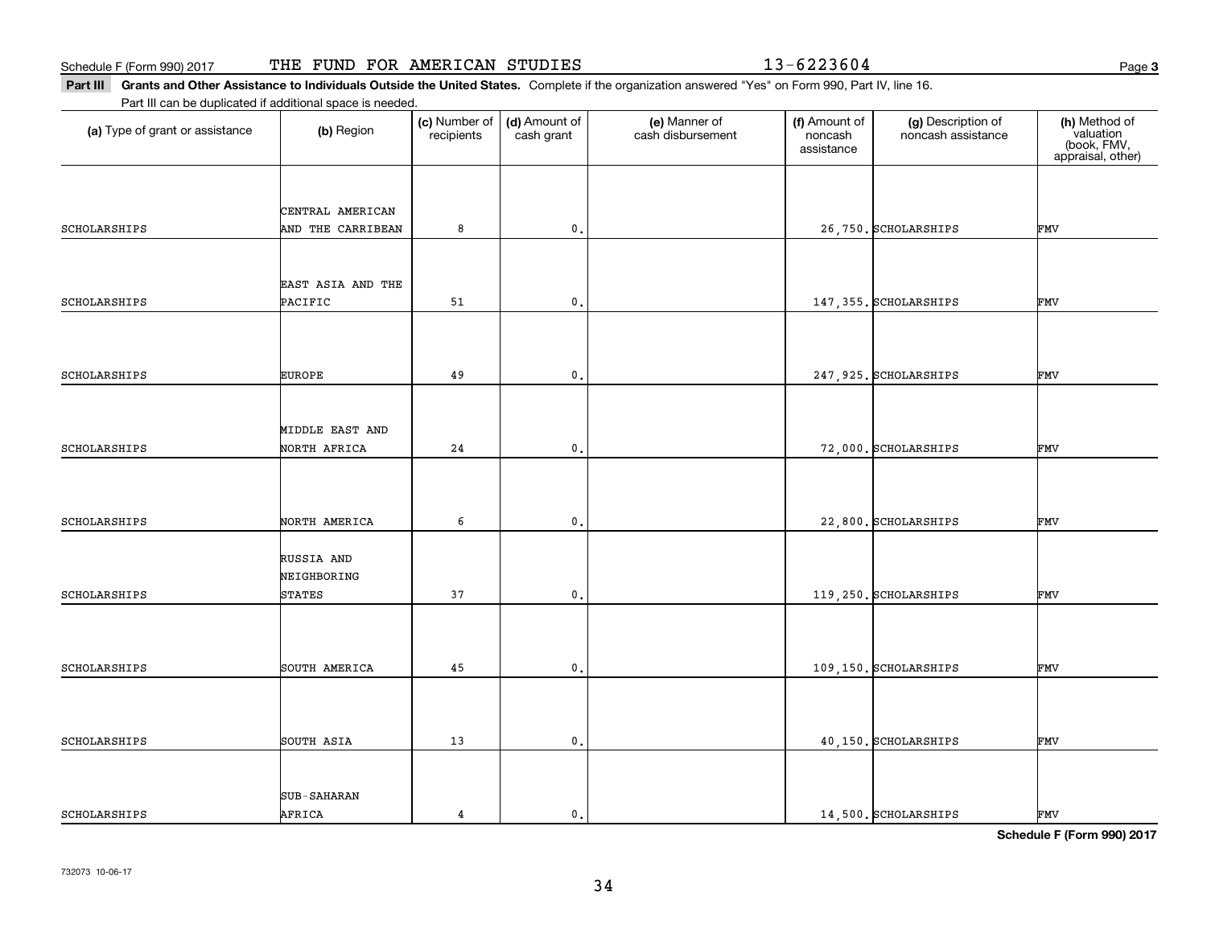Schedule F (Form 990) 2017 THE FUND FOR AMERICAN STUDIES 13-6223604

**Part III Grants and Other Assistance to Individuals Outside the United States.** Complete if the organization answered "Yes" on Form 990, Part IV, line 16.

Part III can be duplicated if additional space is needed.

| (a) Type of grant or assistance | (b) Region | (c) Number of recipients | (d) Amount of cash grant | (e) Manner of cash disbursement | (f) Amount of noncash assistance | (g) Description of noncash assistance | (h) Method of valuation (book, FMV, appraisal, other) |
|---|---|---|---|---|---|---|---|
| SCHOLARSHIPS | CENTRAL AMERICAN AND THE CARRIBEAN | 8 | 0. | | 26,750. | SCHOLARSHIPS | FMV |
| SCHOLARSHIPS | EAST ASIA AND THE PACIFIC | 51 | 0. | | 147,355. | SCHOLARSHIPS | FMV |
| SCHOLARSHIPS | EUROPE | 49 | 0. | | 247,925. | SCHOLARSHIPS | FMV |
| SCHOLARSHIPS | MIDDLE EAST AND NORTH AFRICA | 24 | 0. | | 72,000. | SCHOLARSHIPS | FMV |
| SCHOLARSHIPS | NORTH AMERICA | 6 | 0. | | 22,800. | SCHOLARSHIPS | FMV |
| SCHOLARSHIPS | RUSSIA AND NEIGHBORING STATES | 37 | 0. | | 119,250. | SCHOLARSHIPS | FMV |
| SCHOLARSHIPS | SOUTH AMERICA | 45 | 0. | | 109,150. | SCHOLARSHIPS | FMV |
| SCHOLARSHIPS | SOUTH ASIA | 13 | 0. | | 40,150. | SCHOLARSHIPS | FMV |
| SCHOLARSHIPS | SUB-SAHARAN AFRICA | 4 | 0. | | 14,500. | SCHOLARSHIPS | FMV |

**Schedule F (Form 990) 2017**

732073 10-06-17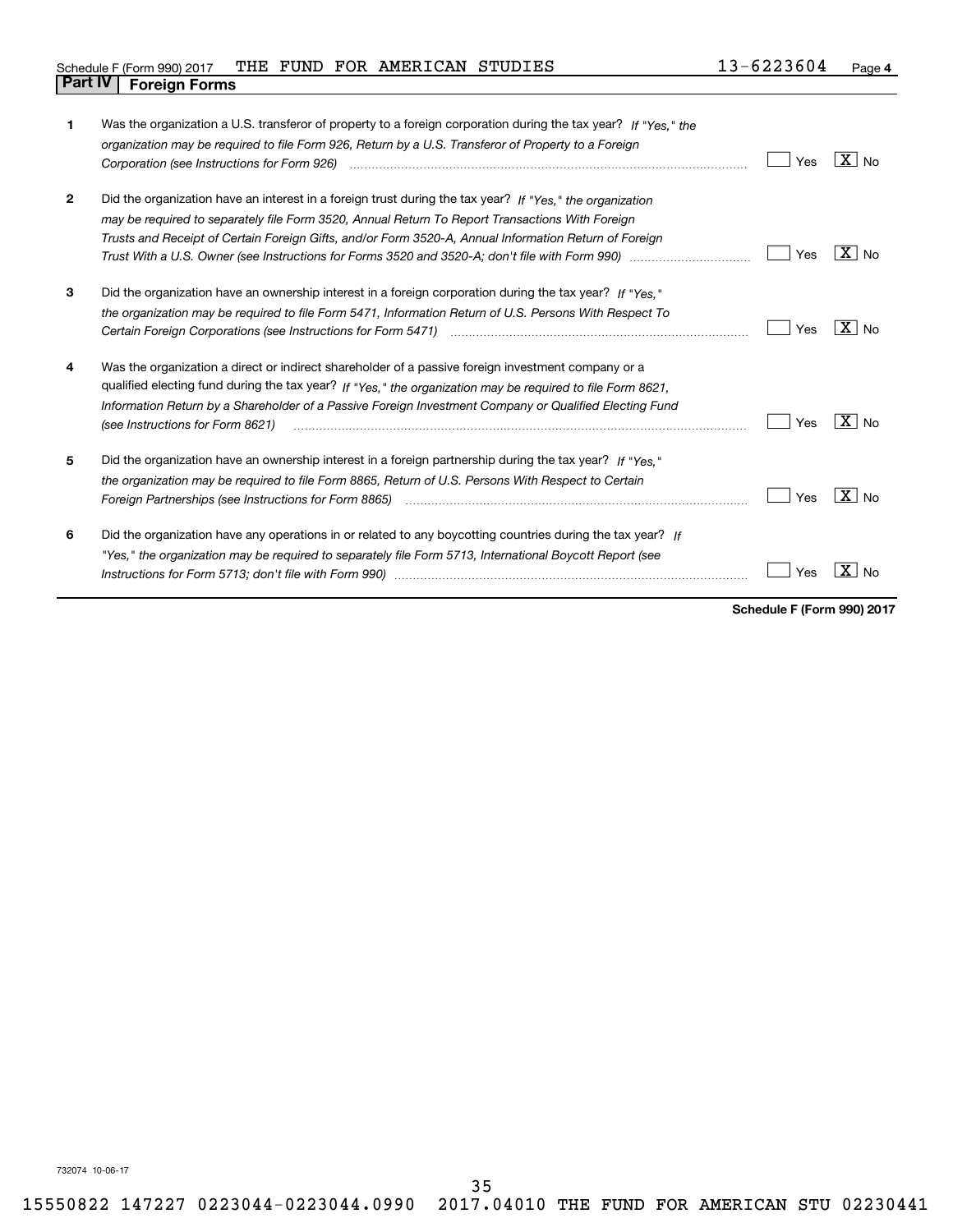Schedule F (Form 990) 2017 THE FUND FOR AMERICAN STUDIES 13-6223604 Page 4

## Part IV Foreign Forms

| | | | |
|---|---|---|---|
| 1 | Was the organization a U.S. transferor of property to a foreign corporation during the tax year? *If "Yes," the organization may be required to file Form 926, Return by a U.S. Transferor of Property to a Foreign Corporation (see Instructions for Form 926)* | Yes | [X] No |
| 2 | Did the organization have an interest in a foreign trust during the tax year? *If "Yes," the organization may be required to separately file Form 3520, Annual Return To Report Transactions With Foreign Trusts and Receipt of Certain Foreign Gifts, and/or Form 3520-A, Annual Information Return of Foreign Trust With a U.S. Owner (see Instructions for Forms 3520 and 3520-A; don't file with Form 990)* | Yes | [X] No |
| 3 | Did the organization have an ownership interest in a foreign corporation during the tax year? *If "Yes," the organization may be required to file Form 5471, Information Return of U.S. Persons With Respect To Certain Foreign Corporations (see Instructions for Form 5471)* | Yes | [X] No |
| 4 | Was the organization a direct or indirect shareholder of a passive foreign investment company or a qualified electing fund during the tax year? *If "Yes," the organization may be required to file Form 8621, Information Return by a Shareholder of a Passive Foreign Investment Company or Qualified Electing Fund (see Instructions for Form 8621)* | Yes | [X] No |
| 5 | Did the organization have an ownership interest in a foreign partnership during the tax year? *If "Yes," the organization may be required to file Form 8865, Return of U.S. Persons With Respect to Certain Foreign Partnerships (see Instructions for Form 8865)* | Yes | [X] No |
| 6 | Did the organization have any operations in or related to any boycotting countries during the tax year? *If "Yes," the organization may be required to separately file Form 5713, International Boycott Report (see Instructions for Form 5713; don't file with Form 990)* | Yes | [X] No |

**Schedule F (Form 990) 2017**

732074 10-06-17

15550822 147227 0223044-0223044.0990 2017.04010 THE FUND FOR AMERICAN STU 02230441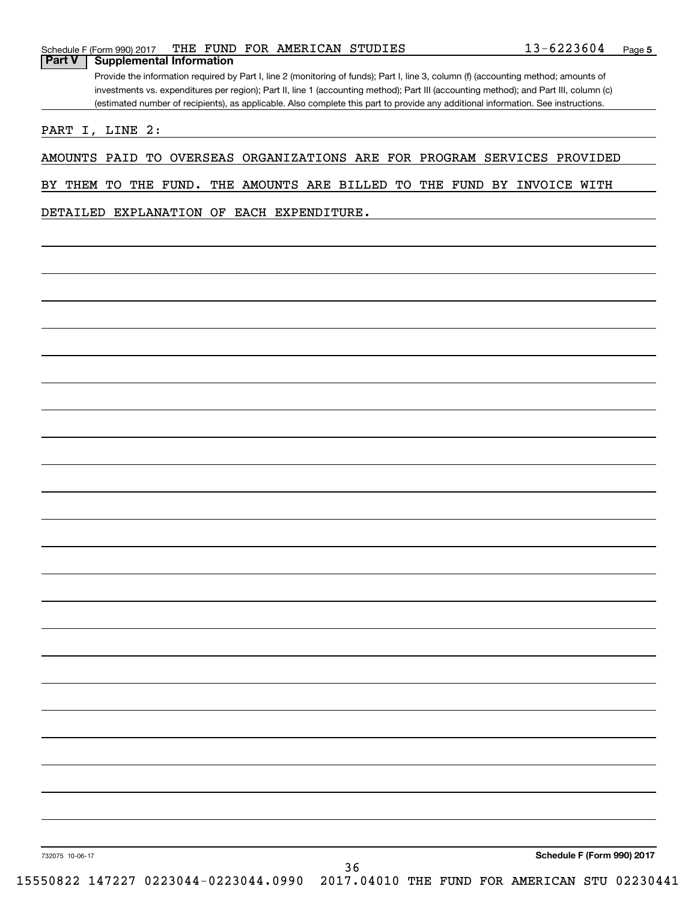Schedule F (Form 990) 2017 THE FUND FOR AMERICAN STUDIES 13-6223604 Page 5

## Part V Supplemental Information

Provide the information required by Part I, line 2 (monitoring of funds); Part I, line 3, column (f) (accounting method; amounts of investments vs. expenditures per region); Part II, line 1 (accounting method); Part III (accounting method); and Part III, column (c) (estimated number of recipients), as applicable. Also complete this part to provide any additional information. See instructions.

PART I, LINE 2:

AMOUNTS PAID TO OVERSEAS ORGANIZATIONS ARE FOR PROGRAM SERVICES PROVIDED BY THEM TO THE FUND. THE AMOUNTS ARE BILLED TO THE FUND BY INVOICE WITH DETAILED EXPLANATION OF EACH EXPENDITURE.

732075 10-06-17

**Schedule F (Form 990) 2017**

15550822 147227 0223044-0223044.0990 2017.04010 THE FUND FOR AMERICAN STU 02230441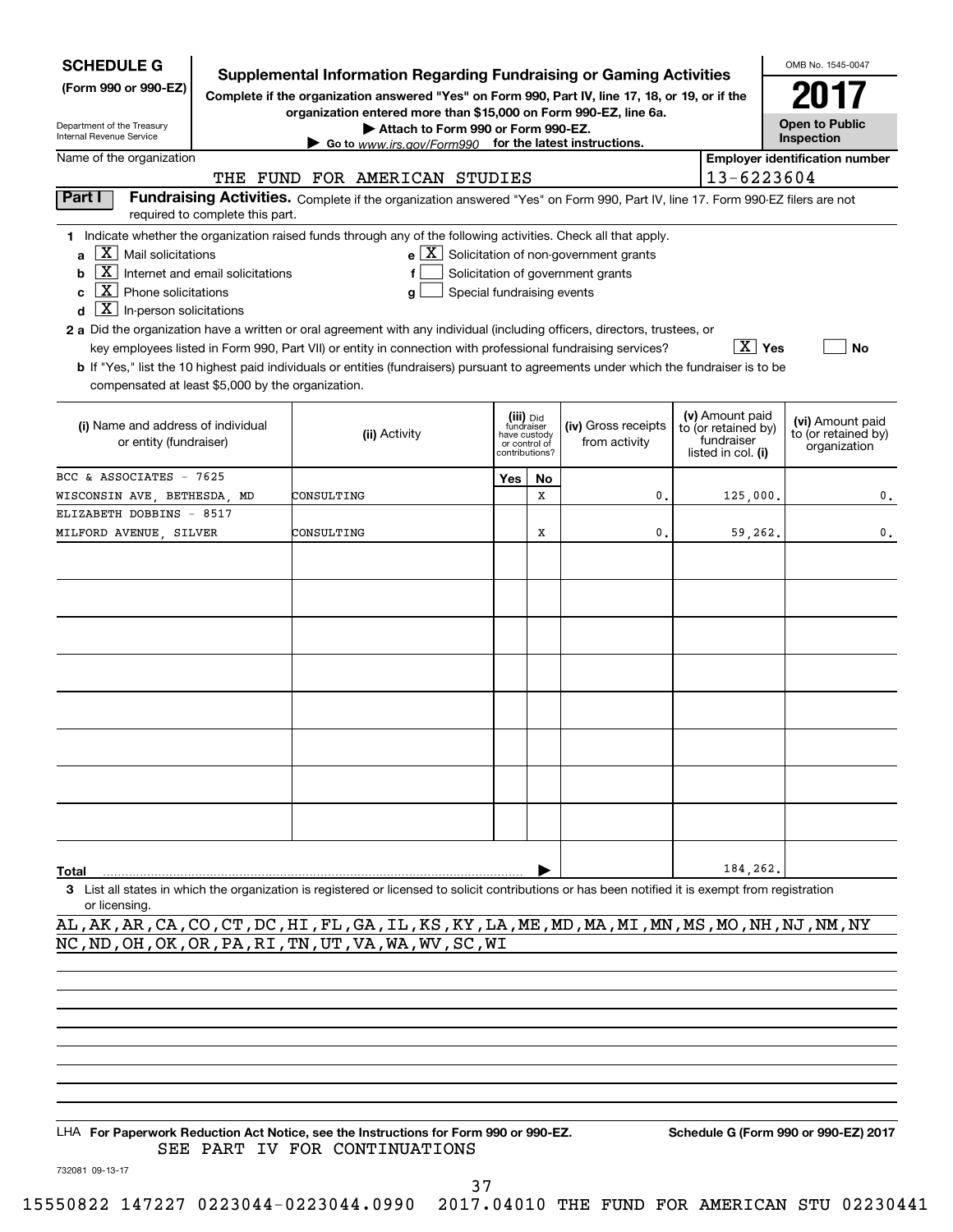**SCHEDULE G**
**(Form 990 or 990-EZ)**

Department of the Treasury
Internal Revenue Service

# Supplemental Information Regarding Fundraising or Gaming Activities

**Complete if the organization answered "Yes" on Form 990, Part IV, line 17, 18, or 19, or if the organization entered more than $15,000 on Form 990-EZ, line 6a.**

**▶ Attach to Form 990 or Form 990-EZ.**

**▶ Go to www.irs.gov/Form990 for the latest instructions.**

OMB No. 1545-0047

**2017**

**Open to Public Inspection**

Name of the organization: THE FUND FOR AMERICAN STUDIES

**Employer identification number**: 13-6223604

**Part I** **Fundraising Activities.** Complete if the organization answered "Yes" on Form 990, Part IV, line 17. Form 990-EZ filers are not required to complete this part.

**1** Indicate whether the organization raised funds through any of the following activities. Check all that apply.

- **a** [X] Mail solicitations
- **b** [X] Internet and email solicitations
- **c** [X] Phone solicitations
- **d** [X] In-person solicitations
- **e** [X] Solicitation of non-government grants
- **f** [ ] Solicitation of government grants
- **g** [ ] Special fundraising events

**2 a** Did the organization have a written or oral agreement with any individual (including officers, directors, trustees, or key employees listed in Form 990, Part VII) or entity in connection with professional fundraising services? [X] **Yes** [ ] **No**

**b** If "Yes," list the 10 highest paid individuals or entities (fundraisers) pursuant to agreements under which the fundraiser is to be compensated at least $5,000 by the organization.

| (i) Name and address of individual or entity (fundraiser) | (ii) Activity | (iii) Did fundraiser have custody or control of contributions? Yes | No | (iv) Gross receipts from activity | (v) Amount paid to (or retained by) fundraiser listed in col. (i) | (vi) Amount paid to (or retained by) organization |
|---|---|---|---|---|---|---|
| BCC & ASSOCIATES - 7625 WISCONSIN AVE, BETHESDA, MD | CONSULTING | | X | 0. | 125,000. | 0. |
| ELIZABETH DOBBINS - 8517 MILFORD AVENUE, SILVER | CONSULTING | | X | 0. | 59,262. | 0. |
| | | | | | | |
| | | | | | | |
| | | | | | | |
| | | | | | | |
| | | | | | | |
| | | | | | | |
| | | | | | | |
| | | | | | | |
| **Total** | | | ▶ | | 184,262. | |

**3** List all states in which the organization is registered or licensed to solicit contributions or has been notified it is exempt from registration or licensing.

AL,AK,AR,CA,CO,CT,DC,HI,FL,GA,IL,KS,KY,LA,ME,MD,MA,MI,MN,MS,MO,NH,NJ,NM,NY
NC,ND,OH,OK,OR,PA,RI,TN,UT,VA,WA,WV,SC,WI

LHA **For Paperwork Reduction Act Notice, see the Instructions for Form 990 or 990-EZ.** **Schedule G (Form 990 or 990-EZ) 2017**

SEE PART IV FOR CONTINUATIONS

732081 09-13-17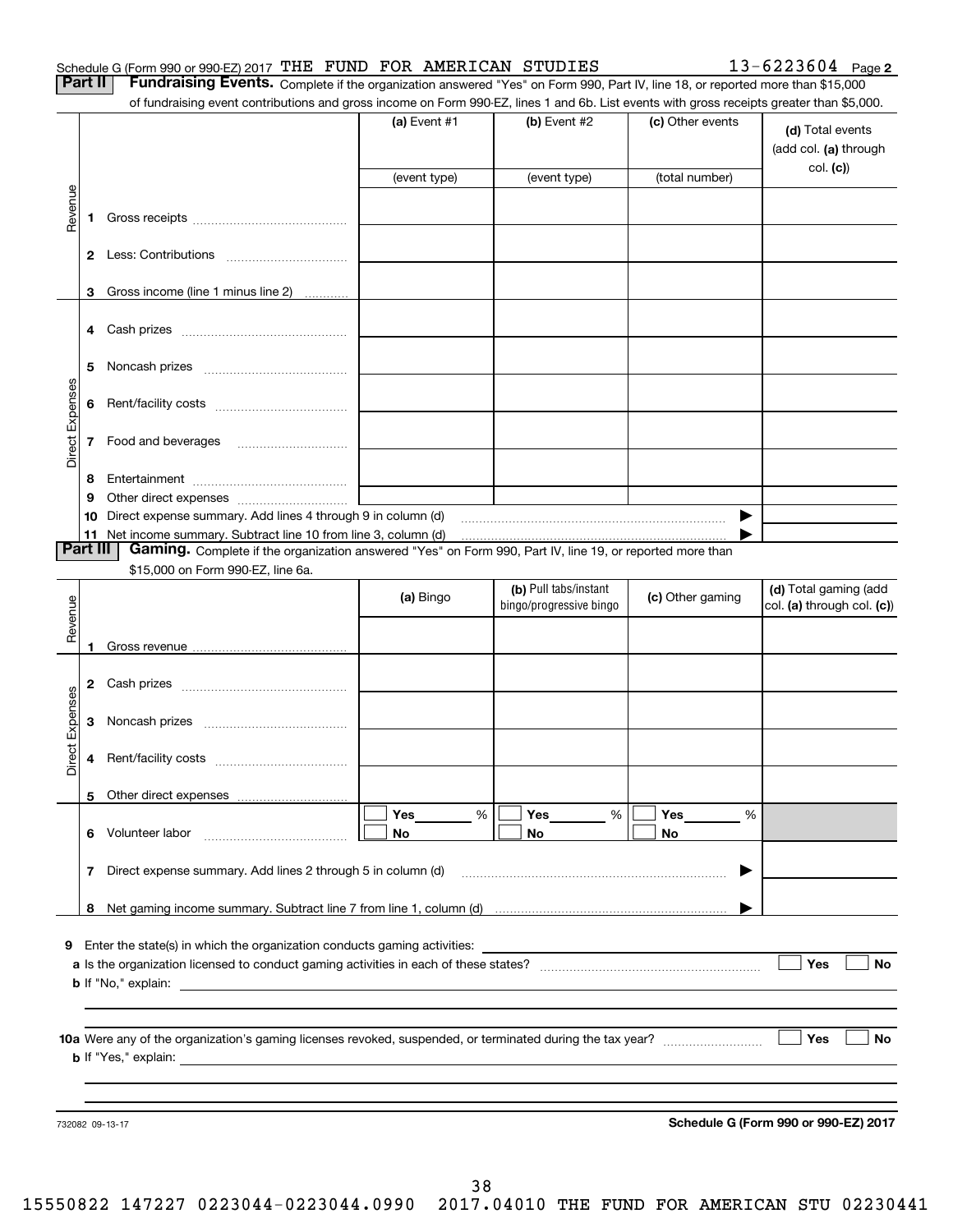Schedule G (Form 990 or 990-EZ) 2017 THE FUND FOR AMERICAN STUDIES 13-6223604 Page **2**

**Part II Fundraising Events.** Complete if the organization answered "Yes" on Form 990, Part IV, line 18, or reported more than $15,000 of fundraising event contributions and gross income on Form 990-EZ, lines 1 and 6b. List events with gross receipts greater than $5,000.

| | | (a) Event #1 | (b) Event #2 | (c) Other events | (d) Total events (add col. (a) through col. (c)) |
|---|---|---|---|---|---|
| | | (event type) | (event type) | (total number) | |
| Revenue | 1 Gross receipts | | | | |
| | 2 Less: Contributions | | | | |
| | 3 Gross income (line 1 minus line 2) | | | | |
| Direct Expenses | 4 Cash prizes | | | | |
| | 5 Noncash prizes | | | | |
| | 6 Rent/facility costs | | | | |
| | 7 Food and beverages | | | | |
| | 8 Entertainment | | | | |
| | 9 Other direct expenses | | | | |
| | 10 Direct expense summary. Add lines 4 through 9 in column (d) | | | ▶ | |
| | 11 Net income summary. Subtract line 10 from line 3, column (d) | | | ▶ | |

**Part III Gaming.** Complete if the organization answered "Yes" on Form 990, Part IV, line 19, or reported more than $15,000 on Form 990-EZ, line 6a.

| | | (a) Bingo | (b) Pull tabs/instant bingo/progressive bingo | (c) Other gaming | (d) Total gaming (add col. (a) through col. (c)) |
|---|---|---|---|---|---|
| Revenue | 1 Gross revenue | | | | |
| Direct Expenses | 2 Cash prizes | | | | |
| | 3 Noncash prizes | | | | |
| | 4 Rent/facility costs | | | | |
| | 5 Other direct expenses | | | | |
| | 6 Volunteer labor | ☐ Yes ____ % ☐ No | ☐ Yes ____ % ☐ No | ☐ Yes ____ % ☐ No | |
| | 7 Direct expense summary. Add lines 2 through 5 in column (d) | | | ▶ | |
| | 8 Net gaming income summary. Subtract line 7 from line 1, column (d) | | | ▶ | |

**9** Enter the state(s) in which the organization conducts gaming activities: ____________

**a** Is the organization licensed to conduct gaming activities in each of these states? ☐ Yes ☐ No

**b** If "No," explain: ____________

**10a** Were any of the organization's gaming licenses revoked, suspended, or terminated during the tax year? ☐ Yes ☐ No

**b** If "Yes," explain: ____________

732082 09-13-17 **Schedule G (Form 990 or 990-EZ) 2017**

15550822 147227 0223044-0223044.0990 2017.04010 THE FUND FOR AMERICAN STU 02230441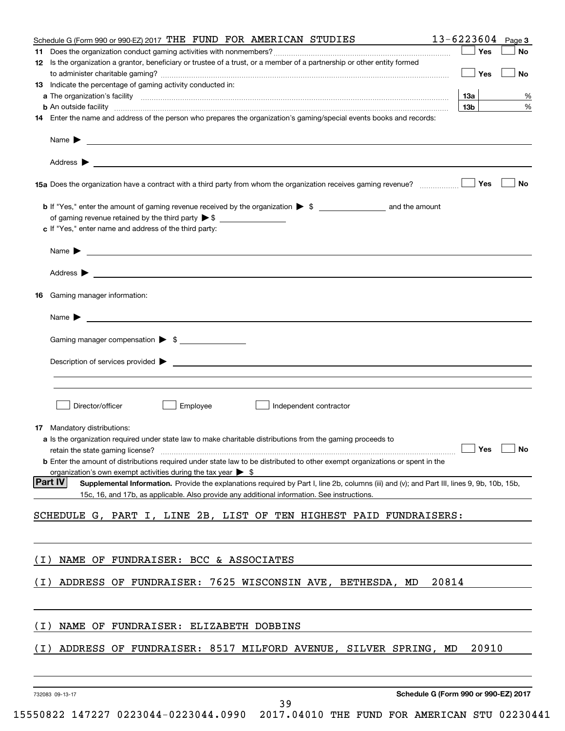Schedule G (Form 990 or 990-EZ) 2017 THE FUND FOR AMERICAN STUDIES 13-6223604 Page 3

**11** Does the organization conduct gaming activities with nonmembers? ☐ Yes ☐ No

**12** Is the organization a grantor, beneficiary or trustee of a trust, or a member of a partnership or other entity formed to administer charitable gaming? ☐ Yes ☐ No

**13** Indicate the percentage of gaming activity conducted in:

**a** The organization's facility **13a** %

**b** An outside facility **13b** %

**14** Enter the name and address of the person who prepares the organization's gaming/special events books and records:

Name ▶

Address ▶

**15a** Does the organization have a contract with a third party from whom the organization receives gaming revenue? ☐ Yes ☐ No

**b** If "Yes," enter the amount of gaming revenue received by the organization ▶ $ ______ and the amount of gaming revenue retained by the third party ▶ $ ______

**c** If "Yes," enter name and address of the third party:

Name ▶

Address ▶

**16** Gaming manager information:

Name ▶

Gaming manager compensation ▶ $

Description of services provided ▶

☐ Director/officer ☐ Employee ☐ Independent contractor

**17** Mandatory distributions:

**a** Is the organization required under state law to make charitable distributions from the gaming proceeds to retain the state gaming license? ☐ Yes ☐ No

**b** Enter the amount of distributions required under state law to be distributed to other exempt organizations or spent in the organization's own exempt activities during the tax year ▶ $

**Part IV** **Supplemental Information.** Provide the explanations required by Part I, line 2b, columns (iii) and (v); and Part III, lines 9, 9b, 10b, 15b, 15c, 16, and 17b, as applicable. Also provide any additional information. See instructions.

SCHEDULE G, PART I, LINE 2B, LIST OF TEN HIGHEST PAID FUNDRAISERS:

(I) NAME OF FUNDRAISER: BCC & ASSOCIATES

(I) ADDRESS OF FUNDRAISER: 7625 WISCONSIN AVE, BETHESDA, MD 20814

(I) NAME OF FUNDRAISER: ELIZABETH DOBBINS

(I) ADDRESS OF FUNDRAISER: 8517 MILFORD AVENUE, SILVER SPRING, MD 20910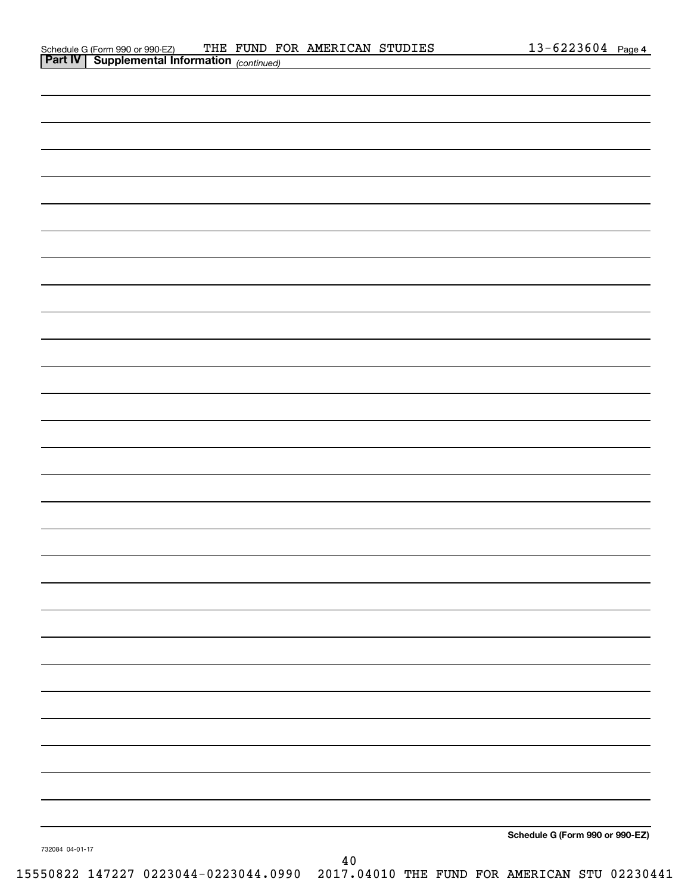Schedule G (Form 990 or 990-EZ) THE FUND FOR AMERICAN STUDIES 13-6223604 Page 4

**Part IV | Supplemental Information** *(continued)*

**Schedule G (Form 990 or 990-EZ)**

732084 04-01-17

15550822 147227 0223044-0223044.0990 2017.04010 THE FUND FOR AMERICAN STU 02230441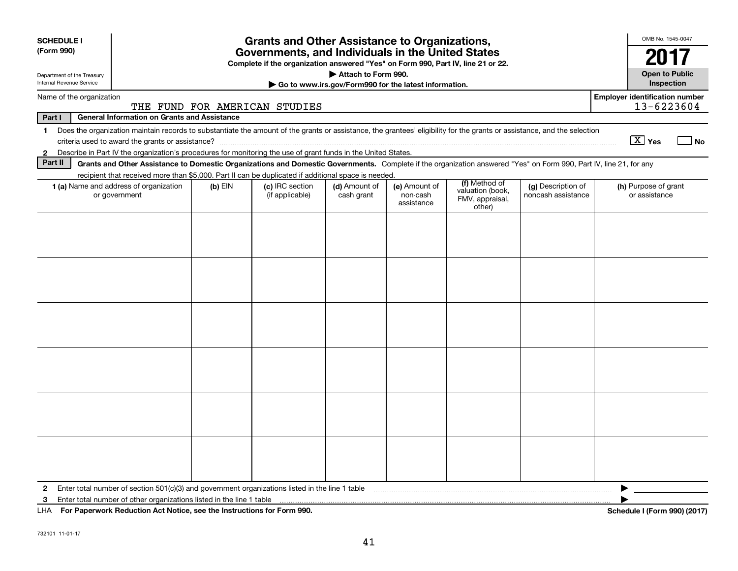**SCHEDULE I**
**(Form 990)**

Department of the Treasury
Internal Revenue Service

# Grants and Other Assistance to Organizations, Governments, and Individuals in the United States

**Complete if the organization answered "Yes" on Form 990, Part IV, line 21 or 22.**
**▶ Attach to Form 990.**
**▶ Go to www.irs.gov/Form990 for the latest information.**

OMB No. 1545-0047
**2017**
**Open to Public Inspection**

Name of the organization: THE FUND FOR AMERICAN STUDIES

Employer identification number: 13-6223604

**Part I — General Information on Grants and Assistance**

1 Does the organization maintain records to substantiate the amount of the grants or assistance, the grantees' eligibility for the grants or assistance, and the selection criteria used to award the grants or assistance? [X] Yes [ ] No

2 Describe in Part IV the organization's procedures for monitoring the use of grant funds in the United States.

**Part II — Grants and Other Assistance to Domestic Organizations and Domestic Governments.** Complete if the organization answered "Yes" on Form 990, Part IV, line 21, for any recipient that received more than $5,000. Part II can be duplicated if additional space is needed.

| 1 (a) Name and address of organization or government | (b) EIN | (c) IRC section (if applicable) | (d) Amount of cash grant | (e) Amount of non-cash assistance | (f) Method of valuation (book, FMV, appraisal, other) | (g) Description of noncash assistance | (h) Purpose of grant or assistance |
|---|---|---|---|---|---|---|---|
| | | | | | | | |
| | | | | | | | |
| | | | | | | | |
| | | | | | | | |
| | | | | | | | |
| | | | | | | | |

2 Enter total number of section 501(c)(3) and government organizations listed in the line 1 table ▶

3 Enter total number of other organizations listed in the line 1 table ▶

LHA **For Paperwork Reduction Act Notice, see the Instructions for Form 990.** **Schedule I (Form 990) (2017)**

732101 11-01-17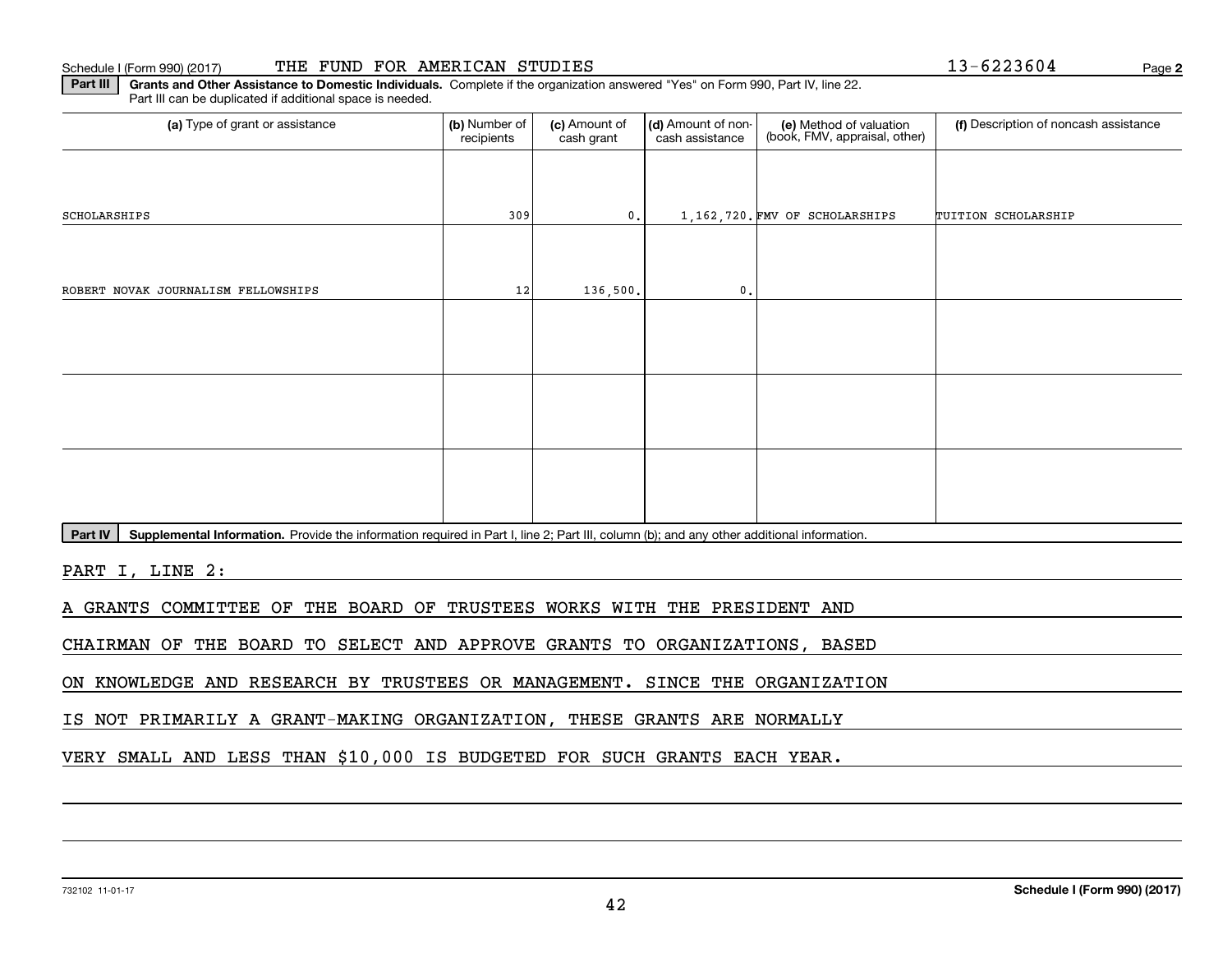Schedule I (Form 990) (2017) THE FUND FOR AMERICAN STUDIES 13-6223604 Page **2**

**Part III** **Grants and Other Assistance to Domestic Individuals.** Complete if the organization answered "Yes" on Form 990, Part IV, line 22. Part III can be duplicated if additional space is needed.

| (a) Type of grant or assistance | (b) Number of recipients | (c) Amount of cash grant | (d) Amount of non-cash assistance | (e) Method of valuation (book, FMV, appraisal, other) | (f) Description of noncash assistance |
|---|---|---|---|---|---|
| SCHOLARSHIPS | 309 | 0. | 1,162,720. | FMV OF SCHOLARSHIPS | TUITION SCHOLARSHIP |
| ROBERT NOVAK JOURNALISM FELLOWSHIPS | 12 | 136,500. | 0. | | |
| | | | | | |
| | | | | | |
| | | | | | |

**Part IV** **Supplemental Information.** Provide the information required in Part I, line 2; Part III, column (b); and any other additional information.

PART I, LINE 2:

A GRANTS COMMITTEE OF THE BOARD OF TRUSTEES WORKS WITH THE PRESIDENT AND CHAIRMAN OF THE BOARD TO SELECT AND APPROVE GRANTS TO ORGANIZATIONS, BASED ON KNOWLEDGE AND RESEARCH BY TRUSTEES OR MANAGEMENT. SINCE THE ORGANIZATION IS NOT PRIMARILY A GRANT-MAKING ORGANIZATION, THESE GRANTS ARE NORMALLY VERY SMALL AND LESS THAN $10,000 IS BUDGETED FOR SUCH GRANTS EACH YEAR.

732102 11-01-17 **Schedule I (Form 990) (2017)**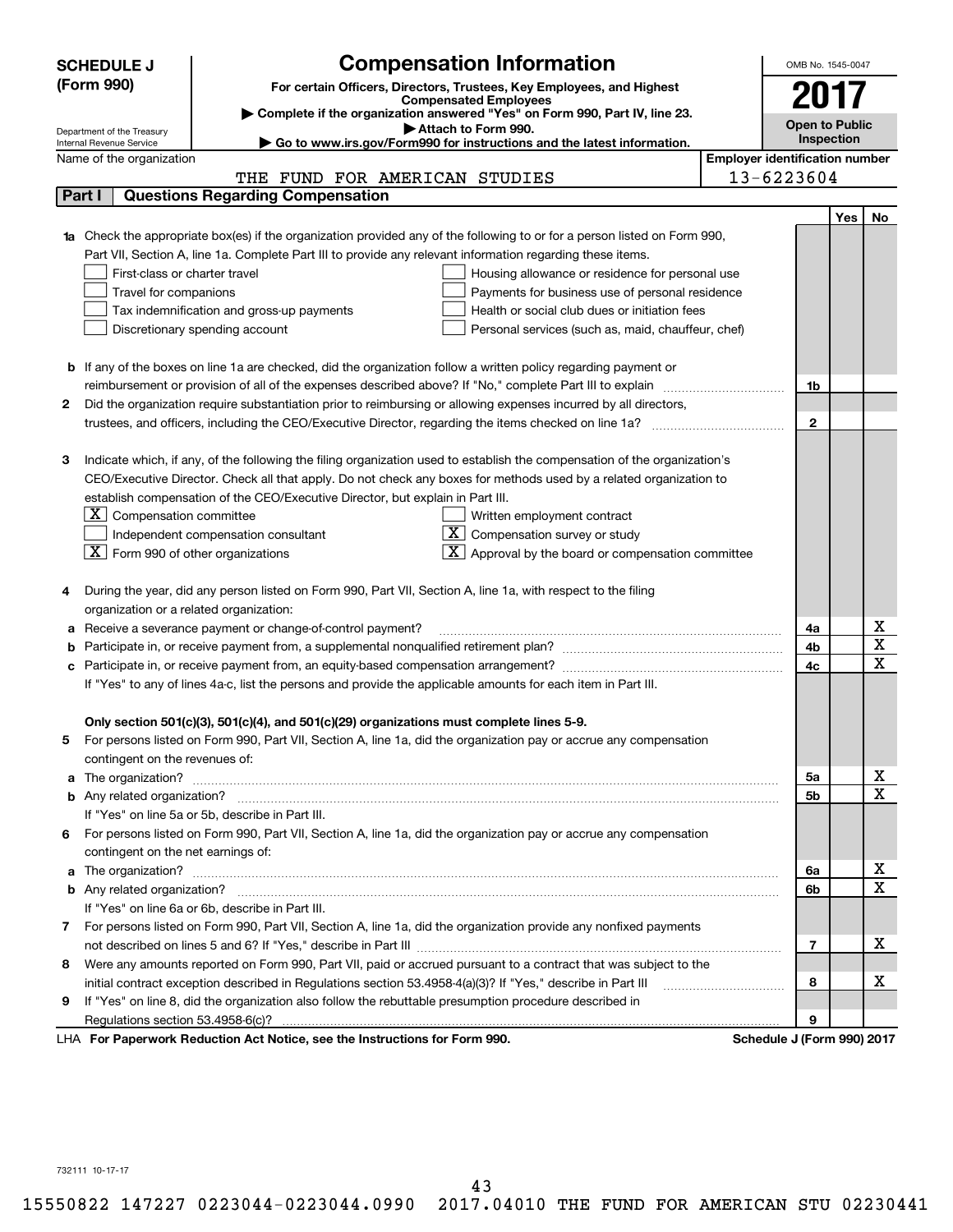**SCHEDULE J (Form 990)**

Department of the Treasury
Internal Revenue Service

# Compensation Information

**For certain Officers, Directors, Trustees, Key Employees, and Highest Compensated Employees**

▶ Complete if the organization answered "Yes" on Form 990, Part IV, line 23.
▶ Attach to Form 990.
▶ Go to www.irs.gov/Form990 for instructions and the latest information.

OMB No. 1545-0047

**2017**

**Open to Public Inspection**

Name of the organization: THE FUND FOR AMERICAN STUDIES

Employer identification number: 13-6223604

## Part I Questions Regarding Compensation

| | | | Yes | No |
|---|---|---|---|---|
| **1a** | Check the appropriate box(es) if the organization provided any of the following to or for a person listed on Form 990, Part VII, Section A, line 1a. Complete Part III to provide any relevant information regarding these items.<br>☐ First-class or charter travel ☐ Housing allowance or residence for personal use<br>☐ Travel for companions ☐ Payments for business use of personal residence<br>☐ Tax indemnification and gross-up payments ☐ Health or social club dues or initiation fees<br>☐ Discretionary spending account ☐ Personal services (such as, maid, chauffeur, chef) | | | |
| **b** | If any of the boxes on line 1a are checked, did the organization follow a written policy regarding payment or reimbursement or provision of all of the expenses described above? If "No," complete Part III to explain | 1b | | |
| **2** | Did the organization require substantiation prior to reimbursing or allowing expenses incurred by all directors, trustees, and officers, including the CEO/Executive Director, regarding the items checked on line 1a? | 2 | | |
| **3** | Indicate which, if any, of the following the filing organization used to establish the compensation of the organization's CEO/Executive Director. Check all that apply. Do not check any boxes for methods used by a related organization to establish compensation of the CEO/Executive Director, but explain in Part III.<br>☒ Compensation committee ☐ Written employment contract<br>☐ Independent compensation consultant ☒ Compensation survey or study<br>☒ Form 990 of other organizations ☒ Approval by the board or compensation committee | | | |
| **4** | During the year, did any person listed on Form 990, Part VII, Section A, line 1a, with respect to the filing organization or a related organization: | | | |
| **a** | Receive a severance payment or change-of-control payment? | 4a | | X |
| **b** | Participate in, or receive payment from, a supplemental nonqualified retirement plan? | 4b | | X |
| **c** | Participate in, or receive payment from, an equity-based compensation arrangement? | 4c | | X |
| | If "Yes" to any of lines 4a-c, list the persons and provide the applicable amounts for each item in Part III. | | | |
| | **Only section 501(c)(3), 501(c)(4), and 501(c)(29) organizations must complete lines 5-9.** | | | |
| **5** | For persons listed on Form 990, Part VII, Section A, line 1a, did the organization pay or accrue any compensation contingent on the revenues of: | | | |
| **a** | The organization? | 5a | | X |
| **b** | Any related organization? | 5b | | X |
| | If "Yes" on line 5a or 5b, describe in Part III. | | | |
| **6** | For persons listed on Form 990, Part VII, Section A, line 1a, did the organization pay or accrue any compensation contingent on the net earnings of: | | | |
| **a** | The organization? | 6a | | X |
| **b** | Any related organization? | 6b | | X |
| | If "Yes" on line 6a or 6b, describe in Part III. | | | |
| **7** | For persons listed on Form 990, Part VII, Section A, line 1a, did the organization provide any nonfixed payments not described on lines 5 and 6? If "Yes," describe in Part III | 7 | | X |
| **8** | Were any amounts reported on Form 990, Part VII, paid or accrued pursuant to a contract that was subject to the initial contract exception described in Regulations section 53.4958-4(a)(3)? If "Yes," describe in Part III | 8 | | X |
| **9** | If "Yes" on line 8, did the organization also follow the rebuttable presumption procedure described in Regulations section 53.4958-6(c)? | 9 | | |

LHA **For Paperwork Reduction Act Notice, see the Instructions for Form 990.** **Schedule J (Form 990) 2017**

732111 10-17-17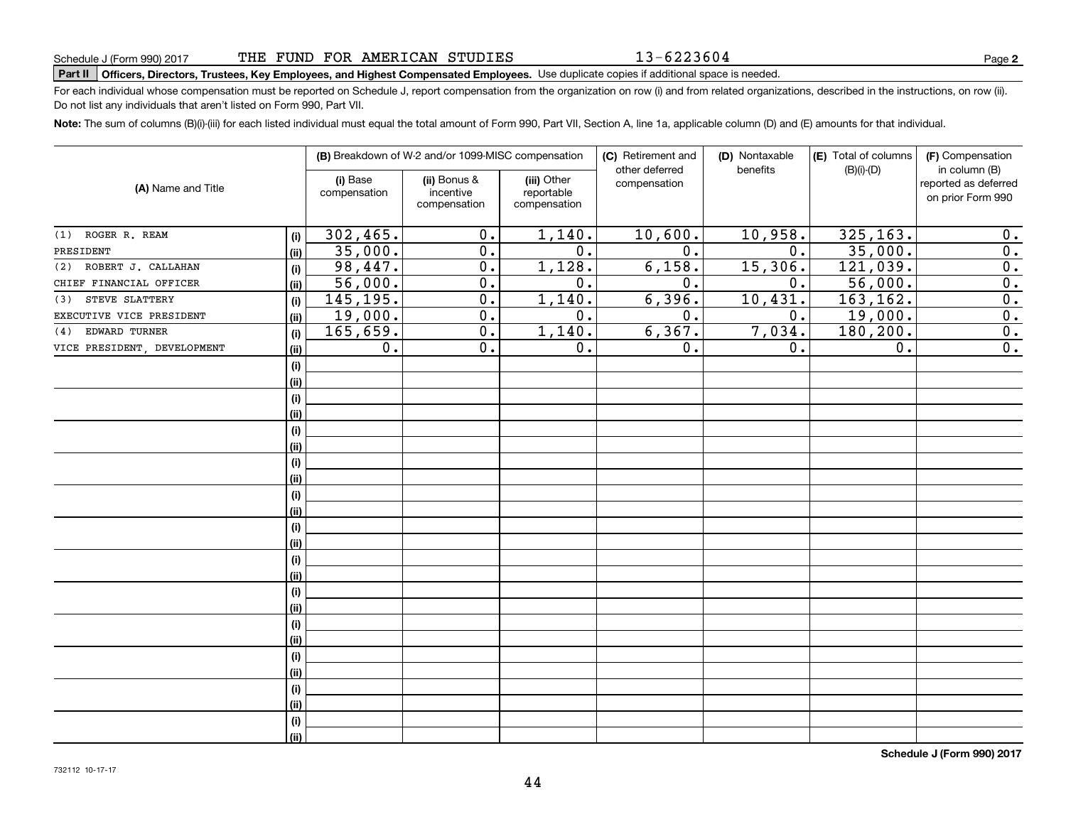Schedule J (Form 990) 2017 THE FUND FOR AMERICAN STUDIES 13-6223604

**Part II** **Officers, Directors, Trustees, Key Employees, and Highest Compensated Employees.** Use duplicate copies if additional space is needed.

For each individual whose compensation must be reported on Schedule J, report compensation from the organization on row (i) and from related organizations, described in the instructions, on row (ii). Do not list any individuals that aren't listed on Form 990, Part VII.

**Note:** The sum of columns (B)(i)-(iii) for each listed individual must equal the total amount of Form 990, Part VII, Section A, line 1a, applicable column (D) and (E) amounts for that individual.

| (A) Name and Title | | (B) Breakdown of W-2 and/or 1099-MISC compensation | | | (C) Retirement and other deferred compensation | (D) Nontaxable benefits | (E) Total of columns (B)(i)-(D) | (F) Compensation in column (B) reported as deferred on prior Form 990 |
|---|---|---|---|---|---|---|---|---|
| | | (i) Base compensation | (ii) Bonus & incentive compensation | (iii) Other reportable compensation | | | | |
| (1) ROGER R. REAM | (i) | 302,465. | 0. | 1,140. | 10,600. | 10,958. | 325,163. | 0. |
| PRESIDENT | (ii) | 35,000. | 0. | 0. | 0. | 0. | 35,000. | 0. |
| (2) ROBERT J. CALLAHAN | (i) | 98,447. | 0. | 1,128. | 6,158. | 15,306. | 121,039. | 0. |
| CHIEF FINANCIAL OFFICER | (ii) | 56,000. | 0. | 0. | 0. | 0. | 56,000. | 0. |
| (3) STEVE SLATTERY | (i) | 145,195. | 0. | 1,140. | 6,396. | 10,431. | 163,162. | 0. |
| EXECUTIVE VICE PRESIDENT | (ii) | 19,000. | 0. | 0. | 0. | 0. | 19,000. | 0. |
| (4) EDWARD TURNER | (i) | 165,659. | 0. | 1,140. | 6,367. | 7,034. | 180,200. | 0. |
| VICE PRESIDENT, DEVELOPMENT | (ii) | 0. | 0. | 0. | 0. | 0. | 0. | 0. |

**Schedule J (Form 990) 2017**

732112 10-17-17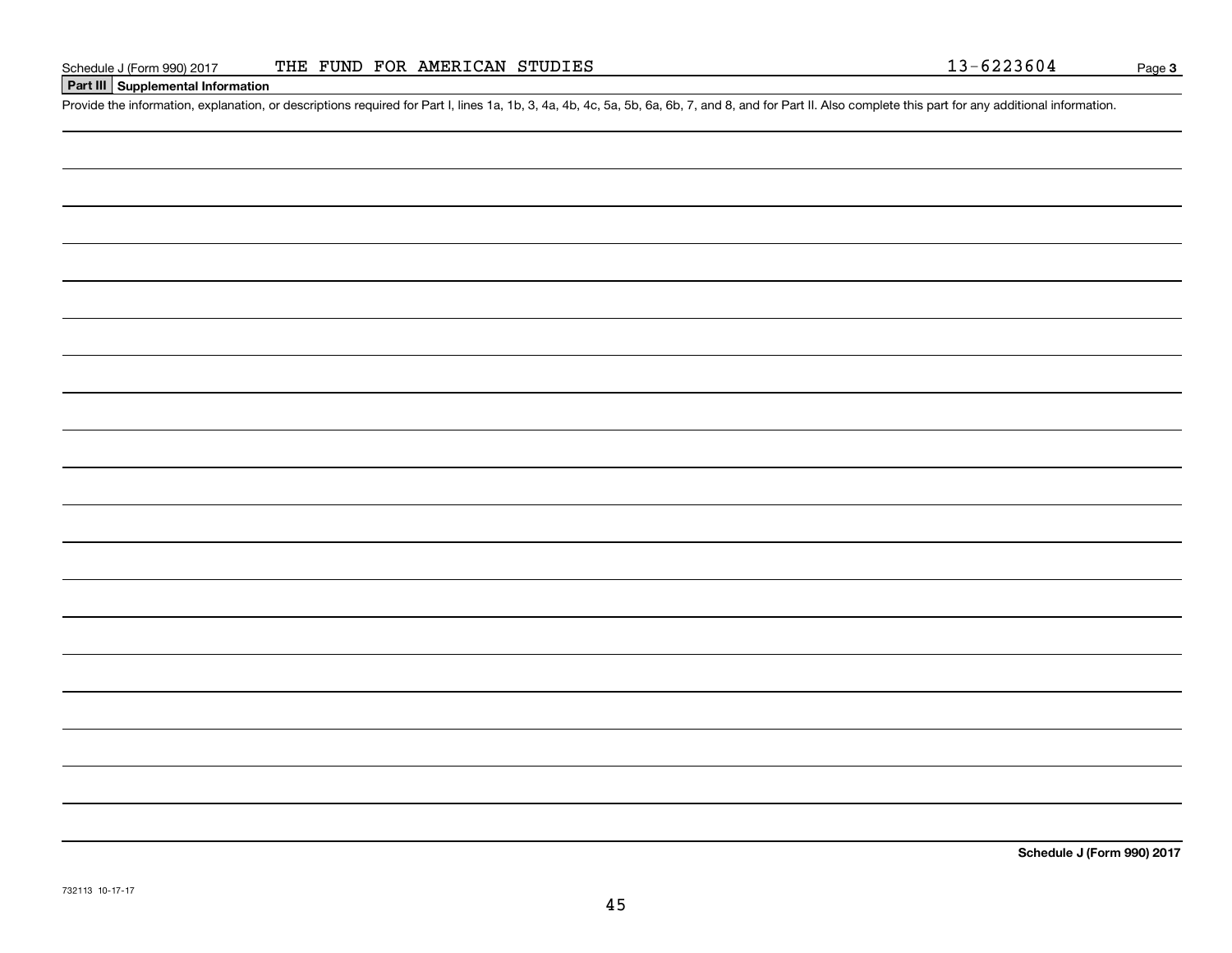## Part III Supplemental Information

Provide the information, explanation, or descriptions required for Part I, lines 1a, 1b, 3, 4a, 4b, 4c, 5a, 5b, 6a, 6b, 7, and 8, and for Part II. Also complete this part for any additional information.

**Schedule J (Form 990) 2017**

732113 10-17-17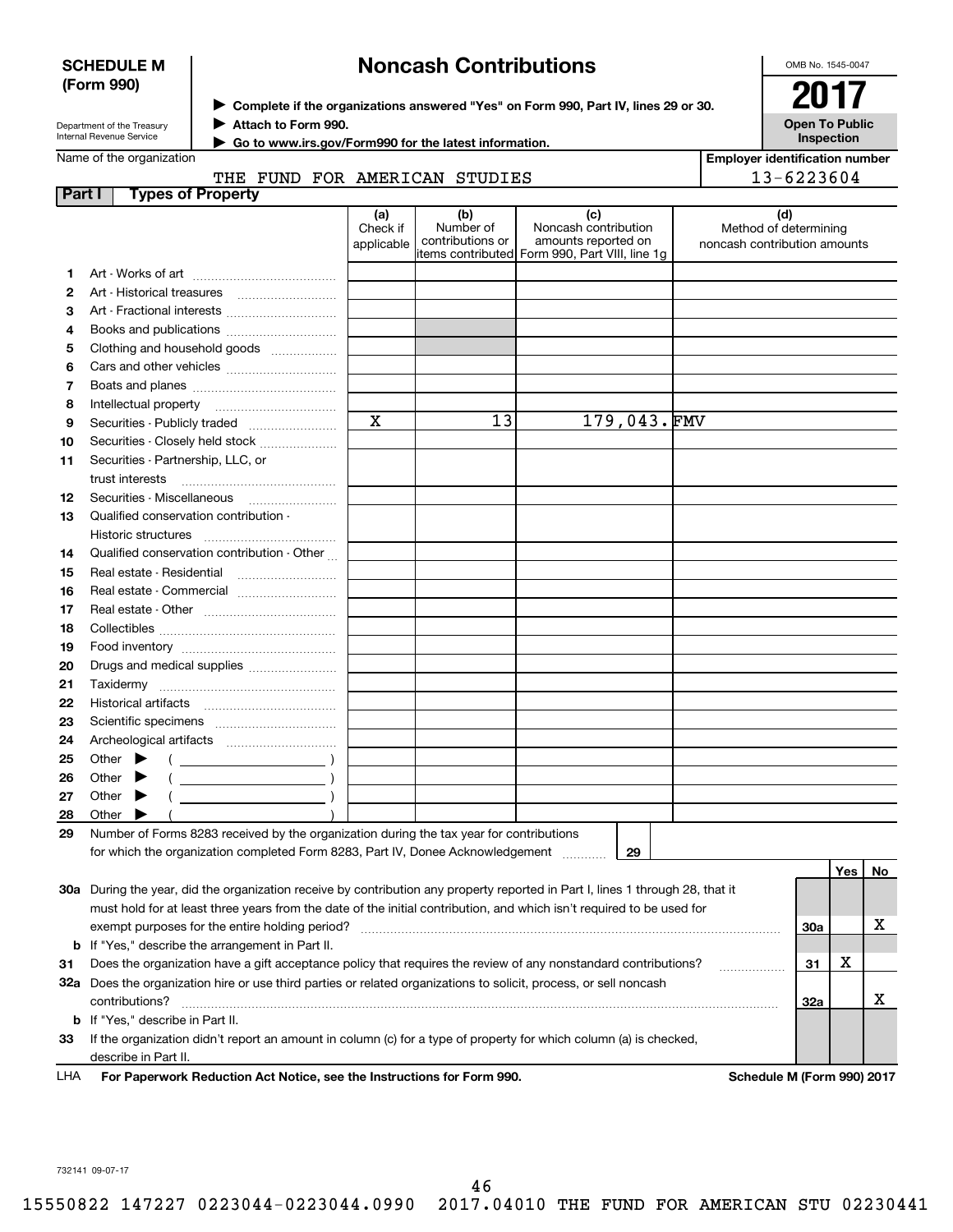**SCHEDULE M (Form 990)**

Department of the Treasury
Internal Revenue Service

# Noncash Contributions

▶ Complete if the organizations answered "Yes" on Form 990, Part IV, lines 29 or 30.
▶ Attach to Form 990.
▶ Go to www.irs.gov/Form990 for the latest information.

OMB No. 1545-0047

**2017**

**Open To Public Inspection**

Name of the organization: THE FUND FOR AMERICAN STUDIES

Employer identification number: 13-6223604

## Part I Types of Property

| | | (a) Check if applicable | (b) Number of contributions or items contributed | (c) Noncash contribution amounts reported on Form 990, Part VIII, line 1g | (d) Method of determining noncash contribution amounts |
|---|---|---|---|---|---|
| 1 | Art - Works of art | | | | |
| 2 | Art - Historical treasures | | | | |
| 3 | Art - Fractional interests | | | | |
| 4 | Books and publications | | | | |
| 5 | Clothing and household goods | | | | |
| 6 | Cars and other vehicles | | | | |
| 7 | Boats and planes | | | | |
| 8 | Intellectual property | | | | |
| 9 | Securities - Publicly traded | X | 13 | 179,043. | FMV |
| 10 | Securities - Closely held stock | | | | |
| 11 | Securities - Partnership, LLC, or trust interests | | | | |
| 12 | Securities - Miscellaneous | | | | |
| 13 | Qualified conservation contribution - Historic structures | | | | |
| 14 | Qualified conservation contribution - Other | | | | |
| 15 | Real estate - Residential | | | | |
| 16 | Real estate - Commercial | | | | |
| 17 | Real estate - Other | | | | |
| 18 | Collectibles | | | | |
| 19 | Food inventory | | | | |
| 20 | Drugs and medical supplies | | | | |
| 21 | Taxidermy | | | | |
| 22 | Historical artifacts | | | | |
| 23 | Scientific specimens | | | | |
| 24 | Archeological artifacts | | | | |
| 25 | Other ▶ ( ) | | | | |
| 26 | Other ▶ ( ) | | | | |
| 27 | Other ▶ ( ) | | | | |
| 28 | Other ▶ ( ) | | | | |

29 Number of Forms 8283 received by the organization during the tax year for contributions for which the organization completed Form 8283, Part IV, Donee Acknowledgement ..... 29

| | | | Yes | No |
|---|---|---|---|---|
| 30a | During the year, did the organization receive by contribution any property reported in Part I, lines 1 through 28, that it must hold for at least three years from the date of the initial contribution, and which isn't required to be used for exempt purposes for the entire holding period? | 30a | | X |
| b | If "Yes," describe the arrangement in Part II. | | | |
| 31 | Does the organization have a gift acceptance policy that requires the review of any nonstandard contributions? | 31 | X | |
| 32a | Does the organization hire or use third parties or related organizations to solicit, process, or sell noncash contributions? | 32a | | X |
| b | If "Yes," describe in Part II. | | | |
| 33 | If the organization didn't report an amount in column (c) for a type of property for which column (a) is checked, describe in Part II. | | | |

LHA For Paperwork Reduction Act Notice, see the Instructions for Form 990. Schedule M (Form 990) 2017

732141 09-07-17

15550822 147227 0223044-0223044.0990 2017.04010 THE FUND FOR AMERICAN STU 02230441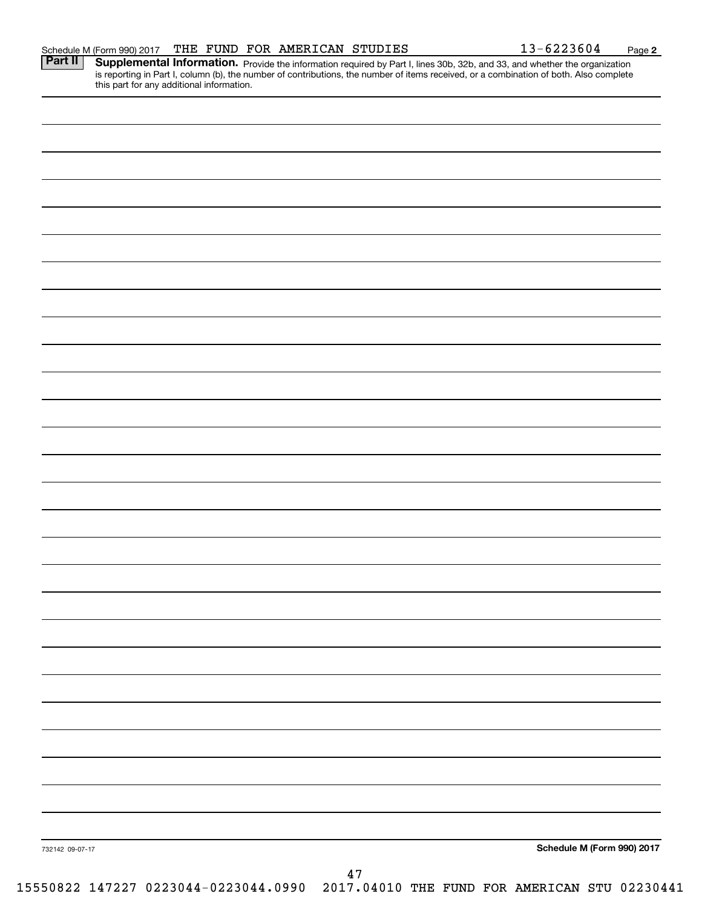Schedule M (Form 990) 2017 THE FUND FOR AMERICAN STUDIES 13-6223604 Page **2**

**Part II** **Supplemental Information.** Provide the information required by Part I, lines 30b, 32b, and 33, and whether the organization is reporting in Part I, column (b), the number of contributions, the number of items received, or a combination of both. Also complete this part for any additional information.

732142 09-07-17

**Schedule M (Form 990) 2017**

15550822 147227 0223044-0223044.0990 2017.04010 THE FUND FOR AMERICAN STU 02230441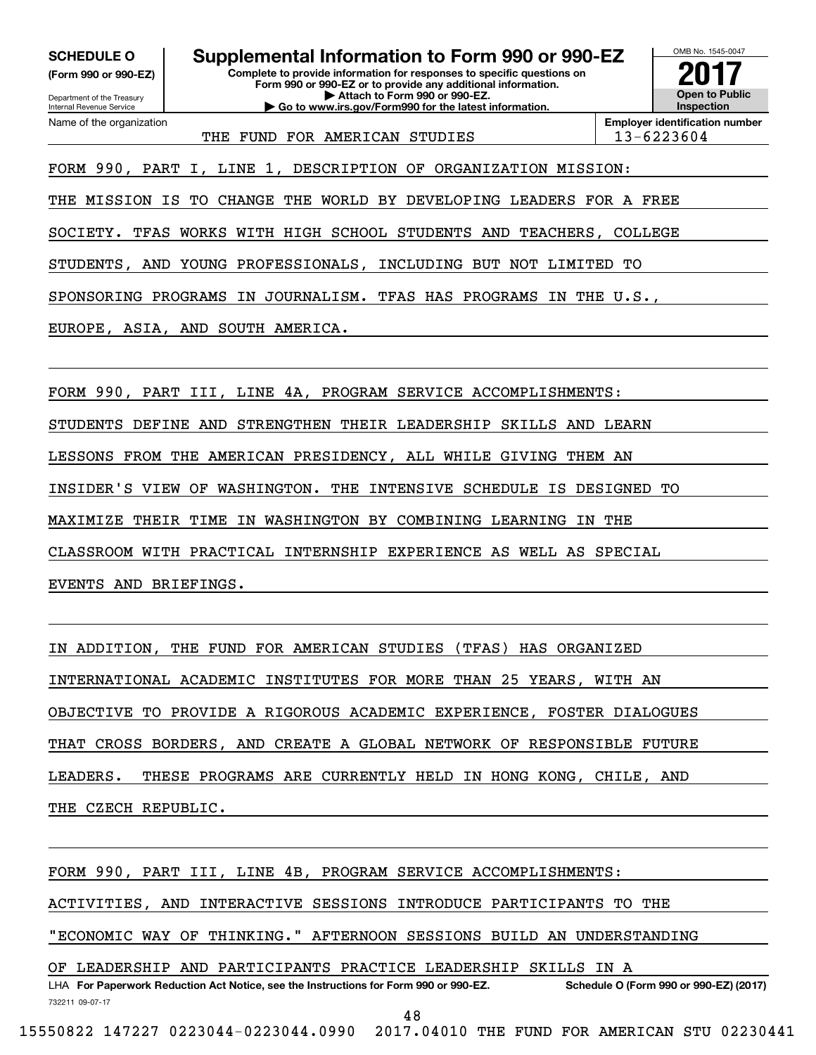**SCHEDULE O**
**(Form 990 or 990-EZ)**

Department of the Treasury
Internal Revenue Service

# Supplemental Information to Form 990 or 990-EZ

**Complete to provide information for responses to specific questions on Form 990 or 990-EZ or to provide any additional information.**
**▶ Attach to Form 990 or 990-EZ.**
**▶ Go to www.irs.gov/Form990 for the latest information.**

OMB No. 1545-0047

**2017**

**Open to Public Inspection**

Name of the organization: THE FUND FOR AMERICAN STUDIES

**Employer identification number:** 13-6223604

FORM 990, PART I, LINE 1, DESCRIPTION OF ORGANIZATION MISSION:

THE MISSION IS TO CHANGE THE WORLD BY DEVELOPING LEADERS FOR A FREE SOCIETY. TFAS WORKS WITH HIGH SCHOOL STUDENTS AND TEACHERS, COLLEGE STUDENTS, AND YOUNG PROFESSIONALS, INCLUDING BUT NOT LIMITED TO SPONSORING PROGRAMS IN JOURNALISM. TFAS HAS PROGRAMS IN THE U.S., EUROPE, ASIA, AND SOUTH AMERICA.

FORM 990, PART III, LINE 4A, PROGRAM SERVICE ACCOMPLISHMENTS:

STUDENTS DEFINE AND STRENGTHEN THEIR LEADERSHIP SKILLS AND LEARN LESSONS FROM THE AMERICAN PRESIDENCY, ALL WHILE GIVING THEM AN INSIDER'S VIEW OF WASHINGTON. THE INTENSIVE SCHEDULE IS DESIGNED TO MAXIMIZE THEIR TIME IN WASHINGTON BY COMBINING LEARNING IN THE CLASSROOM WITH PRACTICAL INTERNSHIP EXPERIENCE AS WELL AS SPECIAL EVENTS AND BRIEFINGS.

IN ADDITION, THE FUND FOR AMERICAN STUDIES (TFAS) HAS ORGANIZED INTERNATIONAL ACADEMIC INSTITUTES FOR MORE THAN 25 YEARS, WITH AN OBJECTIVE TO PROVIDE A RIGOROUS ACADEMIC EXPERIENCE, FOSTER DIALOGUES THAT CROSS BORDERS, AND CREATE A GLOBAL NETWORK OF RESPONSIBLE FUTURE LEADERS. THESE PROGRAMS ARE CURRENTLY HELD IN HONG KONG, CHILE, AND THE CZECH REPUBLIC.

FORM 990, PART III, LINE 4B, PROGRAM SERVICE ACCOMPLISHMENTS:

ACTIVITIES, AND INTERACTIVE SESSIONS INTRODUCE PARTICIPANTS TO THE "ECONOMIC WAY OF THINKING." AFTERNOON SESSIONS BUILD AN UNDERSTANDING OF LEADERSHIP AND PARTICIPANTS PRACTICE LEADERSHIP SKILLS IN A

LHA **For Paperwork Reduction Act Notice, see the Instructions for Form 990 or 990-EZ.** **Schedule O (Form 990 or 990-EZ) (2017)**

732211 09-07-17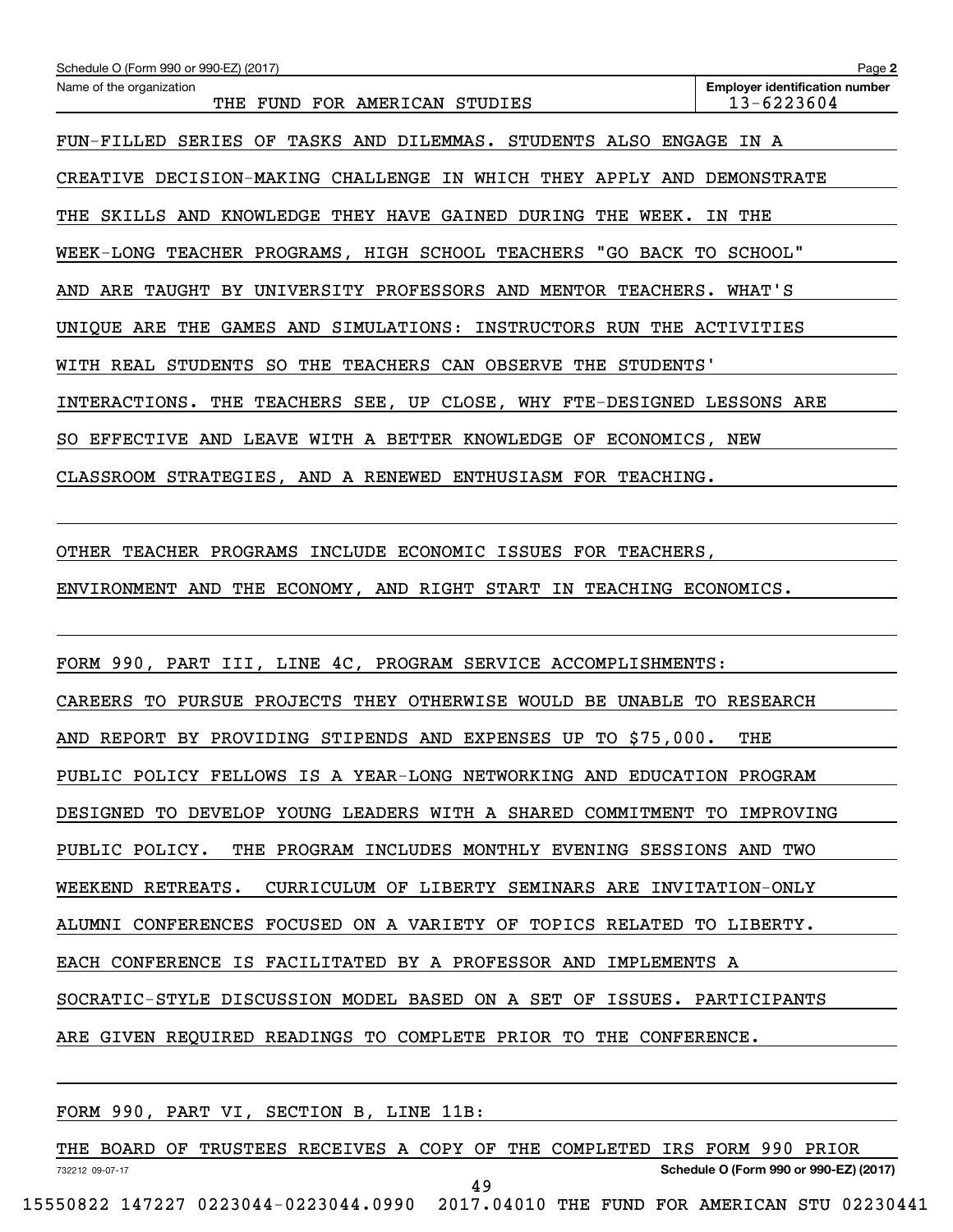Schedule O (Form 990 or 990-EZ) (2017) Page **2**

| Name of the organization | Employer identification number |
|---|---|
| THE FUND FOR AMERICAN STUDIES | 13-6223604 |

FUN-FILLED SERIES OF TASKS AND DILEMMAS. STUDENTS ALSO ENGAGE IN A CREATIVE DECISION-MAKING CHALLENGE IN WHICH THEY APPLY AND DEMONSTRATE THE SKILLS AND KNOWLEDGE THEY HAVE GAINED DURING THE WEEK. IN THE WEEK-LONG TEACHER PROGRAMS, HIGH SCHOOL TEACHERS "GO BACK TO SCHOOL" AND ARE TAUGHT BY UNIVERSITY PROFESSORS AND MENTOR TEACHERS. WHAT'S UNIQUE ARE THE GAMES AND SIMULATIONS: INSTRUCTORS RUN THE ACTIVITIES WITH REAL STUDENTS SO THE TEACHERS CAN OBSERVE THE STUDENTS' INTERACTIONS. THE TEACHERS SEE, UP CLOSE, WHY FTE-DESIGNED LESSONS ARE SO EFFECTIVE AND LEAVE WITH A BETTER KNOWLEDGE OF ECONOMICS, NEW CLASSROOM STRATEGIES, AND A RENEWED ENTHUSIASM FOR TEACHING.

OTHER TEACHER PROGRAMS INCLUDE ECONOMIC ISSUES FOR TEACHERS, ENVIRONMENT AND THE ECONOMY, AND RIGHT START IN TEACHING ECONOMICS.

FORM 990, PART III, LINE 4C, PROGRAM SERVICE ACCOMPLISHMENTS:

CAREERS TO PURSUE PROJECTS THEY OTHERWISE WOULD BE UNABLE TO RESEARCH AND REPORT BY PROVIDING STIPENDS AND EXPENSES UP TO $75,000. THE PUBLIC POLICY FELLOWS IS A YEAR-LONG NETWORKING AND EDUCATION PROGRAM DESIGNED TO DEVELOP YOUNG LEADERS WITH A SHARED COMMITMENT TO IMPROVING PUBLIC POLICY. THE PROGRAM INCLUDES MONTHLY EVENING SESSIONS AND TWO WEEKEND RETREATS. CURRICULUM OF LIBERTY SEMINARS ARE INVITATION-ONLY ALUMNI CONFERENCES FOCUSED ON A VARIETY OF TOPICS RELATED TO LIBERTY. EACH CONFERENCE IS FACILITATED BY A PROFESSOR AND IMPLEMENTS A SOCRATIC-STYLE DISCUSSION MODEL BASED ON A SET OF ISSUES. PARTICIPANTS ARE GIVEN REQUIRED READINGS TO COMPLETE PRIOR TO THE CONFERENCE.

FORM 990, PART VI, SECTION B, LINE 11B:

THE BOARD OF TRUSTEES RECEIVES A COPY OF THE COMPLETED IRS FORM 990 PRIOR

732212 09-07-17 **Schedule O (Form 990 or 990-EZ) (2017)**

15550822 147227 0223044-0223044.0990 2017.04010 THE FUND FOR AMERICAN STU 02230441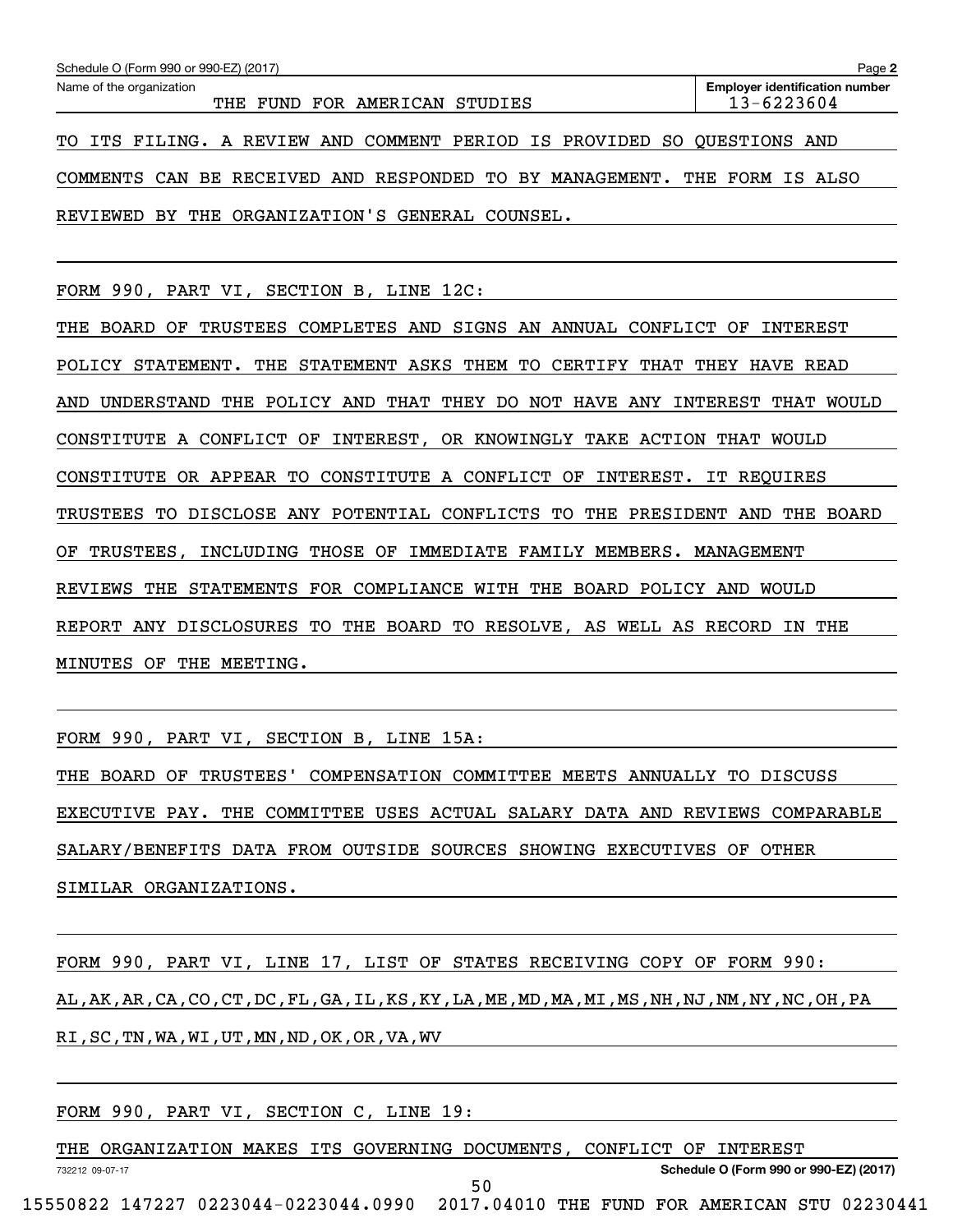Schedule O (Form 990 or 990-EZ) (2017)

Name of the organization: THE FUND FOR AMERICAN STUDIES

Employer identification number: 13-6223604

TO ITS FILING. A REVIEW AND COMMENT PERIOD IS PROVIDED SO QUESTIONS AND COMMENTS CAN BE RECEIVED AND RESPONDED TO BY MANAGEMENT. THE FORM IS ALSO REVIEWED BY THE ORGANIZATION'S GENERAL COUNSEL.

FORM 990, PART VI, SECTION B, LINE 12C:

THE BOARD OF TRUSTEES COMPLETES AND SIGNS AN ANNUAL CONFLICT OF INTEREST POLICY STATEMENT. THE STATEMENT ASKS THEM TO CERTIFY THAT THEY HAVE READ AND UNDERSTAND THE POLICY AND THAT THEY DO NOT HAVE ANY INTEREST THAT WOULD CONSTITUTE A CONFLICT OF INTEREST, OR KNOWINGLY TAKE ACTION THAT WOULD CONSTITUTE OR APPEAR TO CONSTITUTE A CONFLICT OF INTEREST. IT REQUIRES TRUSTEES TO DISCLOSE ANY POTENTIAL CONFLICTS TO THE PRESIDENT AND THE BOARD OF TRUSTEES, INCLUDING THOSE OF IMMEDIATE FAMILY MEMBERS. MANAGEMENT REVIEWS THE STATEMENTS FOR COMPLIANCE WITH THE BOARD POLICY AND WOULD REPORT ANY DISCLOSURES TO THE BOARD TO RESOLVE, AS WELL AS RECORD IN THE MINUTES OF THE MEETING.

FORM 990, PART VI, SECTION B, LINE 15A:

THE BOARD OF TRUSTEES' COMPENSATION COMMITTEE MEETS ANNUALLY TO DISCUSS EXECUTIVE PAY. THE COMMITTEE USES ACTUAL SALARY DATA AND REVIEWS COMPARABLE SALARY/BENEFITS DATA FROM OUTSIDE SOURCES SHOWING EXECUTIVES OF OTHER SIMILAR ORGANIZATIONS.

FORM 990, PART VI, LINE 17, LIST OF STATES RECEIVING COPY OF FORM 990:

AL,AK,AR,CA,CO,CT,DC,FL,GA,IL,KS,KY,LA,ME,MD,MA,MI,MS,NH,NJ,NM,NY,NC,OH,PA RI,SC,TN,WA,WI,UT,MN,ND,OK,OR,VA,WV

FORM 990, PART VI, SECTION C, LINE 19:

THE ORGANIZATION MAKES ITS GOVERNING DOCUMENTS, CONFLICT OF INTEREST

Schedule O (Form 990 or 990-EZ) (2017)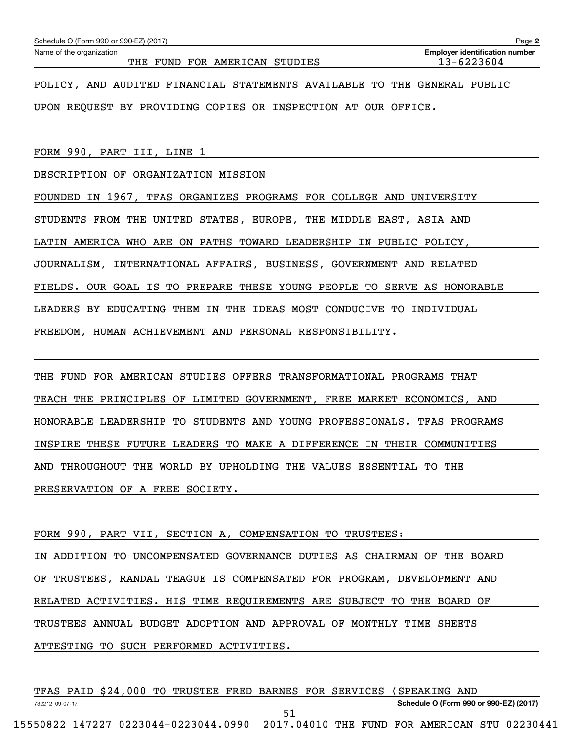Schedule O (Form 990 or 990-EZ) (2017)

Name of the organization: THE FUND FOR AMERICAN STUDIES

Employer identification number: 13-6223604

POLICY, AND AUDITED FINANCIAL STATEMENTS AVAILABLE TO THE GENERAL PUBLIC UPON REQUEST BY PROVIDING COPIES OR INSPECTION AT OUR OFFICE.

FORM 990, PART III, LINE 1

DESCRIPTION OF ORGANIZATION MISSION

FOUNDED IN 1967, TFAS ORGANIZES PROGRAMS FOR COLLEGE AND UNIVERSITY STUDENTS FROM THE UNITED STATES, EUROPE, THE MIDDLE EAST, ASIA AND LATIN AMERICA WHO ARE ON PATHS TOWARD LEADERSHIP IN PUBLIC POLICY, JOURNALISM, INTERNATIONAL AFFAIRS, BUSINESS, GOVERNMENT AND RELATED FIELDS. OUR GOAL IS TO PREPARE THESE YOUNG PEOPLE TO SERVE AS HONORABLE LEADERS BY EDUCATING THEM IN THE IDEAS MOST CONDUCIVE TO INDIVIDUAL FREEDOM, HUMAN ACHIEVEMENT AND PERSONAL RESPONSIBILITY.

THE FUND FOR AMERICAN STUDIES OFFERS TRANSFORMATIONAL PROGRAMS THAT TEACH THE PRINCIPLES OF LIMITED GOVERNMENT, FREE MARKET ECONOMICS, AND HONORABLE LEADERSHIP TO STUDENTS AND YOUNG PROFESSIONALS. TFAS PROGRAMS INSPIRE THESE FUTURE LEADERS TO MAKE A DIFFERENCE IN THEIR COMMUNITIES AND THROUGHOUT THE WORLD BY UPHOLDING THE VALUES ESSENTIAL TO THE PRESERVATION OF A FREE SOCIETY.

FORM 990, PART VII, SECTION A, COMPENSATION TO TRUSTEES:

IN ADDITION TO UNCOMPENSATED GOVERNANCE DUTIES AS CHAIRMAN OF THE BOARD OF TRUSTEES, RANDAL TEAGUE IS COMPENSATED FOR PROGRAM, DEVELOPMENT AND RELATED ACTIVITIES. HIS TIME REQUIREMENTS ARE SUBJECT TO THE BOARD OF TRUSTEES ANNUAL BUDGET ADOPTION AND APPROVAL OF MONTHLY TIME SHEETS ATTESTING TO SUCH PERFORMED ACTIVITIES.

TFAS PAID $24,000 TO TRUSTEE FRED BARNES FOR SERVICES (SPEAKING AND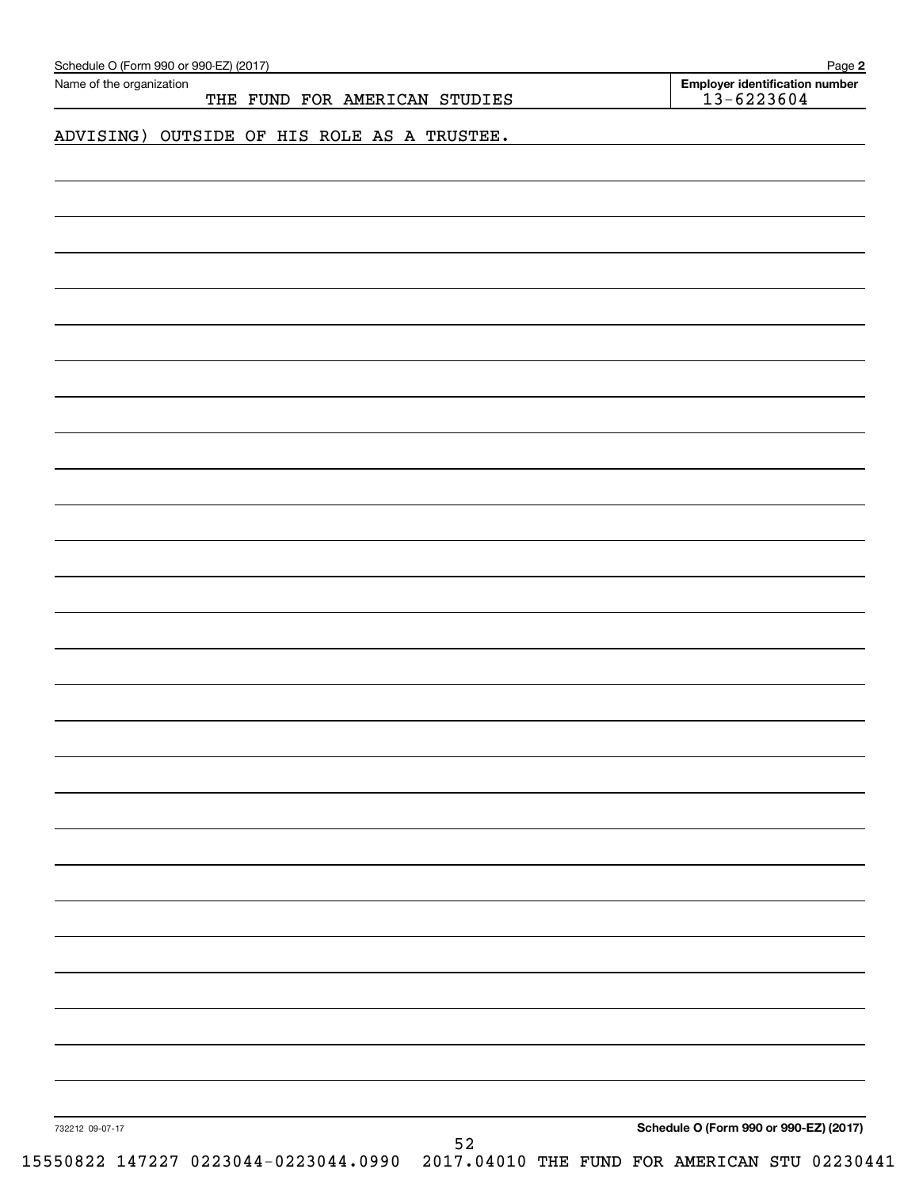Schedule O (Form 990 or 990-EZ) (2017)

Name of the organization: THE FUND FOR AMERICAN STUDIES

Employer identification number: 13-6223604

ADVISING) OUTSIDE OF HIS ROLE AS A TRUSTEE.

732212 09-07-17

Schedule O (Form 990 or 990-EZ) (2017)

15550822 147227 0223044-0223044.0990 2017.04010 THE FUND FOR AMERICAN STU 02230441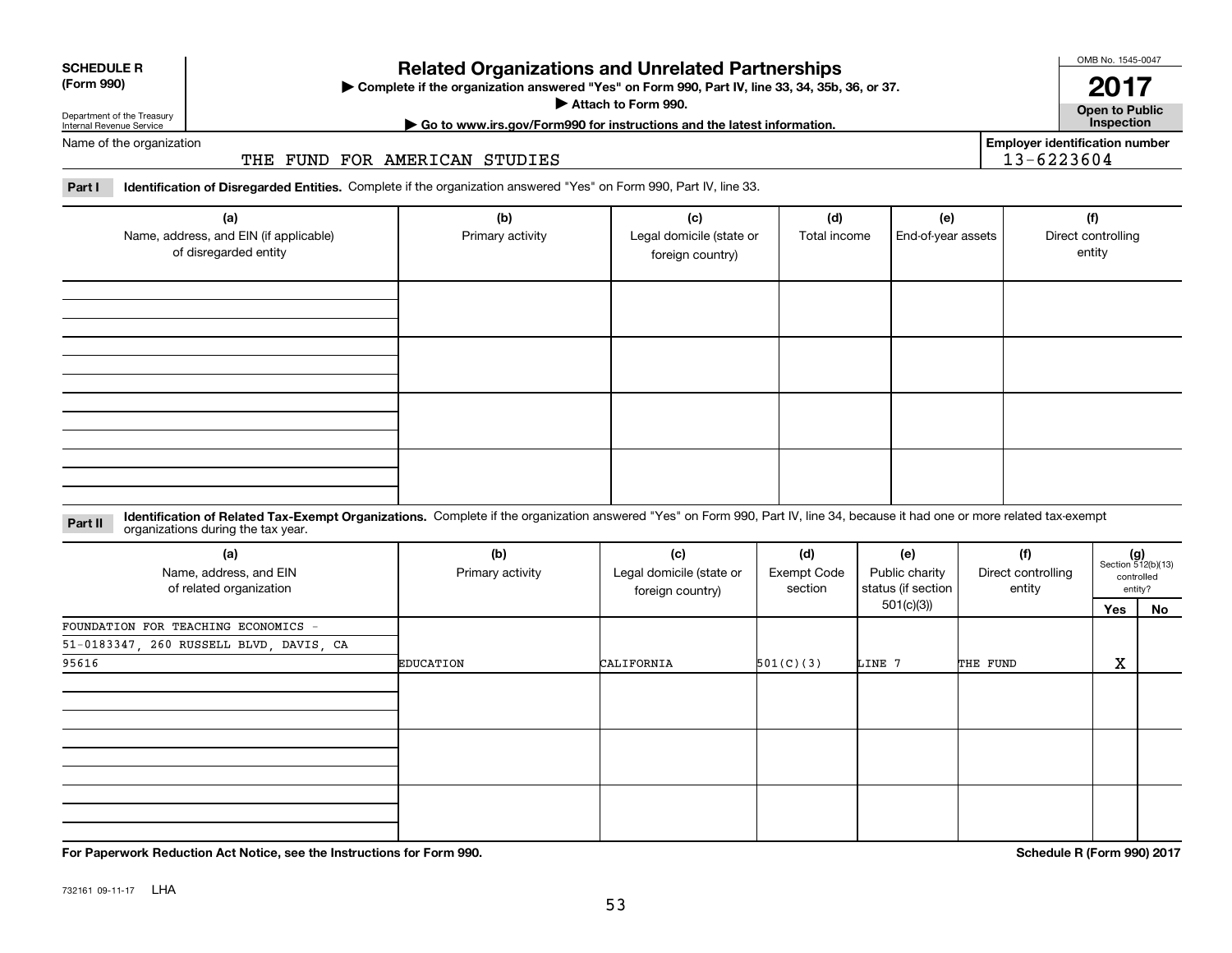**SCHEDULE R (Form 990)**

Department of the Treasury
Internal Revenue Service

# Related Organizations and Unrelated Partnerships

▶ Complete if the organization answered "Yes" on Form 990, Part IV, line 33, 34, 35b, 36, or 37.
▶ Attach to Form 990.
▶ Go to www.irs.gov/Form990 for instructions and the latest information.

OMB No. 1545-0047

**2017**

**Open to Public Inspection**

Name of the organization: THE FUND FOR AMERICAN STUDIES

Employer identification number: 13-6223604

**Part I** **Identification of Disregarded Entities.** Complete if the organization answered "Yes" on Form 990, Part IV, line 33.

| (a) Name, address, and EIN (if applicable) of disregarded entity | (b) Primary activity | (c) Legal domicile (state or foreign country) | (d) Total income | (e) End-of-year assets | (f) Direct controlling entity |
|---|---|---|---|---|---|
| | | | | | |
| | | | | | |
| | | | | | |
| | | | | | |

**Part II** **Identification of Related Tax-Exempt Organizations.** Complete if the organization answered "Yes" on Form 990, Part IV, line 34, because it had one or more related tax-exempt organizations during the tax year.

| (a) Name, address, and EIN of related organization | (b) Primary activity | (c) Legal domicile (state or foreign country) | (d) Exempt Code section | (e) Public charity status (if section 501(c)(3)) | (f) Direct controlling entity | (g) Section 512(b)(13) controlled entity? Yes | No |
|---|---|---|---|---|---|---|---|
| FOUNDATION FOR TEACHING ECONOMICS - 51-0183347, 260 RUSSELL BLVD, DAVIS, CA 95616 | EDUCATION | CALIFORNIA | 501(C)(3) | LINE 7 | THE FUND | X | |
| | | | | | | | |
| | | | | | | | |
| | | | | | | | |

**For Paperwork Reduction Act Notice, see the Instructions for Form 990.**

**Schedule R (Form 990) 2017**

732161 09-11-17 LHA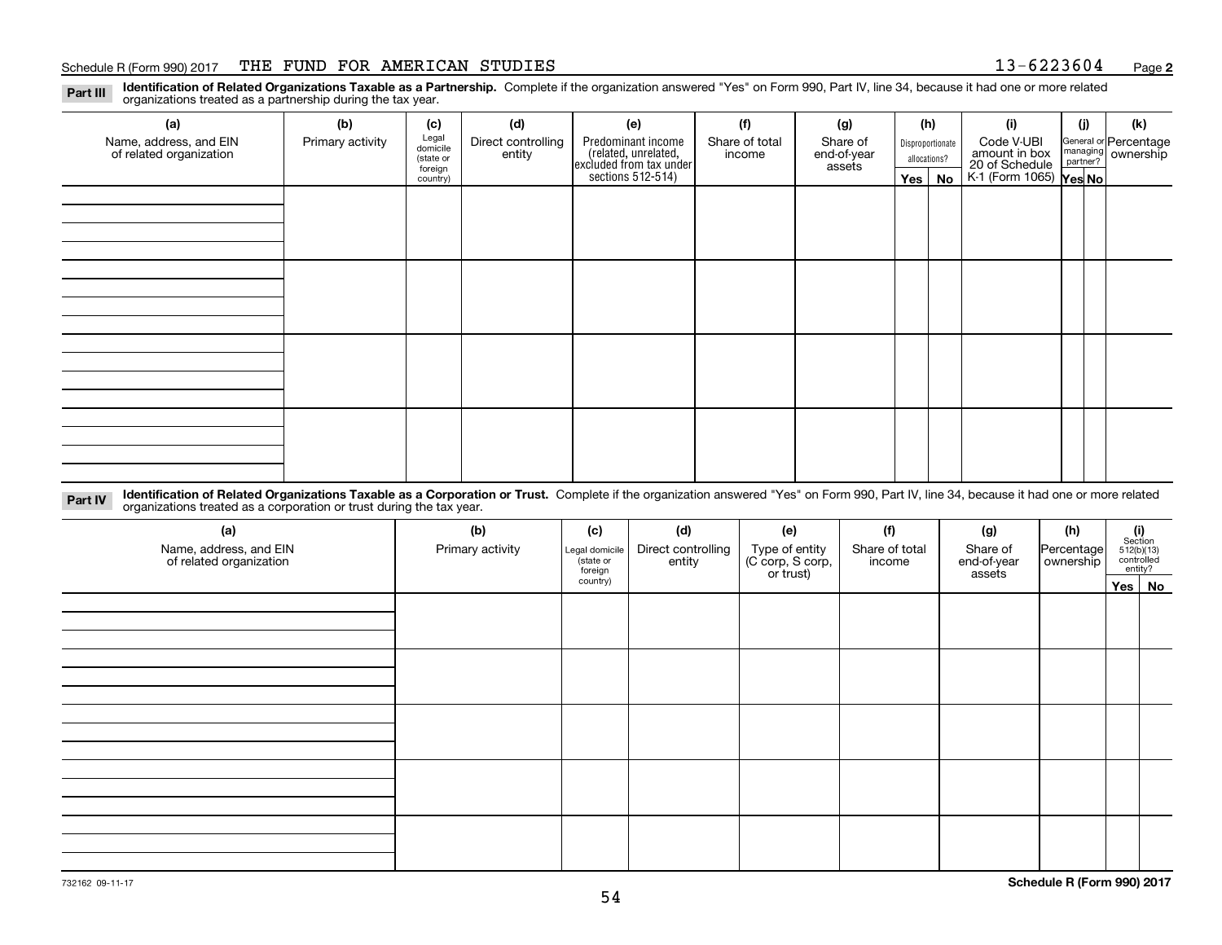Schedule R (Form 990) 2017 THE FUND FOR AMERICAN STUDIES 13-6223604 Page 2

**Part III** **Identification of Related Organizations Taxable as a Partnership.** Complete if the organization answered "Yes" on Form 990, Part IV, line 34, because it had one or more related organizations treated as a partnership during the tax year.

| (a) Name, address, and EIN of related organization | (b) Primary activity | (c) Legal domicile (state or foreign country) | (d) Direct controlling entity | (e) Predominant income (related, unrelated, excluded from tax under sections 512-514) | (f) Share of total income | (g) Share of end-of-year assets | (h) Disproportionate allocations? | | (i) Code V-UBI amount in box 20 of Schedule K-1 (Form 1065) | (j) General or managing partner? | | (k) Percentage ownership |
|---|---|---|---|---|---|---|---|---|---|---|---|---|
| | | | | | | | Yes | No | | Yes | No | |
| | | | | | | | | | | | | |
| | | | | | | | | | | | | |
| | | | | | | | | | | | | |
| | | | | | | | | | | | | |

**Part IV** **Identification of Related Organizations Taxable as a Corporation or Trust.** Complete if the organization answered "Yes" on Form 990, Part IV, line 34, because it had one or more related organizations treated as a corporation or trust during the tax year.

| (a) Name, address, and EIN of related organization | (b) Primary activity | (c) Legal domicile (state or foreign country) | (d) Direct controlling entity | (e) Type of entity (C corp, S corp, or trust) | (f) Share of total income | (g) Share of end-of-year assets | (h) Percentage ownership | (i) Section 512(b)(13) controlled entity? | |
|---|---|---|---|---|---|---|---|---|---|
| | | | | | | | | Yes | No |
| | | | | | | | | | |
| | | | | | | | | | |
| | | | | | | | | | |
| | | | | | | | | | |
| | | | | | | | | | |

732162 09-11-17

**Schedule R (Form 990) 2017**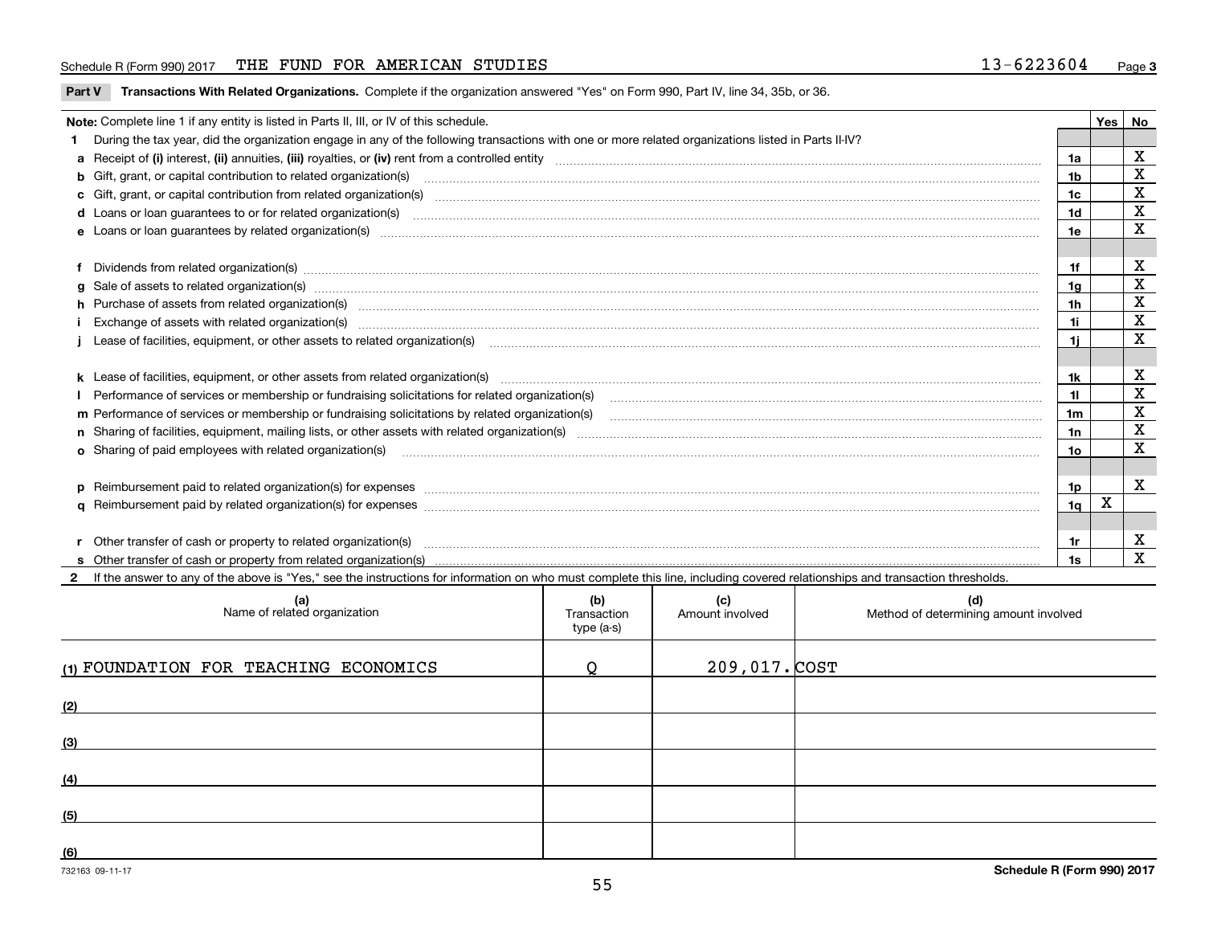Schedule R (Form 990) 2017 THE FUND FOR AMERICAN STUDIES 13-6223604 Page 3

**Part V Transactions With Related Organizations.** Complete if the organization answered "Yes" on Form 990, Part IV, line 34, 35b, or 36.

| Note: Complete line 1 if any entity is listed in Parts II, III, or IV of this schedule. | | Yes | No |
|---|---|---|---|
| **1** During the tax year, did the organization engage in any of the following transactions with one or more related organizations listed in Parts II-IV? | | | |
| **a** Receipt of **(i)** interest, **(ii)** annuities, **(iii)** royalties, or **(iv)** rent from a controlled entity | 1a | | X |
| **b** Gift, grant, or capital contribution to related organization(s) | 1b | | X |
| **c** Gift, grant, or capital contribution from related organization(s) | 1c | | X |
| **d** Loans or loan guarantees to or for related organization(s) | 1d | | X |
| **e** Loans or loan guarantees by related organization(s) | 1e | | X |
| **f** Dividends from related organization(s) | 1f | | X |
| **g** Sale of assets to related organization(s) | 1g | | X |
| **h** Purchase of assets from related organization(s) | 1h | | X |
| **i** Exchange of assets with related organization(s) | 1i | | X |
| **j** Lease of facilities, equipment, or other assets to related organization(s) | 1j | | X |
| **k** Lease of facilities, equipment, or other assets from related organization(s) | 1k | | X |
| **l** Performance of services or membership or fundraising solicitations for related organization(s) | 1l | | X |
| **m** Performance of services or membership or fundraising solicitations by related organization(s) | 1m | | X |
| **n** Sharing of facilities, equipment, mailing lists, or other assets with related organization(s) | 1n | | X |
| **o** Sharing of paid employees with related organization(s) | 1o | | X |
| **p** Reimbursement paid to related organization(s) for expenses | 1p | | X |
| **q** Reimbursement paid by related organization(s) for expenses | 1q | X | |
| **r** Other transfer of cash or property to related organization(s) | 1r | | X |
| **s** Other transfer of cash or property from related organization(s) | 1s | | X |

**2** If the answer to any of the above is "Yes," see the instructions for information on who must complete this line, including covered relationships and transaction thresholds.

| (a) Name of related organization | (b) Transaction type (a-s) | (c) Amount involved | (d) Method of determining amount involved |
|---|---|---|---|
| (1) FOUNDATION FOR TEACHING ECONOMICS | Q | 209,017. | COST |
| (2) | | | |
| (3) | | | |
| (4) | | | |
| (5) | | | |
| (6) | | | |

732163 09-11-17 **Schedule R (Form 990) 2017**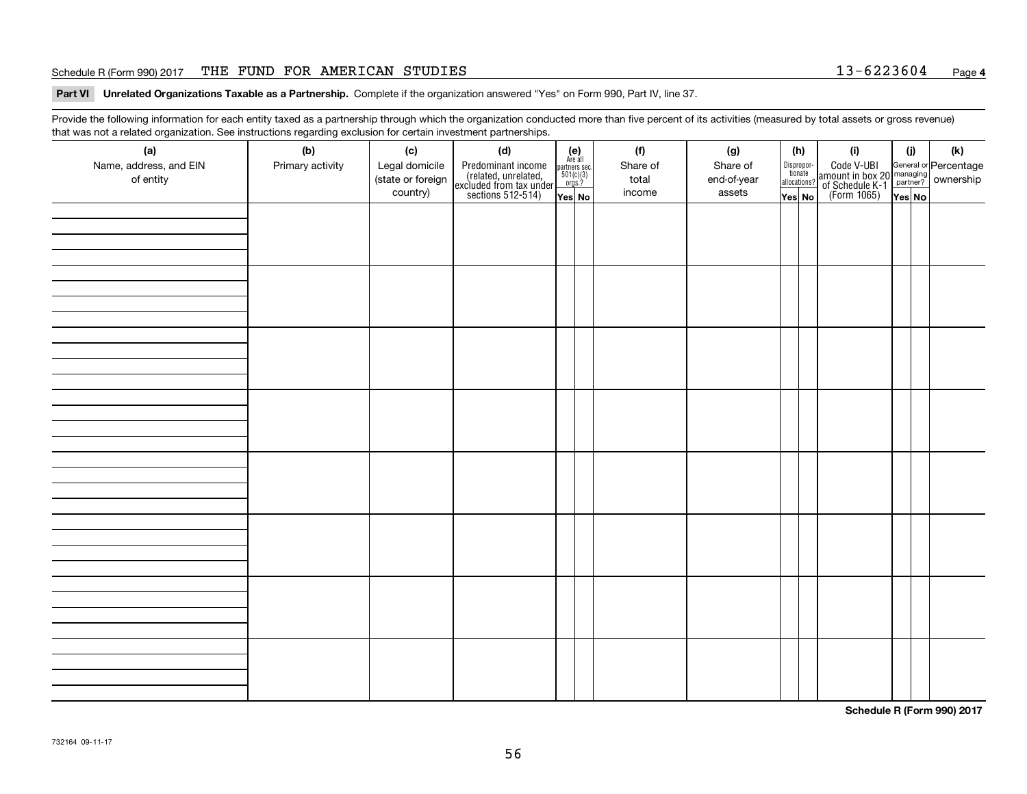Schedule R (Form 990) 2017 THE FUND FOR AMERICAN STUDIES 13-6223604 Page **4**

**Part VI Unrelated Organizations Taxable as a Partnership.** Complete if the organization answered "Yes" on Form 990, Part IV, line 37.

Provide the following information for each entity taxed as a partnership through which the organization conducted more than five percent of its activities (measured by total assets or gross revenue) that was not a related organization. See instructions regarding exclusion for certain investment partnerships.

| (a) Name, address, and EIN of entity | (b) Primary activity | (c) Legal domicile (state or foreign country) | (d) Predominant income (related, unrelated, excluded from tax under sections 512-514) | (e) Are all partners sec. 501(c)(3) orgs.? Yes | (e) No | (f) Share of total income | (g) Share of end-of-year assets | (h) Disproportionate allocations? Yes | (h) No | (i) Code V-UBI amount in box 20 of Schedule K-1 (Form 1065) | (j) General or managing partner? Yes | (j) No | (k) Percentage ownership |
|---|---|---|---|---|---|---|---|---|---|---|---|---|---|
| | | | | | | | | | | | | | |
| | | | | | | | | | | | | | |
| | | | | | | | | | | | | | |
| | | | | | | | | | | | | | |
| | | | | | | | | | | | | | |
| | | | | | | | | | | | | | |
| | | | | | | | | | | | | | |
| | | | | | | | | | | | | | |

**Schedule R (Form 990) 2017**

732164 09-11-17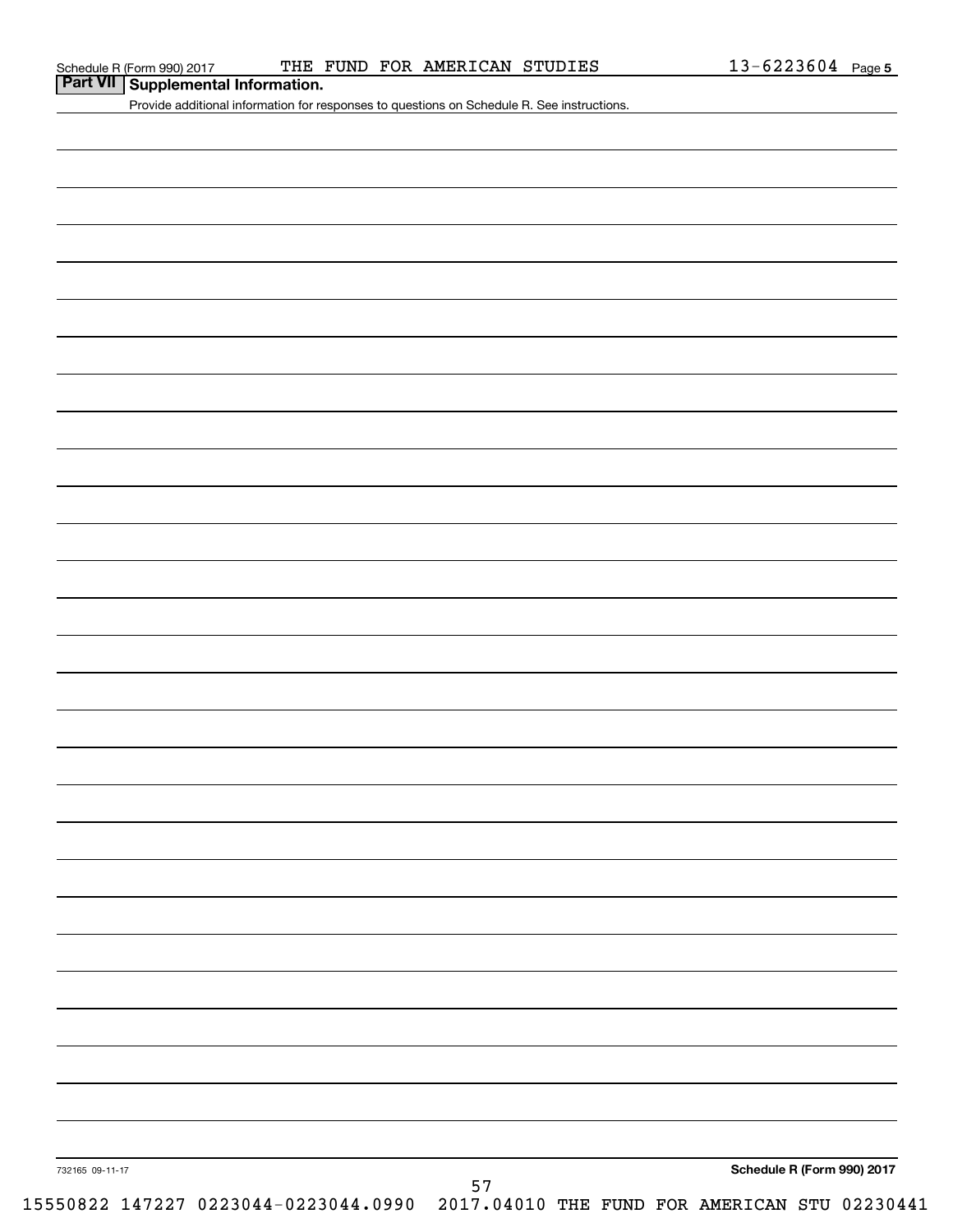## Part VII Supplemental Information.

Provide additional information for responses to questions on Schedule R. See instructions.

732165 09-11-17

**Schedule R (Form 990) 2017**

15550822 147227 0223044-0223044.0990 2017.04010 THE FUND FOR AMERICAN STU 02230441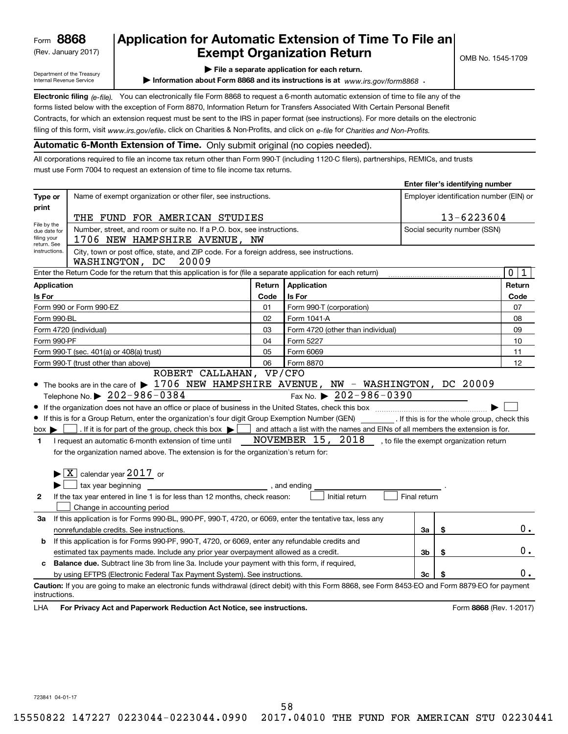Form **8868**
(Rev. January 2017)
Department of the Treasury
Internal Revenue Service

# Application for Automatic Extension of Time To File an Exempt Organization Return

OMB No. 1545-1709

▶ **File a separate application for each return.**

▶ **Information about Form 8868 and its instructions is at** *www.irs.gov/form8868* .

**Electronic filing** *(e-file).* You can electronically file Form 8868 to request a 6-month automatic extension of time to file any of the forms listed below with the exception of Form 8870, Information Return for Transfers Associated With Certain Personal Benefit Contracts, for which an extension request must be sent to the IRS in paper format (see instructions). For more details on the electronic filing of this form, visit *www.irs.gov/efile*, click on Charities & Non-Profits, and click on *e-file* for *Charities and Non-Profits.*

**Automatic 6-Month Extension of Time.** Only submit original (no copies needed).

All corporations required to file an income tax return other than Form 990-T (including 1120-C filers), partnerships, REMICs, and trusts must use Form 7004 to request an extension of time to file income tax returns.

**Enter filer's identifying number**

| Type or print | Name of exempt organization or other filer, see instructions. | Employer identification number (EIN) or |
|---|---|---|
| | THE FUND FOR AMERICAN STUDIES | 13-6223604 |
| File by the due date for filing your return. See instructions. | Number, street, and room or suite no. If a P.O. box, see instructions. 1706 NEW HAMPSHIRE AVENUE, NW | Social security number (SSN) |
| | City, town or post office, state, and ZIP code. For a foreign address, see instructions. WASHINGTON, DC 20009 | |

Enter the Return Code for the return that this application is for (file a separate application for each return) .......... 0 1

| Application Is For | Return Code | Application Is For | Return Code |
|---|---|---|---|
| Form 990 or Form 990-EZ | 01 | Form 990-T (corporation) | 07 |
| Form 990-BL | 02 | Form 1041-A | 08 |
| Form 4720 (individual) | 03 | Form 4720 (other than individual) | 09 |
| Form 990-PF | 04 | Form 5227 | 10 |
| Form 990-T (sec. 401(a) or 408(a) trust) | 05 | Form 6069 | 11 |
| Form 990-T (trust other than above) | 06 | Form 8870 | 12 |

- The books are in the care of ▶ ROBERT CALLAHAN, VP/CFO 1706 NEW HAMPSHIRE AVENUE, NW - WASHINGTON, DC 20009
  Telephone No. ▶ 202-986-0384 Fax No. ▶ 202-986-0390
- If the organization does not have an office or place of business in the United States, check this box .......... ▶ ☐
- If this is for a Group Return, enter the organization's four digit Group Exemption Number (GEN) ________ . If this is for the whole group, check this box ▶ ☐ . If it is for part of the group, check this box ▶ ☐ and attach a list with the names and EINs of all members the extension is for.

**1** I request an automatic 6-month extension of time until NOVEMBER 15, 2018 , to file the exempt organization return for the organization named above. The extension is for the organization's return for:

▶ ☒ calendar year 2017 or
▶ ☐ tax year beginning ________________, and ending ________________ .

**2** If the tax year entered in line 1 is for less than 12 months, check reason: ☐ Initial return ☐ Final return ☐ Change in accounting period

| | | | | |
|---|---|---|---|---|
| **3a** | If this application is for Forms 990-BL, 990-PF, 990-T, 4720, or 6069, enter the tentative tax, less any nonrefundable credits. See instructions. | 3a | $ | 0. |
| **b** | If this application is for Forms 990-PF, 990-T, 4720, or 6069, enter any refundable credits and estimated tax payments made. Include any prior year overpayment allowed as a credit. | 3b | $ | 0. |
| **c** | **Balance due.** Subtract line 3b from line 3a. Include your payment with this form, if required, by using EFTPS (Electronic Federal Tax Payment System). See instructions. | 3c | $ | 0. |

**Caution:** If you are going to make an electronic funds withdrawal (direct debit) with this Form 8868, see Form 8453-EO and Form 8879-EO for payment instructions.

LHA **For Privacy Act and Paperwork Reduction Act Notice, see instructions.** Form **8868** (Rev. 1-2017)

723841 04-01-17

15550822 147227 0223044-0223044.0990 2017.04010 THE FUND FOR AMERICAN STU 02230441